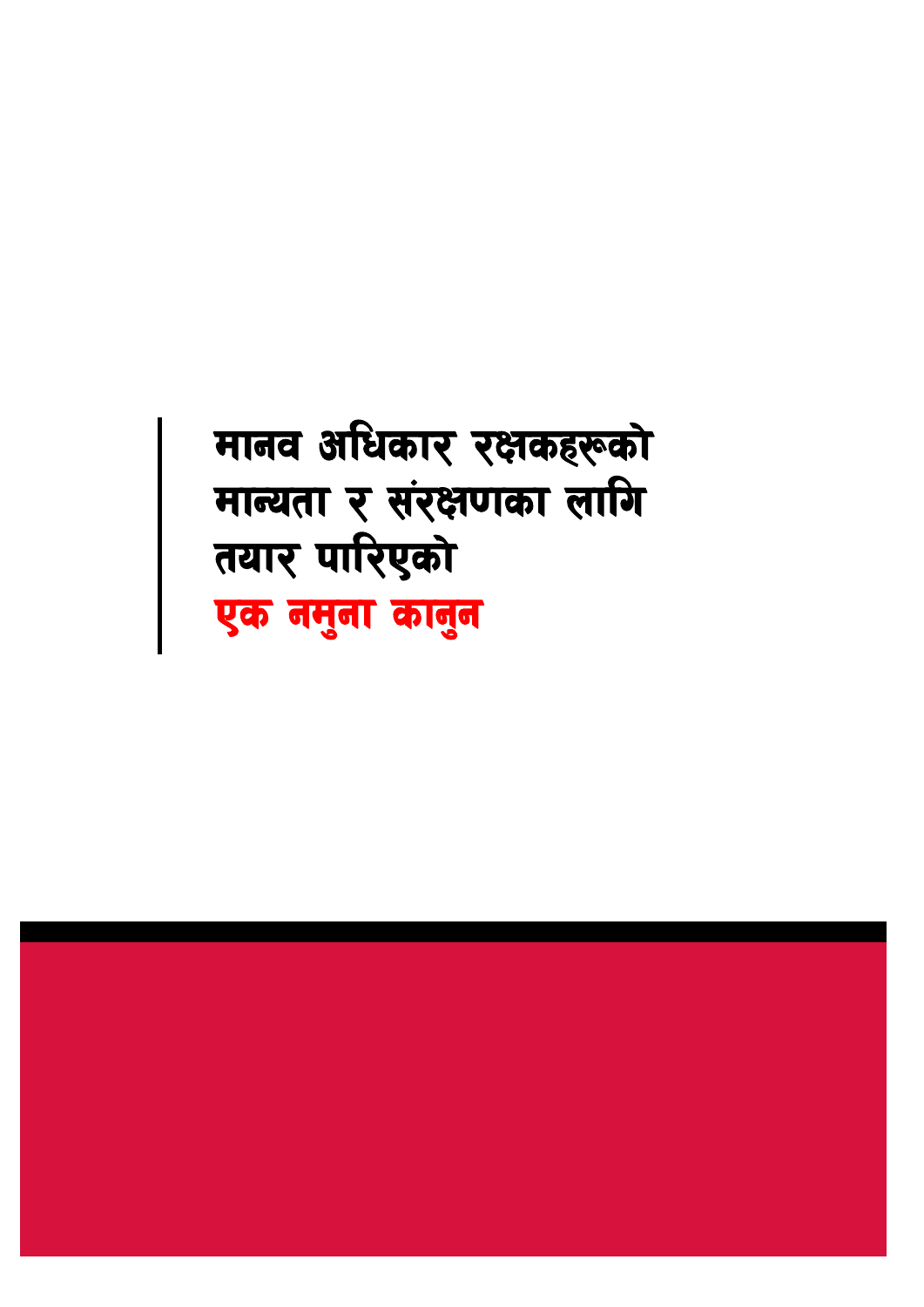# मानव अधिकार रक्षकहरूको मान्यता र संरक्षणका लागि तयार पारिएको

# एक नमुना कानुन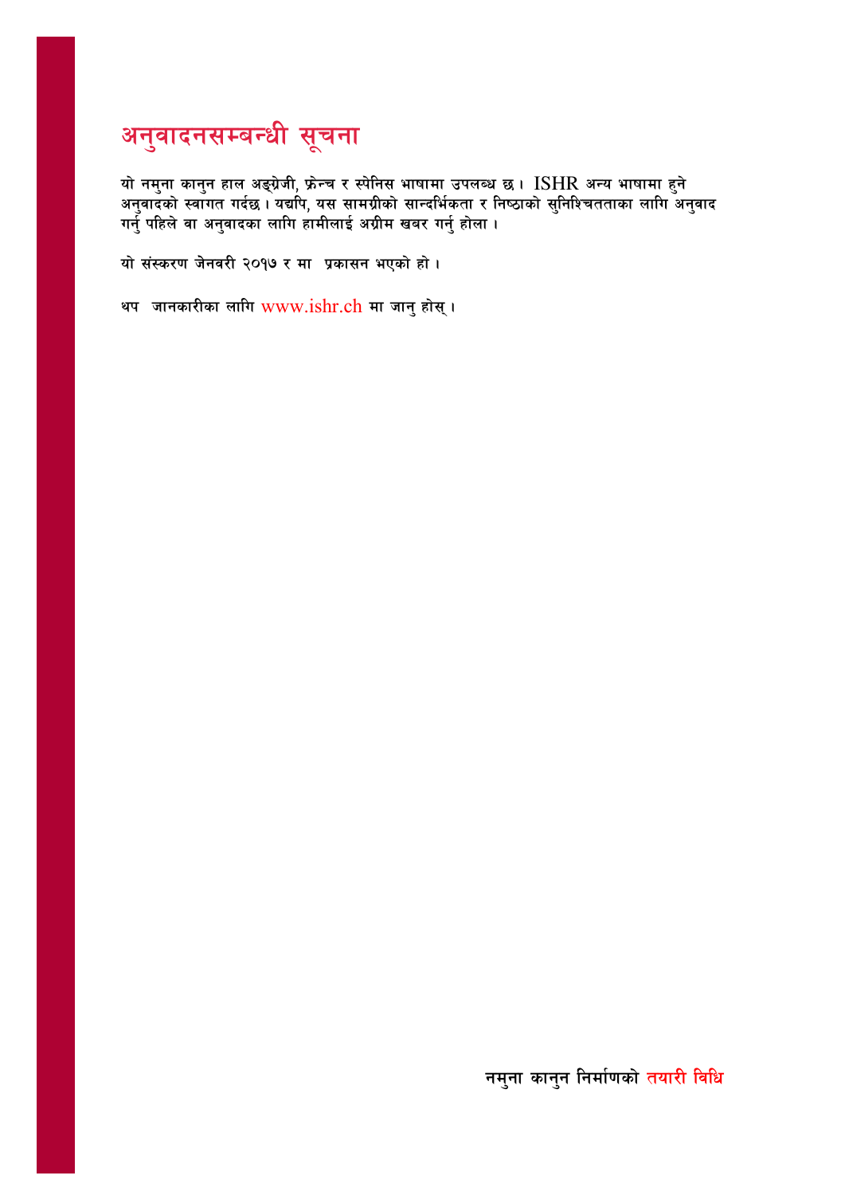# अनुवादनसम्बन्धी सूचना

यो नमुना कानुन हाल अङ्ग्रेजी, फ्रेन्च र स्पेनिस भाषामा उपलब्ध छ। ISHR अन्य भाषामा हुने अनुवादको स्वागत गर्दछ। यद्यपि, यस सामग्रीको सान्दर्भिकता र निष्ठाको सुनिश्चितताका लागि अनुवाद गर्नु पहिले वा अनुवादका लागि हामीलाई अग्रीम खबर गर्नु होला।

यो संस्करण जेनवरी २०१७ र मा प्रकासन भएको हो।

थप जानकारीका लागि www.ishr.ch मा जानु होस्।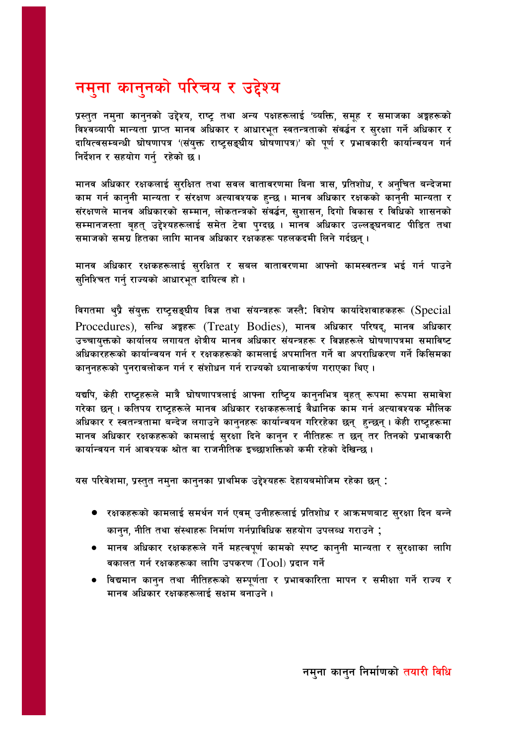# नमुना कानुनको परिचय र उद्देश्य

प्रस्तुत नमुना कानुनको उद्देश्य, राष्ट्र तथा अन्य पक्षहरूलाई 'व्यक्ति, समूह र समाजका अङ्गहरूको विश्वव्यापी मान्यता प्राप्त मानव अधिकार र आधारभूत स्वतन्त्रताको संवर्द्धन र सुरक्षा गर्ने अधिकार र दायित्वसम्बन्धी घोषणापत्र '(संयुक्त राष्ट्रसङ्घीय घोषणापत्र)' को पूर्ण र प्रभावकारी कार्यान्वयन गर्न निर्देशन र सहयोग गर्नु रहेको छ।

मानव अधिकार रक्षकलाई सुरक्षित तथा सबल वातावरणमा बिना त्रास, प्रतिशोध, र अनुचित बन्देजमा काम गर्न कानुनी मान्यता र संरक्षण अत्यावश्यक हुन्छ। मानव अधिकार रक्षकको कानुनी मान्यता र संरक्षणले मानव अधिकारको सम्मान, लोकतन्त्रको संवर्द्धन, सुशासन, दिगो विकास र विधिको शासनको सम्मानजस्ता बृहत् उद्देश्यहरूलाई समेत टेवा पुग्दछ। मानव अधिकार उल्लङ्घनबाट पीडित तथा समाजको समग्र हितका लागि मानव अधिकार रक्षकहरू पहलकदमी लिने गर्दछन्।

मानव अधिकार रक्षकहरूलाई सुरक्षित र सबल वातावरणमा आफ्नो कामस्वतन्त्र भई गर्न पाउने सुनिश्चित गर्नु राज्यको आधारभूत दायित्व हो।

विगतमा थुप्रै संयुक्त राष्ट्रसङ्घीय विज्ञ तथा संयन्त्रहरू जस्तैः विशेष कार्यादेशवाहकहरू (Special Procedures), सन्धि अङ्गहरू (Treaty Bodies), मानव अधिकार परिषद्, मानव अधिकार उच्चायुक्तको कार्यालय लगायत क्षेत्रीय मानव अधिकार संयन्त्रहरू र विज्ञहरूले घोषणापत्रमा समाविष्ट अधिकारहरूको कार्यान्वयन गर्न र रक्षकहरूको कामलाई अपमानित गर्ने वा अपराधिकरण गर्ने किसिमका कानुनहरूको पुनरावलोकन गर्न र संशोधन गर्न राज्यको ध्यानाकर्षण गराएका थिए।

यद्यपि, केही राष्ट्रहरूले मात्रै घोषणापत्रलाई आफ्ना राष्ट्रिय कानुनभित्र बृहत् रूपमा रूपमा समावेश गरेका छन्। कतिपय राष्ट्रहरूले मानव अधिकार रक्षकहरूलाई वैधानिक काम गर्न अत्यावश्यक मौलिक अधिकार र स्वतन्त्रतामा बन्देज लगाउने कानुनहरू कार्यान्वयन गरिरहेका छन् हुन्छन्। केही राष्ट्रहरूमा मानव अधिकार रक्षकहरूको कामलाई सुरक्षा दिने कानुन र नीतिहरू त छन् तर तिनको प्रभावकारी कार्यान्वयन गर्न आवश्यक श्रोत वा राजनीतिक इच्छाशक्तिको कमी रहेको देखिन्छ।

यस परिवेशमा, प्रस्तुत नमुना कानुनका प्राथमिक उद्देश्यहरू देहायबमोजिम रहेका छन् :

- रक्षकहरूको कामलाई समर्थन गर्न एवम् उनीहरूलाई प्रतिशोध र आक्रमणबाट सुरक्षा दिन बन्ने कानुन, नीति तथा संस्थाहरू निर्माण गर्नप्राविधिक सहयोग उपलब्ध गराउने ;
- मानव अधिकार रक्षकहरूले गर्ने महत्वपूर्ण कामको स्पष्ट कानुनी मान्यता र सुरक्षाका लागि वकालत गर्न रक्षकहरूका लागि उपकरण (Tool) प्रदान गर्ने
- विद्यमान कानुन तथा नीतिहरूको सम्पूर्णता र प्रभावकारिता मापन र समीक्षा गर्ने राज्य र मानव अधिकार रक्षकहरूलाई सक्षम बनाउने।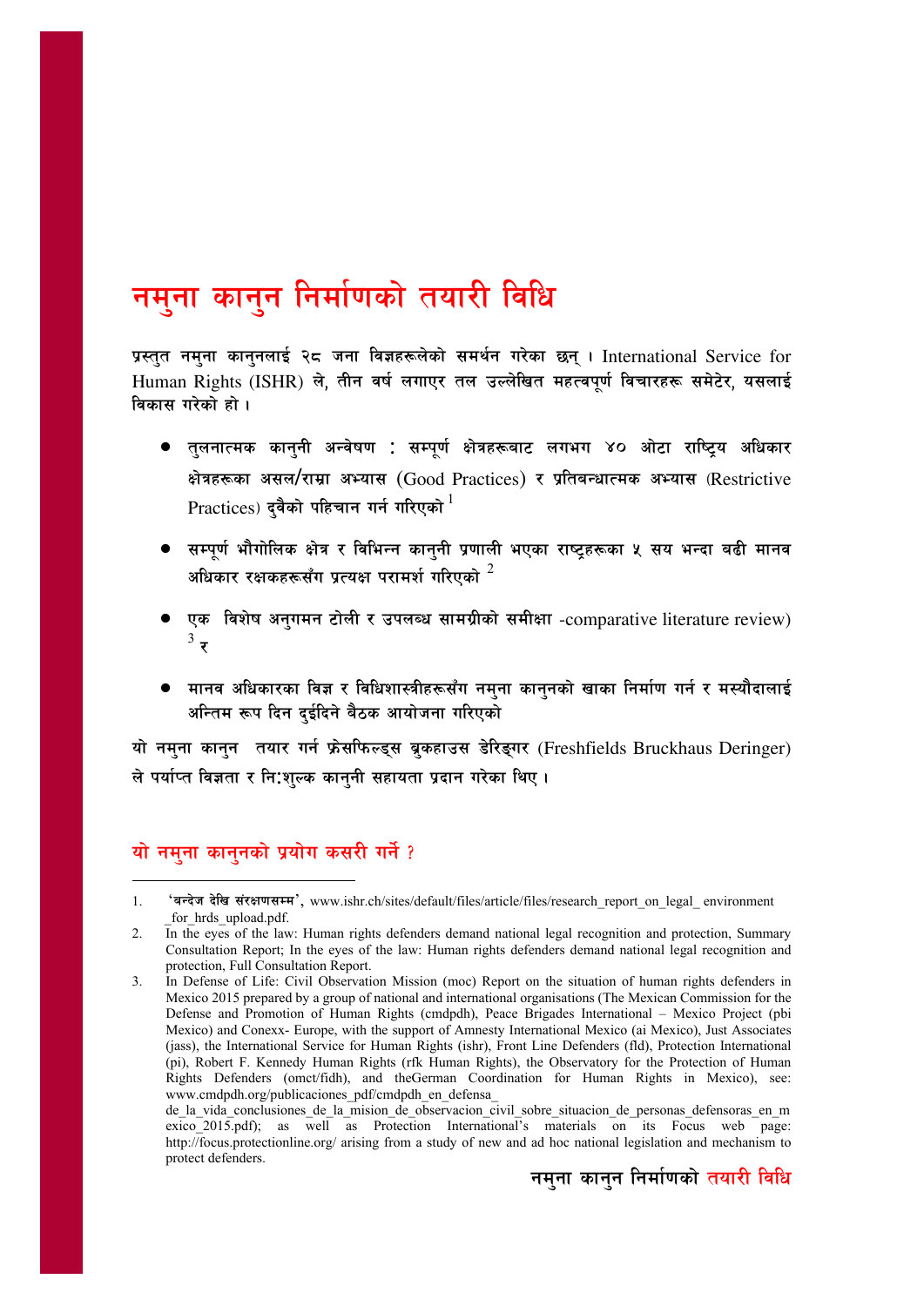# नमुना कानुन निर्माणको तयारी विधि

प्रस्तुत नमुना कानुनलाई २८ जना विज्ञहरूलेको समर्थन गरेका छन् । International Service for Human Rights (ISHR) ले, तीन वर्ष लगाएर तल उल्लेखित महत्वपूर्ण विचारहरू समेटेर, यसलाई विकास गरेको हो ।

- तुलनात्मक कानुनी अन्वेषण : सम्पूर्ण क्षेत्रहरूबाट लगभग ४० ओटा राष्ट्रिय अधिकार क्षेत्रहरूका असल/राम्रा अभ्यास (Good Practices) र प्रतिबन्धात्मक अभ्यास (Restrictive Practices) दुवैको पहिचान गर्न गरिएको [1]
- सम्पूर्ण भौगोलिक क्षेत्र र विभिन्न कानुनी प्रणाली भएका राष्ट्रहरूका ५ सय भन्दा बढी मानव अधिकार रक्षकहरूसँग प्रत्यक्ष परामर्श गरिएको [2]
- एक विशेष अनुगमन टोली र उपलब्ध सामग्रीको समीक्षा -comparative literature review) [3] र
- मानव अधिकारका विज्ञ र विधिशास्त्रीहरूसँग नमुना कानुनको खाका निर्माण गर्न र मस्यौदालाई अन्तिम रूप दिन दुईदिने बैठक आयोजना गरिएको

यो नमुना कानुन तयार गर्न फ्रेसफिल्ड्स ब्रुकहाउस डेरिङ्गर (Freshfields Bruckhaus Deringer) ले पर्याप्त विज्ञता र नि:शुल्क कानुनी सहायता प्रदान गरेका थिए ।

## यो नमुना कानुनको प्रयोग कसरी गर्ने ?

---

1. 'बन्देज देखि संरक्षणसम्म', www.ishr.ch/sites/default/files/article/files/research_report_on_legal_ environment _for_hrds_upload.pdf.
2. In the eyes of the law: Human rights defenders demand national legal recognition and protection, Summary Consultation Report; In the eyes of the law: Human rights defenders demand national legal recognition and protection, Full Consultation Report.
3. In Defense of Life: Civil Observation Mission (moc) Report on the situation of human rights defenders in Mexico 2015 prepared by a group of national and international organisations (The Mexican Commission for the Defense and Promotion of Human Rights (cmdpdh), Peace Brigades International – Mexico Project (pbi Mexico) and Conexx- Europe, with the support of Amnesty International Mexico (ai Mexico), Just Associates (jass), the International Service for Human Rights (ishr), Front Line Defenders (fld), Protection International (pi), Robert F. Kennedy Human Rights (rfk Human Rights), the Observatory for the Protection of Human Rights Defenders (omct/fidh), and theGerman Coordination for Human Rights in Mexico), see: www.cmdpdh.org/publicaciones_pdf/cmdpdh_en_defensa_ de_la_vida_conclusiones_de_la_mision_de_observacion_civil_sobre_situacion_de_personas_defensoras_en_mexico_2015.pdf); as well as Protection International's materials on its Focus web page: http://focus.protectionline.org/ arising from a study of new and ad hoc national legislation and mechanism to protect defenders.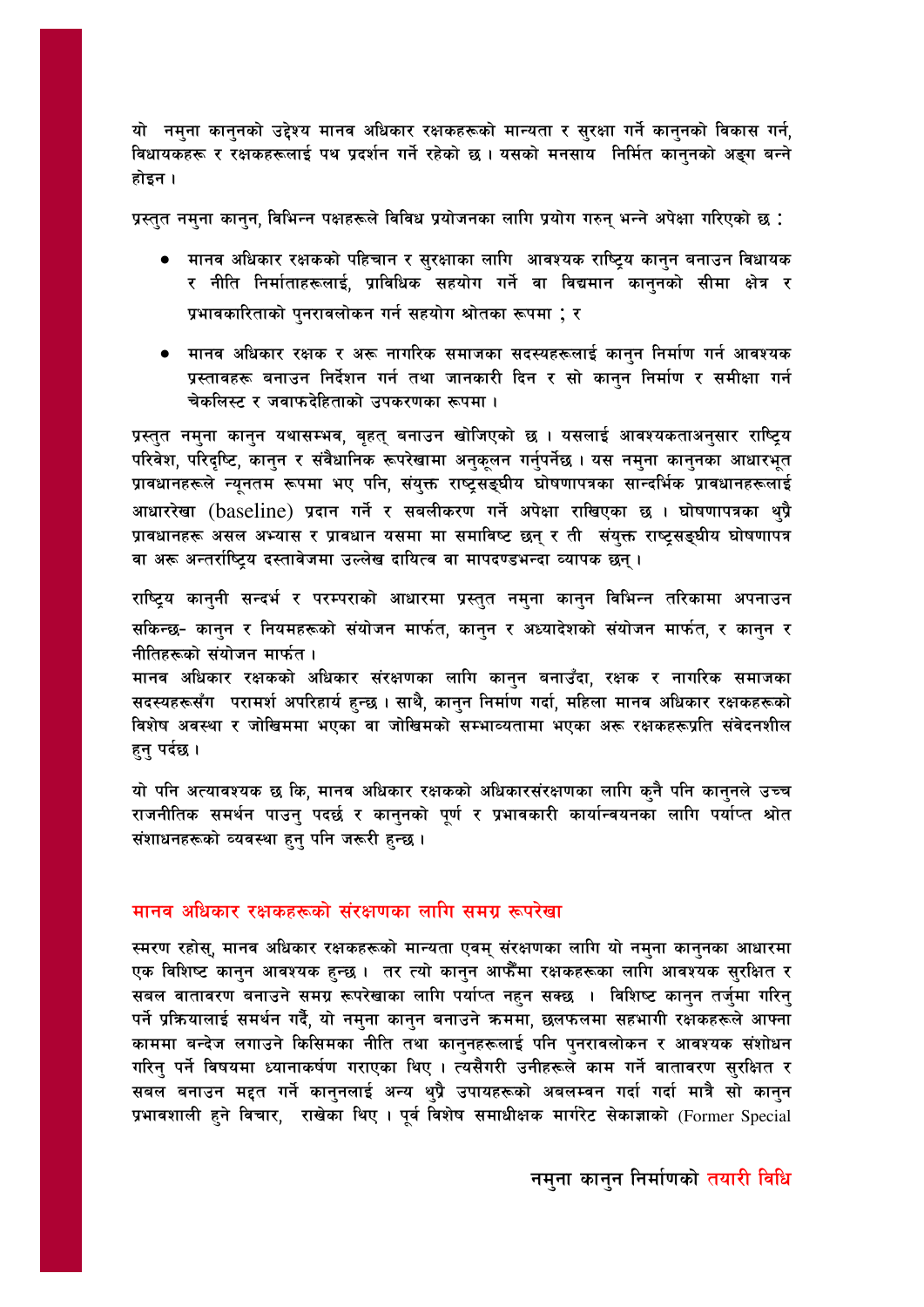यो नमुना कानुनको उद्देश्य मानव अधिकार रक्षकहरूको मान्यता र सुरक्षा गर्ने कानुनको विकास गर्न, विधायकहरू र रक्षकहरूलाई पथ प्रदर्शन गर्ने रहेको छ । यसको मनसाय निर्मित कानुनको अङ्ग बन्ने होइन ।

प्रस्तुत नमुना कानुन, विभिन्न पक्षहरूले विविध प्रयोजनका लागि प्रयोग गरुन् भन्ने अपेक्षा गरिएको छ :

- मानव अधिकार रक्षकको पहिचान र सुरक्षाका लागि आवश्यक राष्ट्रिय कानुन बनाउन विधायक र नीति निर्माताहरूलाई, प्राविधिक सहयोग गर्ने वा विद्यमान कानुनको सीमा क्षेत्र र प्रभावकारिताको पुनरावलोकन गर्न सहयोग श्रोतका रूपमा ; र
- मानव अधिकार रक्षक र अरू नागरिक समाजका सदस्यहरूलाई कानुन निर्माण गर्न आवश्यक प्रस्तावहरू बनाउन निर्देशन गर्ने तथा जानकारी दिन र सो कानुन निर्माण र समीक्षा गर्न चेकलिस्ट र जवाफदेहिताको उपकरणका रूपमा ।

प्रस्तुत नमुना कानुन यथासम्भव, बृहत् बनाउन खोजिएको छ । यसलाई आवश्यकताअनुसार राष्ट्रिय परिवेश, परिदृष्टि, कानुन र संवैधानिक रूपरेखामा अनुकूलन गर्नुपर्नेछ । यस नमुना कानुनका आधारभूत प्रावधानहरूले न्यूनतम रूपमा भए पनि, संयुक्त राष्ट्रसङ्घीय घोषणापत्रका सान्दर्भिक प्रावधानहरूलाई आधाररेखा (baseline) प्रदान गर्ने र सबलीकरण गर्ने अपेक्षा राखिएका छ । घोषणापत्रका थुप्रै प्रावधानहरू असल अभ्यास र प्रावधान यसमा मा समाविष्ट छन् र ती संयुक्त राष्ट्रसङ्घीय घोषणापत्र वा अरू अन्तर्राष्ट्रिय दस्तावेजमा उल्लेख दायित्व वा मापदण्डभन्दा व्यापक छन् ।

राष्ट्रिय कानुनी सन्दर्भ र परम्पराको आधारमा प्रस्तुत नमुना कानुन विभिन्न तरिकामा अपनाउन सकिन्छ- कानुन र नियमहरूको संयोजन मार्फत, कानुन र अध्यादेशको संयोजन मार्फत, र कानुन र नीतिहरूको संयोजन मार्फत ।

मानव अधिकार रक्षकको अधिकार संरक्षणका लागि कानुन बनाउँदा, रक्षक र नागरिक समाजका सदस्यहरूसँग परामर्श अपरिहार्य हुन्छ । साथै, कानुन निर्माण गर्दा, महिला मानव अधिकार रक्षकहरूको विशेष अवस्था र जोखिममा भएका वा जोखिमको सम्भाव्यतामा भएका अरू रक्षकहरूप्रति संवेदनशील हुनु पर्दछ ।

यो पनि अत्यावश्यक छ कि, मानव अधिकार रक्षकको अधिकारसंरक्षणका लागि कुनै पनि कानुनले उच्च राजनीतिक समर्थन पाउनु पदर्छ र कानुनको पूर्ण र प्रभावकारी कार्यान्वयनका लागि पर्याप्त श्रोत संशाधनहरूको व्यवस्था हुनु पनि जरूरी हुन्छ ।

## मानव अधिकार रक्षकहरूको संरक्षणका लागि समग्र रूपरेखा

स्मरण रहोस्, मानव अधिकार रक्षकहरूको मान्यता एवम् संरक्षणका लागि यो नमुना कानुनका आधारमा एक विशिष्ट कानुन आवश्यक हुन्छ । तर त्यो कानुन आफैँमा रक्षकहरूका लागि आवश्यक सुरक्षित र सबल वातावरण बनाउने समग्र रूपरेखाका लागि पर्याप्त नहुन सक्छ । विशिष्ट कानुन तर्जुमा गरिनु पर्ने प्रक्रियालाई समर्थन गर्दै, यो नमुना कानुन बनाउने क्रममा, छलफलमा सहभागी रक्षकहरूले आफ्ना काममा बन्देज लगाउने किसिमका नीति तथा कानुनहरूलाई पनि पुनरावलोकन र आवश्यक संशोधन गरिनु पर्ने विषयमा ध्यानाकर्षण गराएका थिए । त्यसैगरी उनीहरूले काम गर्ने वातावरण सुरक्षित र सबल बनाउन मद्दत गर्ने कानुनलाई अन्य थुप्रै उपायहरूको अवलम्बन गर्दा गर्दा मात्रै सो कानुन प्रभावशाली हुने विचार, राखेका थिए । पूर्व विशेष समाधीक्षक मार्गरेट सेकाज्ञाको (Former Special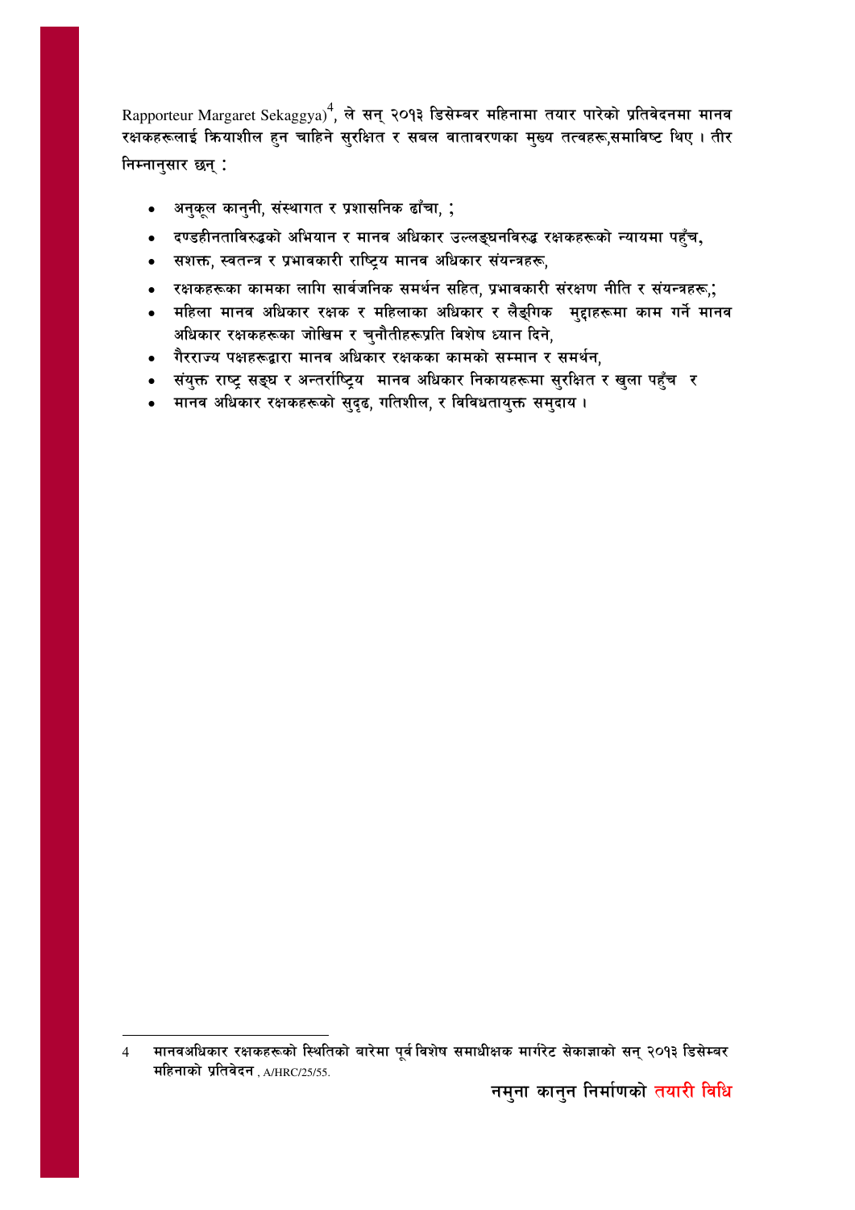Rapporteur Margaret Sekaggya)[4], ले सन् २०१३ डिसेम्बर महिनामा तयार पारेको प्रतिवेदनमा मानव रक्षकहरूलाई क्रियाशील हुन चाहिने सुरक्षित र सबल वातावरणका मुख्य तत्वहरू,समाविष्ट थिए । तीर निम्नानुसार छन् :

- अनुकूल कानुनी, संस्थागत र प्रशासनिक ढाँचा, ;
- दण्डहीनताविरुद्धको अभियान र मानव अधिकार उल्लङ्घनविरुद्ध रक्षकहरूको न्यायमा पहुँच,
- सशक्त, स्वतन्त्र र प्रभावकारी राष्ट्रिय मानव अधिकार संयन्त्रहरू,
- रक्षकहरूका कामका लागि सार्वजनिक समर्थन सहित, प्रभावकारी संरक्षण नीति र संयन्त्रहरू,;
- महिला मानव अधिकार रक्षक र महिलाका अधिकार र लैङ्गिक मुद्दाहरूमा काम गर्ने मानव अधिकार रक्षकहरूका जोखिम र चुनौतीहरूप्रति विशेष ध्यान दिने,
- गैरराज्य पक्षहरूद्वारा मानव अधिकार रक्षकका कामको सम्मान र समर्थन,
- संयुक्त राष्ट्र सङ्घ र अन्तर्राष्ट्रिय मानव अधिकार निकायहरूमा सुरक्षित र खुला पहुँच र
- मानव अधिकार रक्षकहरूको सुदृढ, गतिशील, र विविधतायुक्त समुदाय ।

---

4 मानवअधिकार रक्षकहरूको स्थितिको बारेमा पूर्व विशेष समाधीक्षक मार्गरेट सेकाग्गाको सन् २०१३ डिसेम्बर महिनाको प्रतिवेदन , A/HRC/25/55.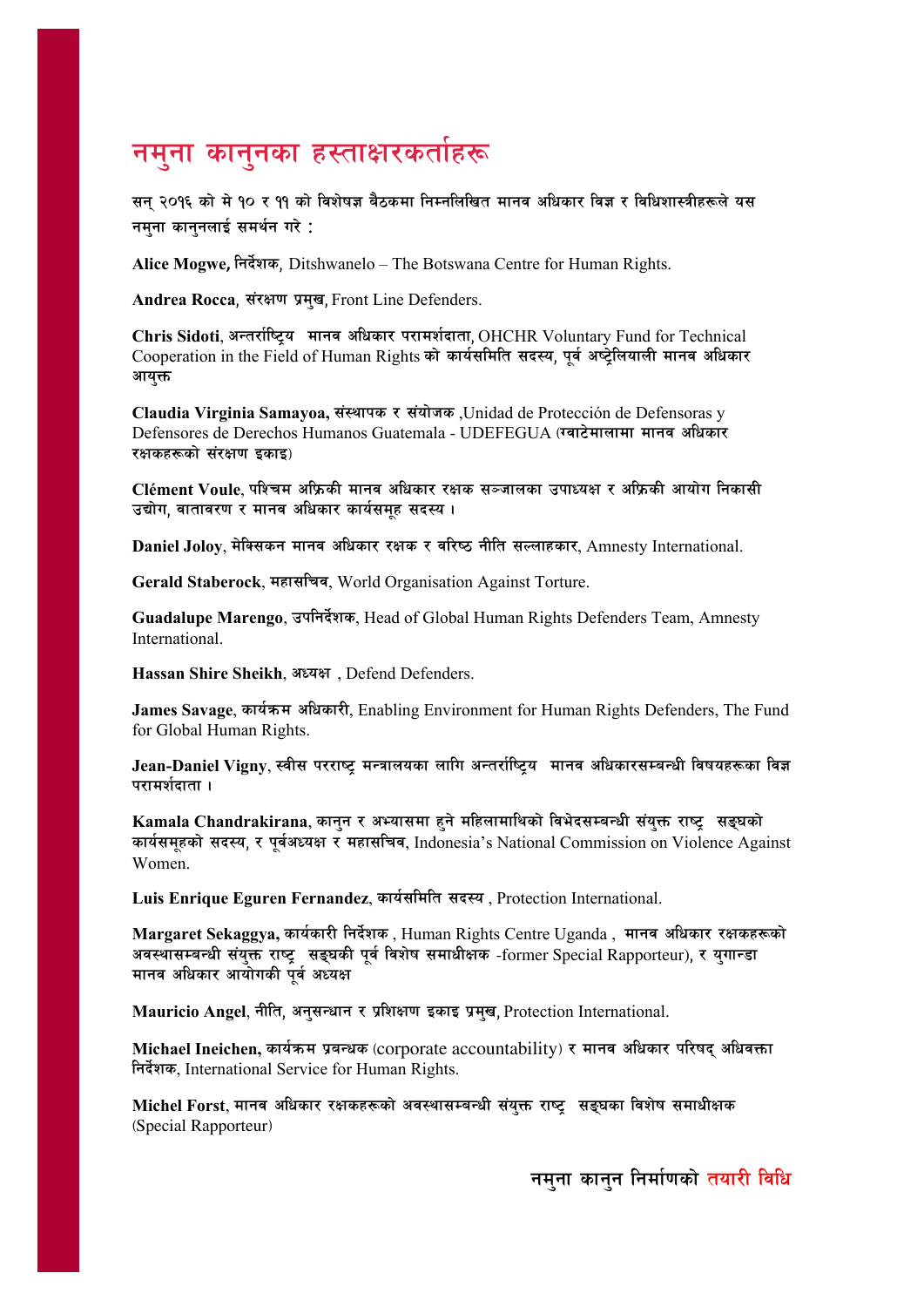# नमुना कानुनका हस्ताक्षरकर्ताहरू

सन् २०१६ को मे १० र ११ को विशेषज्ञ बैठकमा निम्नलिखित मानव अधिकार विज्ञ र विधिशास्त्रीहरूले यस नमुना कानुनलाई समर्थन गरे :

**Alice Mogwe,** निर्देशक, Ditshwanelo – The Botswana Centre for Human Rights.

**Andrea Rocca**, संरक्षण प्रमुख, Front Line Defenders.

**Chris Sidoti**, अन्तर्राष्ट्रिय मानव अधिकार परामर्शदाता, OHCHR Voluntary Fund for Technical Cooperation in the Field of Human Rights को कार्यसमिति सदस्य, पूर्व अष्ट्रेलियाली मानव अधिकार आयुक्त

**Claudia Virginia Samayoa,** संस्थापक र संयोजक ,Unidad de Protección de Defensoras y Defensores de Derechos Humanos Guatemala - UDEFEGUA (ग्वाटेमालामा मानव अधिकार रक्षकहरूको संरक्षण इकाइ)

**Clément Voule**, पश्चिम अफ्रिकी मानव अधिकार रक्षक सञ्जालका उपाध्यक्ष र अफ्रिकी आयोग निकासी उद्योग, वातावरण र मानव अधिकार कार्यसमूह सदस्य ।

**Daniel Joloy**, मेक्सिकन मानव अधिकार रक्षक र वरिष्ठ नीति सल्लाहकार, Amnesty International.

**Gerald Staberock**, महासचिव, World Organisation Against Torture.

**Guadalupe Marengo**, उपनिर्देशक, Head of Global Human Rights Defenders Team, Amnesty International.

**Hassan Shire Sheikh**, अध्यक्ष , Defend Defenders.

**James Savage**, कार्यक्रम अधिकारी, Enabling Environment for Human Rights Defenders, The Fund for Global Human Rights.

**Jean-Daniel Vigny**, स्वीस परराष्ट्र मन्त्रालयका लागि अन्तर्राष्ट्रिय मानव अधिकारसम्बन्धी विषयहरूका विज्ञ परामर्शदाता ।

**Kamala Chandrakirana**, कानुन र अभ्यासमा हुने महिलामाथिको विभेदसम्बन्धी संयुक्त राष्ट्र सङ्घको कार्यसमूहको सदस्य, र पूर्वअध्यक्ष र महासचिव, Indonesia's National Commission on Violence Against Women.

**Luis Enrique Eguren Fernandez**, कार्यसमिति सदस्य , Protection International.

**Margaret Sekaggya,** कार्यकारी निर्देशक , Human Rights Centre Uganda , मानव अधिकार रक्षकहरूको अवस्थासम्बन्धी संयुक्त राष्ट्र सङ्घकी पूर्व विशेष समाधीक्षक -former Special Rapporteur), र युगान्डा मानव अधिकार आयोगकी पूर्व अध्यक्ष

**Mauricio Angel**, नीति, अनुसन्धान र प्रशिक्षण इकाइ प्रमुख, Protection International.

**Michael Ineichen,** कार्यक्रम प्रबन्धक (corporate accountability) र मानव अधिकार परिषद् अधिवक्ता निर्देशक, International Service for Human Rights.

**Michel Forst**, मानव अधिकार रक्षकहरूको अवस्थासम्बन्धी संयुक्त राष्ट्र सङ्घका विशेष समाधीक्षक (Special Rapporteur)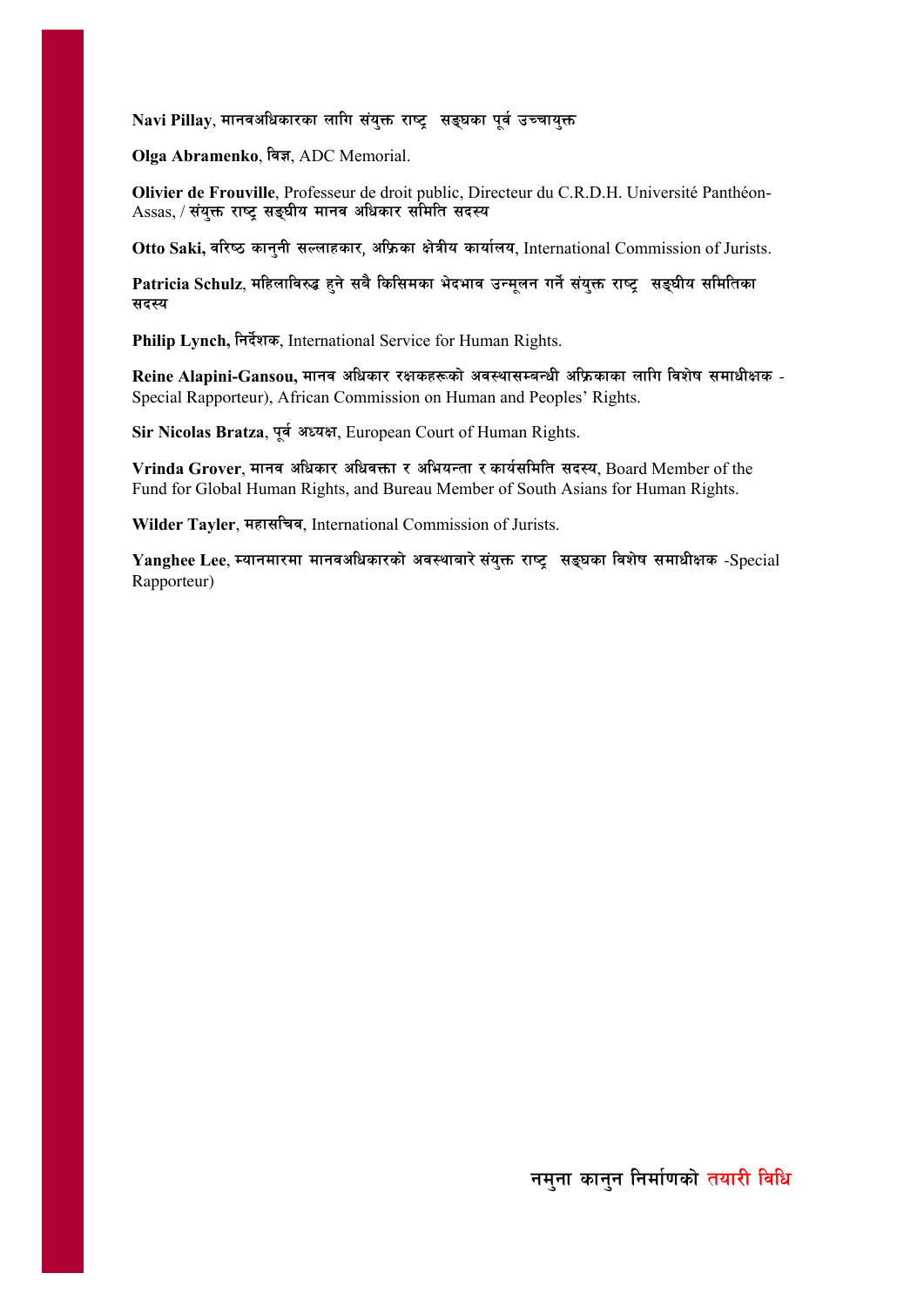**Navi Pillay**, मानवअधिकारका लागि संयुक्त राष्ट्र  सङ्घका पूर्व उच्चायुक्त

**Olga Abramenko**, विज्ञ, ADC Memorial.

**Olivier de Frouville**, Professeur de droit public, Directeur du C.R.D.H. Université Panthéon-Assas, / संयुक्त राष्ट्र सङ्घीय मानव अधिकार समिति सदस्य

**Otto Saki,** वरिष्ठ कानुनी सल्लाहकार, अफ्रिका क्षेत्रीय कार्यालय, International Commission of Jurists.

**Patricia Schulz**, महिलाविरुद्ध हुने सबै किसिमका भेदभाव उन्मूलन गर्ने संयुक्त राष्ट्र  सङ्घीय समितिका सदस्य

**Philip Lynch,** निर्देशक, International Service for Human Rights.

**Reine Alapini-Gansou,** मानव अधिकार रक्षकहरूको अवस्थासम्बन्धी अफ्रिकाका लागि विशेष समाधीक्षक - Special Rapporteur), African Commission on Human and Peoples' Rights.

**Sir Nicolas Bratza**, पूर्व अध्यक्ष, European Court of Human Rights.

**Vrinda Grover**, मानव अधिकार अधिवक्ता र अभियन्ता र कार्यसमिति सदस्य, Board Member of the Fund for Global Human Rights, and Bureau Member of South Asians for Human Rights.

**Wilder Tayler**, महासचिव, International Commission of Jurists.

**Yanghee Lee**, म्यानमारमा मानवअधिकारको अवस्थाबारे संयुक्त राष्ट्र  सङ्घका विशेष समाधीक्षक -Special Rapporteur)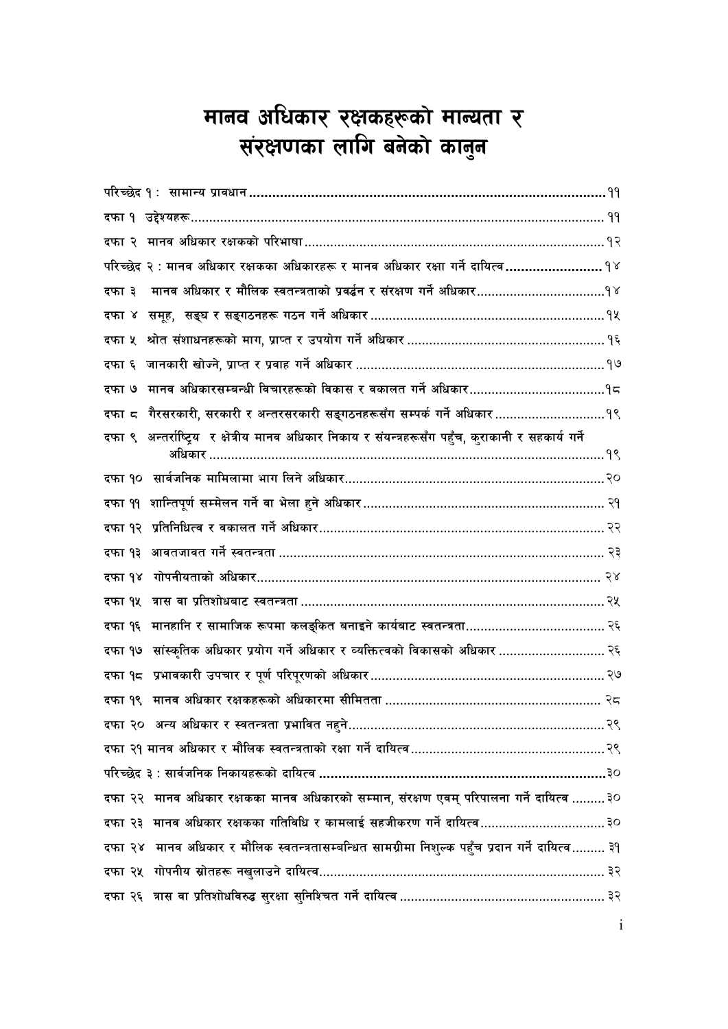# मानव अधिकार रक्षकहरूको मान्यता र संरक्षणका लागि बनेको कानुन

| | |
|---|---|
| **परिच्छेद १ : सामान्य प्रावधान** | **११** |
| दफा १ उद्देश्यहरू | ११ |
| दफा २ मानव अधिकार रक्षकको परिभाषा | १२ |
| **परिच्छेद २ : मानव अधिकार रक्षकका अधिकारहरू र मानव अधिकार रक्षा गर्ने दायित्व** | **१४** |
| दफा ३ मानव अधिकार र मौलिक स्वतन्त्रताको प्रवर्द्धन र संरक्षण गर्ने अधिकार | १४ |
| दफा ४ समूह, सङ्घ र सङ्गठनहरू गठन गर्ने अधिकार | १५ |
| दफा ५ श्रोत संशाधनहरूको माग, प्राप्त र उपयोग गर्ने अधिकार | १६ |
| दफा ६ जानकारी खोज्ने, प्राप्त र प्रवाह गर्ने अधिकार | १७ |
| दफा ७ मानव अधिकारसम्बन्धी विचारहरूको विकास र वकालत गर्ने अधिकार | १८ |
| दफा ८ गैरसरकारी, सरकारी र अन्तरसरकारी सङ्गठनहरूसँग सम्पर्क गर्ने अधिकार | १९ |
| दफा ९ अन्तर्राष्ट्रिय र क्षेत्रीय मानव अधिकार निकाय र संयन्त्रहरूसँग पहुँच, कुराकानी र सहकार्य गर्ने अधिकार | १९ |
| दफा १० सार्वजनिक मामिलामा भाग लिने अधिकार | २० |
| दफा ११ शान्तिपूर्ण सम्मेलन गर्ने वा भेला हुने अधिकार | २१ |
| दफा १२ प्रतिनिधित्व र वकालत गर्ने अधिकार | २२ |
| दफा १३ आवतजावत गर्ने स्वतन्त्रता | २३ |
| दफा १४ गोपनीयताको अधिकार | २४ |
| दफा १५ त्रास वा प्रतिशोधबाट स्वतन्त्रता | २५ |
| दफा १६ मानहानि र सामाजिक रूपमा कलङ्कित बनाइने कार्यबाट स्वतन्त्रता | २६ |
| दफा १७ सांस्कृतिक अधिकार प्रयोग गर्ने अधिकार र व्यक्तित्वको विकासको अधिकार | २६ |
| दफा १८ प्रभावकारी उपचार र पूर्ण परिपूरणको अधिकार | २७ |
| दफा १९ मानव अधिकार रक्षकहरूको अधिकारमा सीमितता | २८ |
| दफा २० अन्य अधिकार र स्वतन्त्रता प्रभावित नहुने | २९ |
| दफा २१ मानव अधिकार र मौलिक स्वतन्त्रताको रक्षा गर्ने दायित्व | २९ |
| **परिच्छेद ३ : सार्वजनिक निकायहरूको दायित्व** | **३०** |
| दफा २२ मानव अधिकार रक्षकका मानव अधिकारको सम्मान, संरक्षण एवम् परिपालना गर्ने दायित्व | ३० |
| दफा २३ मानव अधिकार रक्षकका गतिविधि र कामलाई सहजीकरण गर्ने दायित्व | ३० |
| दफा २४ मानव अधिकार र मौलिक स्वतन्त्रतासम्बन्धित सामग्रीमा निशुल्क पहुँच प्रदान गर्ने दायित्व | ३१ |
| दफा २५ गोपनीय स्रोतहरू नखुलाउने दायित्व | ३२ |
| दफा २६ त्रास वा प्रतिशोधविरुद्ध सुरक्षा सुनिश्चित गर्ने दायित्व | ३२ |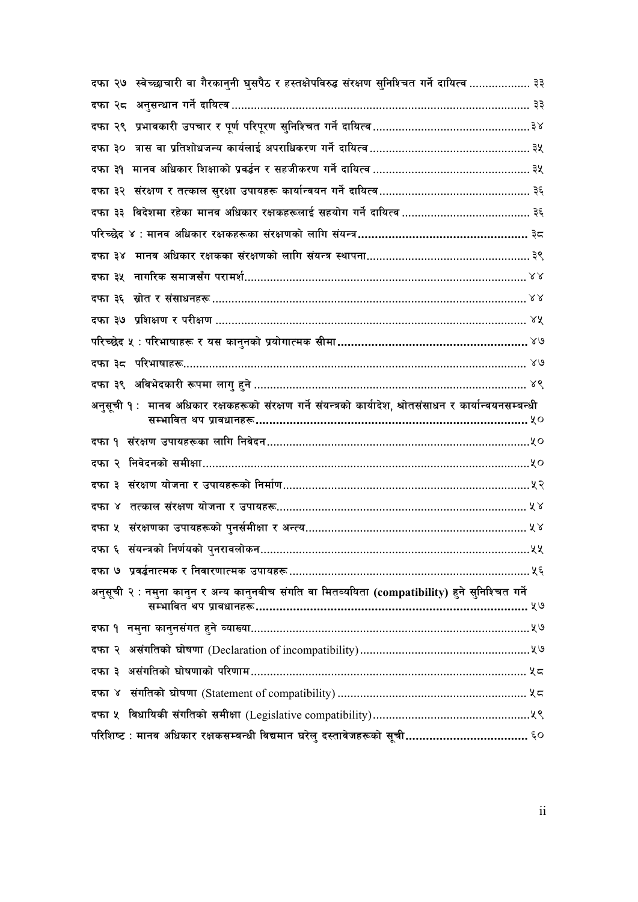दफा २७  स्वेच्छाचारी वा गैरकानुनी घुसपैठ र हस्तक्षेपविरुद्ध संरक्षण सुनिश्चित गर्ने दायित्व .................. ३३

दफा २८  अनुसन्धान गर्ने दायित्व ........................................................................................... ३३

दफा २९  प्रभावकारी उपचार र पूर्ण परिपूरण सुनिश्चित गर्ने दायित्व ................................................३४

दफा ३०  त्रास वा प्रतिशोधजन्य कार्यलाई अपराधिकरण गर्ने दायित्व .................................................३५

दफा ३१  मानव अधिकार शिक्षाको प्रवर्द्धन र सहजीकरण गर्ने दायित्व ................................................ ३५

दफा ३२  संरक्षण र तत्काल सुरक्षा उपायहरू कार्यान्वयन गर्ने दायित्व.............................................. ३६

दफा ३३  विदेशमा रहेका मानव अधिकार रक्षकहरूलाई सहयोग गर्ने दायित्व ........................................ ३६

**परिच्छेद ४ : मानव अधिकार रक्षकहरूका संरक्षणको लागि संयन्त्र.................................................. ३८**

दफा ३४  मानव अधिकार रक्षकका संरक्षणको लागि संयन्त्र स्थापना.................................................. ३९

दफा ३५  नागरिक समाजसँग परामर्श...................................................................................... ४४

दफा ३६  स्रोत र संसाधनहरू ................................................................................................ ४४

दफा ३७  प्रशिक्षण र परीक्षण ................................................................................................ ४५

**परिच्छेद ५ : परिभाषाहरू र यस कानुनको प्रयोगात्मक सीमा....................................................... ४७**

दफा ३८  परिभाषाहरू......................................................................................................... ४७

दफा ३९  अविभेदकारी रूपमा लागु हुने .................................................................................... ४९

**अनुसूची १ :  मानव अधिकार रक्षकहरूको संरक्षण गर्ने संयन्त्रको कार्यादेश, श्रोतसंसाधन र कार्यान्वयनसम्बन्धी सम्भावित थप प्रावधानहरू................................................................................. ५०**

दफा १  संरक्षण उपायहरूका लागि निवेदन.................................................................................५०

दफा २  निवेदनको समीक्षा....................................................................................................५०

दफा ३  संरक्षण योजना र उपायहरूको निर्माण............................................................................५२

दफा ४  तत्काल संरक्षण योजना र उपायहरू............................................................................. ५४

दफा ५  संरक्षणका उपायहरूको पुनर्समीक्षा र अन्त्य.................................................................... ५४

दफा ६  संयन्त्रको निर्णयको पुनरावलोकन...................................................................................५५

दफा ७  प्रवर्द्धनात्मक र निवारणात्मक उपायहरू ..........................................................................५६

**अनुसूची २ : नमुना कानुन र अन्य कानुनबीच संगति वा मितव्ययिता (compatibility) हुने सुनिश्चित गर्ने सम्भावित थप प्रावधानहरू................................................................................. ५७**

दफा १  नमुना कानुनसंगत हुने व्याख्या......................................................................................५७

दफा २  असंगतिको घोषणा (Declaration of incompatibility)...................................................५७

दफा ३  असंगतिको घोषणाको परिणाम..................................................................................... ५८

दफा ४  संगतिको घोषणा (Statement of compatibility) .......................................................... ५८

दफा ५  विधायिकी संगतिको समीक्षा (Legislative compatibility)................................................५९

**परिशिष्ट : मानव अधिकार रक्षकसम्बन्धी विद्यमान घरेलु दस्तावेजहरूको सूची................................... ६०**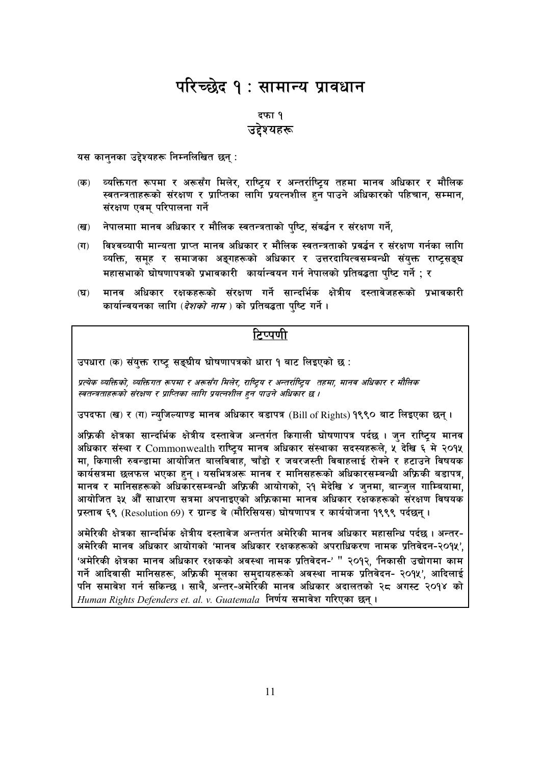# परिच्छेद १ : सामान्य प्रावधान

## दफा १
## उद्देश्यहरू

यस कानुनका उद्देश्यहरू निम्नलिखित छन् :

(क) व्यक्तिगत रूपमा र अरूसँग मिलेर, राष्ट्रिय र अन्तर्राष्ट्रिय तहमा मानव अधिकार र मौलिक स्वतन्त्रताहरूको संरक्षण र प्राप्तिका लागि प्रयत्नशील हुन पाउने अधिकारको पहिचान, सम्मान, संरक्षण एवम् परिपालना गर्ने

(ख) नेपालमाा मानव अधिकार र मौलिक स्वतन्त्रताको पुष्टि, संवर्द्धन र संरक्षण गर्ने,

(ग) विश्वव्यापी मान्यता प्राप्त मानव अधिकार र मौलिक स्वतन्त्रताको प्रवर्द्धन र संरक्षण गर्नका लागि व्यक्ति, समूह र समाजका अङ्गहरूको अधिकार र उत्तरदायित्वसम्बन्धी संयुक्त राष्ट्रसङ्घ महासभाको घोषणापत्रको प्रभावकारी कार्यान्वयन गर्न नेपालको प्रतिबद्धता पुष्टि गर्ने ; र

(घ) मानव अधिकार रक्षकहरूको संरक्षण गर्ने सान्दर्भिक क्षेत्रीय दस्तावेजहरूको प्रभावकारी कार्यान्वयनका लागि (*देशको नाम* ) को प्रतिबद्धता पुष्टि गर्ने ।

---

**टिप्पणी**

उपधारा (क) संयुक्त राष्ट्र सङ्घीय घोषणापत्रको धारा १ बाट लिइएको छ :

*प्रत्येक व्यक्तिको, व्यक्तिगत रूपमा र अरूसँग मिलेर, राष्ट्रिय र अन्तर्राष्ट्रिय तहमा, मानव अधिकार र मौलिक स्वतन्त्रताहरूको संरक्षण र प्राप्तिका लागि प्रयत्नशील हुन पाउने अधिकार छ ।*

उपदफा (ख) र (ग) न्युजिल्याण्ड मानव अधिकार बडापत्र (Bill of Rights) १९९० बाट लिइएका छन् ।

अफ्रिकी क्षेत्रका सान्दर्भिक क्षेत्रीय दस्तावेज अन्तर्गत किगाली घोषणापत्र पर्दछ । जुन राष्ट्रिय मानव अधिकार संस्था र Commonwealth राष्ट्रिय मानव अधिकार संस्थाका सदस्यहरूले, ५ देखि ६ मे २०१५ मा, किगाली रुवन्डामा आयोजित बालविवाह, चाँडो र जबरजस्ती विवाहलाई रोक्ने र हटाउने विषयक कार्यसत्रमा छलफल भएका हुन् । यसभित्रअरू मानव र मानिसहरूको अधिकारसम्बन्धी अफ्रिकी बडापत्र, मानव र मानिसहरूको अधिकारसम्बन्धी अफ्रिकी आयोगको, २१ मेदेखि ४ जुनमा, बान्जुल गाम्बियामा, आयोजित ३५ औं साधारण सत्रमा अपनाइएको अफ्रिकामा मानव अधिकार रक्षकहरूको संरक्षण विषयक प्रस्ताव ६९ (Resolution 69) र ग्रान्ड बे (मौरिसियस) घोषणापत्र र कार्ययोजना १९९९ पर्दछन् ।

अमेरिकी क्षेत्रका सान्दर्भिक क्षेत्रीय दस्तावेज अन्तर्गत अमेरिकी मानव अधिकार महासन्धि पर्दछ । अन्तर-अमेरिकी मानव अधिकार आयोगको 'मानव अधिकार रक्षकहरूको अपराधिकरण नामक प्रतिवेदन-२०१५', 'अमेरिकी क्षेत्रका मानव अधिकार रक्षकको अवस्था नामक प्रतिवेदन-' " २०१२, 'निकासी उद्योगमा काम गर्ने आदिवासी मानिसहरू, अफ्रिकी मूलका समुदायहरूको अवस्था नामक प्रतिवेदन- २०१५', आदिलाई पनि समावेश गर्न सकिन्छ । साथै, अन्तर-अमेरिकी मानव अधिकार अदालतको २८ अगस्ट २०१४ को *Human Rights Defenders et. al. v. Guatemala* निर्णय समावेश गरिएका छन् ।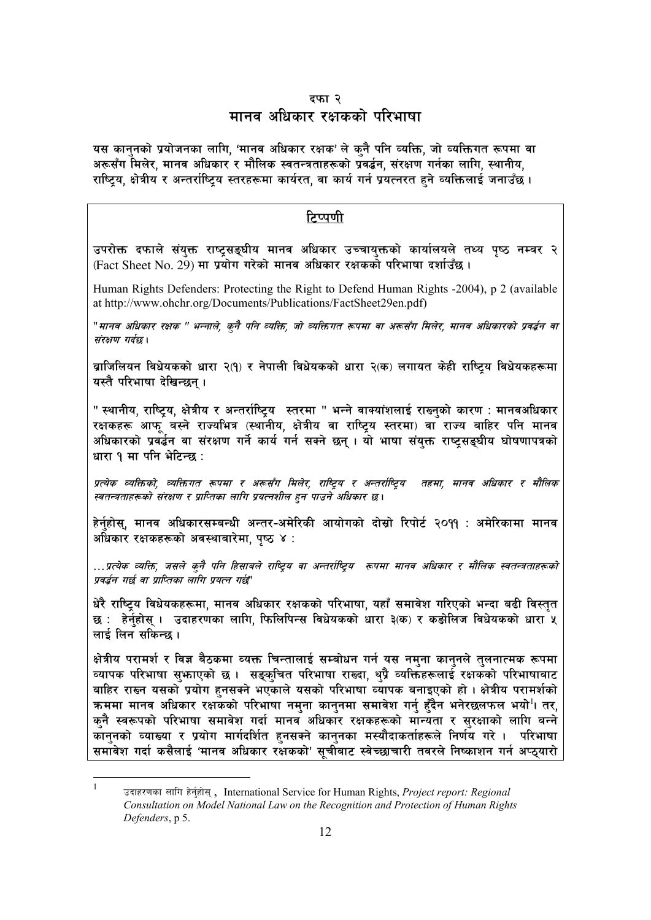## दफा २
## मानव अधिकार रक्षकको परिभाषा

**यस कानुनको प्रयोजनका लागि, 'मानव अधिकार रक्षक' ले कुनै पनि व्यक्ति, जो व्यक्तिगत रूपमा वा अरूसँग मिलेर, मानव अधिकार र मौलिक स्वतन्त्रताहरूको प्रवर्द्धन, संरक्षण गर्नका लागि, स्थानीय, राष्ट्रिय, क्षेत्रीय र अन्तर्राष्ट्रिय स्तरहरूमा कार्यरत, वा कार्य गर्न प्रयत्नरत हुने व्यक्तिलाई जनाउँछ ।**

### टिप्पणी

उपरोक्त दफाले संयुक्त राष्ट्रसङ्घीय मानव अधिकार उच्चायुक्तको कार्यालयले तथ्य पृष्ठ नम्बर २ (Fact Sheet No. 29) मा प्रयोग गरेको मानव अधिकार रक्षकको परिभाषा दर्शाउँछ ।

Human Rights Defenders: Protecting the Right to Defend Human Rights -2004), p 2 (available at http://www.ohchr.org/Documents/Publications/FactSheet29en.pdf)

*"मानव अधिकार रक्षक " भन्नाले, कुनै पनि व्यक्ति, जो व्यक्तिगत रूपमा वा अरूसँग मिलेर, मानव अधिकारको प्रवर्द्धन वा संरक्षण गर्दछ ।*

ब्राजिलियन विधेयकको धारा २(१) र नेपाली विधेयकको धारा २(क) लगायत केही राष्ट्रिय विधेयकहरूमा यस्तै परिभाषा देखिन्छन् ।

" स्थानीय, राष्ट्रिय, क्षेत्रीय र अन्तर्राष्ट्रिय स्तरमा " भन्ने वाक्यांशलाई राख्नुको कारण : मानवअधिकार रक्षकहरू आफू बस्ने राज्यभित्र (स्थानीय, क्षेत्रीय वा राष्ट्रिय स्तरमा) वा राज्य बाहिर पनि मानव अधिकारको प्रवर्द्धन वा संरक्षण गर्ने कार्य गर्न सक्ने छन् । यो भाषा संयुक्त राष्ट्रसङ्घीय घोषणापत्रको धारा १ मा पनि भेटिन्छ :

*प्रत्येक व्यक्तिको, व्यक्तिगत रूपमा र अरूसँग मिलेर, राष्ट्रिय र अन्तर्राष्ट्रिय तहमा, मानव अधिकार र मौलिक स्वतन्त्रताहरूको संरक्षण र प्राप्तिका लागि प्रयत्नशील हुन पाउने अधिकार छ ।*

हेर्नुहोस्, मानव अधिकारसम्बन्धी अन्तर-अमेरिकी आयोगको दोस्रो रिपोर्ट २०११ : अमेरिकामा मानव अधिकार रक्षकहरूको अवस्थाबारेमा, पृष्ठ ४ :

*...प्रत्येक व्यक्ति, जसले कुनै पनि हिसाबले राष्ट्रिय वा अन्तर्राष्ट्रिय रूपमा मानव अधिकार र मौलिक स्वतन्त्रताहरूको प्रवर्द्धन गर्छ वा प्राप्तिका लागि प्रयत्न गर्छ"*

धेरै राष्ट्रिय विधेयकहरूमा, मानव अधिकार रक्षकको परिभाषा, यहाँ समावेश गरिएको भन्दा बढी विस्तृत छ : हेर्नुहोस् । उदाहरणका लागि, फिलिपिन्स विधेयकको धारा ३(क) र कङ्गोलिज विधेयकको धारा ५ लाई लिन सकिन्छ ।

क्षेत्रीय परामर्श र विज्ञ बैठकमा व्यक्त चिन्तालाई सम्बोधन गर्न यस नमुना कानुनले तुलनात्मक रूपमा व्यापक परिभाषा सुझाएको छ । सङ्कुचित परिभाषा राख्दा, थुप्रै व्यक्तिहरूलाई रक्षकको परिभाषाबाट बाहिर राख्न यसको प्रयोग हुनसक्ने भएकाले यसको परिभाषा व्यापक बनाइएको हो । क्षेत्रीय परामर्शको क्रममा मानव अधिकार रक्षकको परिभाषा नमुना कानुनमा समावेश गर्नु हुँदैन भनेरछलफल भयो[1]। तर, कुनै स्वरूपको परिभाषा समावेश गर्दा मानव अधिकार रक्षकहरूको मान्यता र सुरक्षाको लागि बन्ने कानुनको व्याख्या र प्रयोग मार्गदर्शित हुनसक्ने कानुनका मस्यौदाकर्ताहरूले निर्णय गरे । परिभाषा समावेश गर्दा कसैलाई 'मानव अधिकार रक्षकको' सूचीबाट स्वेच्छाचारी तवरले निष्काशन गर्न अप्ठ्यारो

---

[1] उदाहरणका लागि हेर्नुहोस् , International Service for Human Rights, *Project report: Regional Consultation on Model National Law on the Recognition and Protection of Human Rights Defenders*, p 5.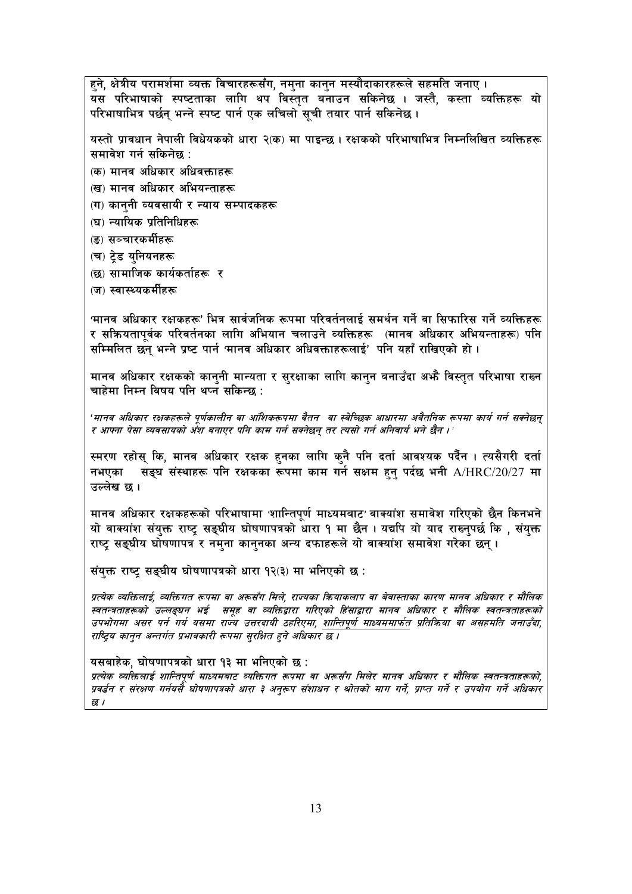हुने, क्षेत्रीय परामर्शमा व्यक्त विचारहरूसँग, नमुना कानुन मस्यौदाकारहरूले सहमति जनाए । यस परिभाषाको स्पष्टताका लागि थप विस्तृत बनाउन सकिनेछ । जस्तै, कस्ता व्यक्तिहरू यो परिभाषाभित्र पर्छन् भन्ने स्पष्ट पार्न एक लचिलो सूची तयार पार्न सकिनेछ ।

यस्तो प्रावधान नेपाली विधेयकको धारा २(क) मा पाइन्छ । रक्षकको परिभाषाभित्र निम्नलिखित व्यक्तिहरू समावेश गर्न सकिनेछ :

(क) मानव अधिकार अधिवक्ताहरू
(ख) मानव अधिकार अभियन्ताहरू
(ग) कानुनी व्यवसायी र न्याय सम्पादकहरू
(घ) न्यायिक प्रतिनिधिहरू
(ङ) सञ्चारकर्मीहरू
(च) ट्रेड युनियनहरू
(छ) सामाजिक कार्यकर्ताहरू र
(ज) स्वास्थ्यकर्मीहरू

'मानव अधिकार रक्षकहरू' भित्र सार्वजनिक रूपमा परिवर्तनलाई समर्थन गर्ने वा सिफारिस गर्ने व्यक्तिहरू र सक्रियतापूर्वक परिवर्तनका लागि अभियान चलाउने व्यक्तिहरू (मानव अधिकार अभियन्ताहरू) पनि सम्मिलित छन् भन्ने प्रष्ट पार्न 'मानव अधिकार अधिवक्ताहरूलाई' पनि यहाँ राखिएको हो ।

मानव अधिकार रक्षकको कानुनी मान्यता र सुरक्षाका लागि कानुन बनाउँदा अझै विस्तृत परिभाषा राख्न चाहेमा निम्न विषय पनि थप्न सकिन्छ :

*'मानव अधिकार रक्षकहरूले पूर्णकालीन वा आंशिकरूपमा वैतन वा स्वेच्छिक आधारमा अवैतनिक रूपमा कार्य गर्न सक्नेछन् र आफ्ना पेसा व्यवसायको अंश बनाएर पनि काम गर्न सक्नेछन् तर त्यसो गर्न अनिवार्य भने छैन ।'*

स्मरण रहोस् कि, मानव अधिकार रक्षक हुनका लागि कुनै पनि दर्ता आवश्यक पर्दैन । त्यसैगरी दर्ता नभएका सङ्घ संस्थाहरू पनि रक्षकका रूपमा काम गर्न सक्षम हुनु पर्दछ भनी A/HRC/20/27 मा उल्लेख छ ।

मानव अधिकार रक्षकहरूको परिभाषामा 'शान्तिपूर्ण माध्यमबाट' वाक्यांश समावेश गरिएको छैन किनभने यो वाक्यांश संयुक्त राष्ट्र सङ्घीय घोषणापत्रको धारा १ मा छैन । यद्यपि यो याद राख्नुपर्छ कि , संयुक्त राष्ट्र सङ्घीय घोषणापत्र र नमुना कानुनका अन्य दफाहरूले यो वाक्यांश समावेश गरेका छन् ।

संयुक्त राष्ट्र सङ्घीय घोषणापत्रको धारा १२(३) मा भनिएको छ :

*प्रत्येक व्यक्तिलाई, व्यक्तिगत रूपमा वा अरूसँग मिले, राज्यका क्रियाकलाप वा बेवास्ताका कारण मानव अधिकार र मौलिक स्वतन्त्रताहरूको उल्लङ्घन भई समूह वा व्यक्तिद्वारा गरिएको हिंसाद्वारा मानव अधिकार र मौलिक स्वतन्त्रताहरूको उपभोगमा असर पर्न गर्य यसमा राज्य उत्तरदायी ठहरिएमा, <u>शान्तिपूर्ण माध्यममार्फत</u> प्रतिक्रिया वा असहमति जनाउँदा, राष्ट्रिय कानुन अन्तर्गत प्रभावकारी रूपमा सुरक्षित हुने अधिकार छ ।*

यसबाहेक, घोषणापत्रको धारा १३ मा भनिएको छ :

*प्रत्येक व्यक्तिलाई शान्तिपूर्ण माध्यमबाट व्यक्तिगत रूपमा वा अरूसँग मिलेर मानव अधिकार र मौलिक स्वतन्त्रताहरूको, प्रवर्द्धन र संरक्षण गर्नयसै घोषणापत्रको धारा ३ अनुरूप संशाधन र श्रोतको माग गर्ने, प्राप्त गर्ने र उपयोग गर्ने अधिकार छ ।*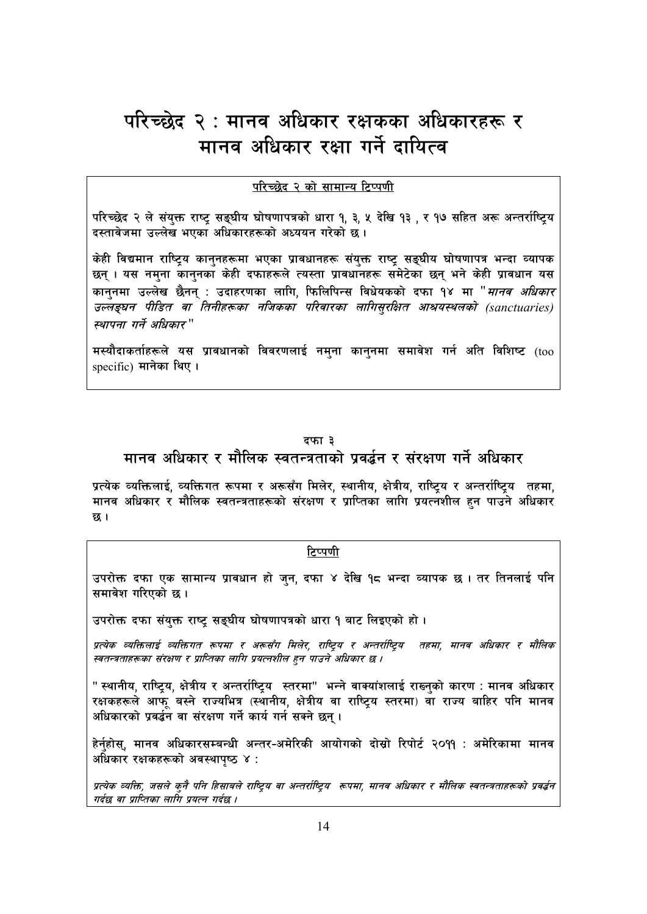# परिच्छेद २ : मानव अधिकार रक्षकका अधिकारहरू र मानव अधिकार रक्षा गर्ने दायित्व

<u>परिच्छेद २ को सामान्य टिप्पणी</u>

परिच्छेद २ ले संयुक्त राष्ट्र सङ्घीय घोषणापत्रको धारा १, ३, ५ देखि १३ , र १७ सहित अरू अन्तर्राष्ट्रिय दस्तावेजमा उल्लेख भएका अधिकारहरूको अध्ययन गरेको छ ।

केही विद्यमान राष्ट्रिय कानुनहरूमा भएका प्रावधानहरू संयुक्त राष्ट्र सङ्घीय घोषणापत्र भन्दा व्यापक छन् । यस नमुना कानुनका केही दफाहरूले त्यस्ता प्रावधानहरू समेटेका छन् भने केही प्रावधान यस कानुनमा उल्लेख छैनन् : उदाहरणका लागि, फिलिपिन्स विधेयकको दफा १४ मा "*मानव अधिकार उल्लङ्घन पीडित वा तिनीहरूका नजिकका परिवारका लागिसुरक्षित आश्रयस्थलको (sanctuaries) स्थापना गर्ने अधिकार*"

मस्यौदाकर्ताहरूले यस प्रावधानको विवरणलाई नमुना कानुनमा समावेश गर्न अति विशिष्ट (too specific) मानेका थिए ।

## दफा ३
## मानव अधिकार र मौलिक स्वतन्त्रताको प्रवर्द्धन र संरक्षण गर्ने अधिकार

प्रत्येक व्यक्तिलाई, व्यक्तिगत रूपमा र अरूसँग मिलेर, स्थानीय, क्षेत्रीय, राष्ट्रिय र अन्तर्राष्ट्रिय तहमा, मानव अधिकार र मौलिक स्वतन्त्रताहरूको संरक्षण र प्राप्तिका लागि प्रयत्नशील हुन पाउने अधिकार छ ।

<u>टिप्पणी</u>

उपरोक्त दफा एक सामान्य प्रावधान हो जुन, दफा ४ देखि १८ भन्दा व्यापक छ । तर तिनलाई पनि समावेश गरिएको छ ।

उपरोक्त दफा संयुक्त राष्ट्र सङ्घीय घोषणापत्रको धारा १ बाट लिइएको हो ।

*प्रत्येक व्यक्तिलाई व्यक्तिगत रूपमा र अरूसँग मिलेर, राष्ट्रिय र अन्तर्राष्ट्रिय तहमा, मानव अधिकार र मौलिक स्वतन्त्रताहरूका संरक्षण र प्राप्तिका लागि प्रयत्नशील हुन पाउने अधिकार छ ।*

" स्थानीय, राष्ट्रिय, क्षेत्रीय र अन्तर्राष्ट्रिय स्तरमा" भन्ने वाक्यांशलाई राख्नुको कारण : मानव अधिकार रक्षकहरूले आफू बस्ने राज्यभित्र (स्थानीय, क्षेत्रीय वा राष्ट्रिय स्तरमा) वा राज्य बाहिर पनि मानव अधिकारको प्रवर्द्धन वा संरक्षण गर्ने कार्य गर्न सक्ने छन् ।

हेर्नुहोस्, मानव अधिकारसम्बन्धी अन्तर-अमेरिकी आयोगको दोस्रो रिपोर्ट २०११ : अमेरिकामा मानव अधिकार रक्षकहरूको अवस्थापृष्ठ ४ :

*प्रत्येक व्यक्ति, जसले कुनै पनि हिसाबले राष्ट्रिय वा अन्तर्राष्ट्रिय रूपमा, मानव अधिकार र मौलिक स्वतन्त्रताहरूको प्रवर्द्धन गर्दछ वा प्राप्तिका लागि प्रयत्न गर्दछ ।*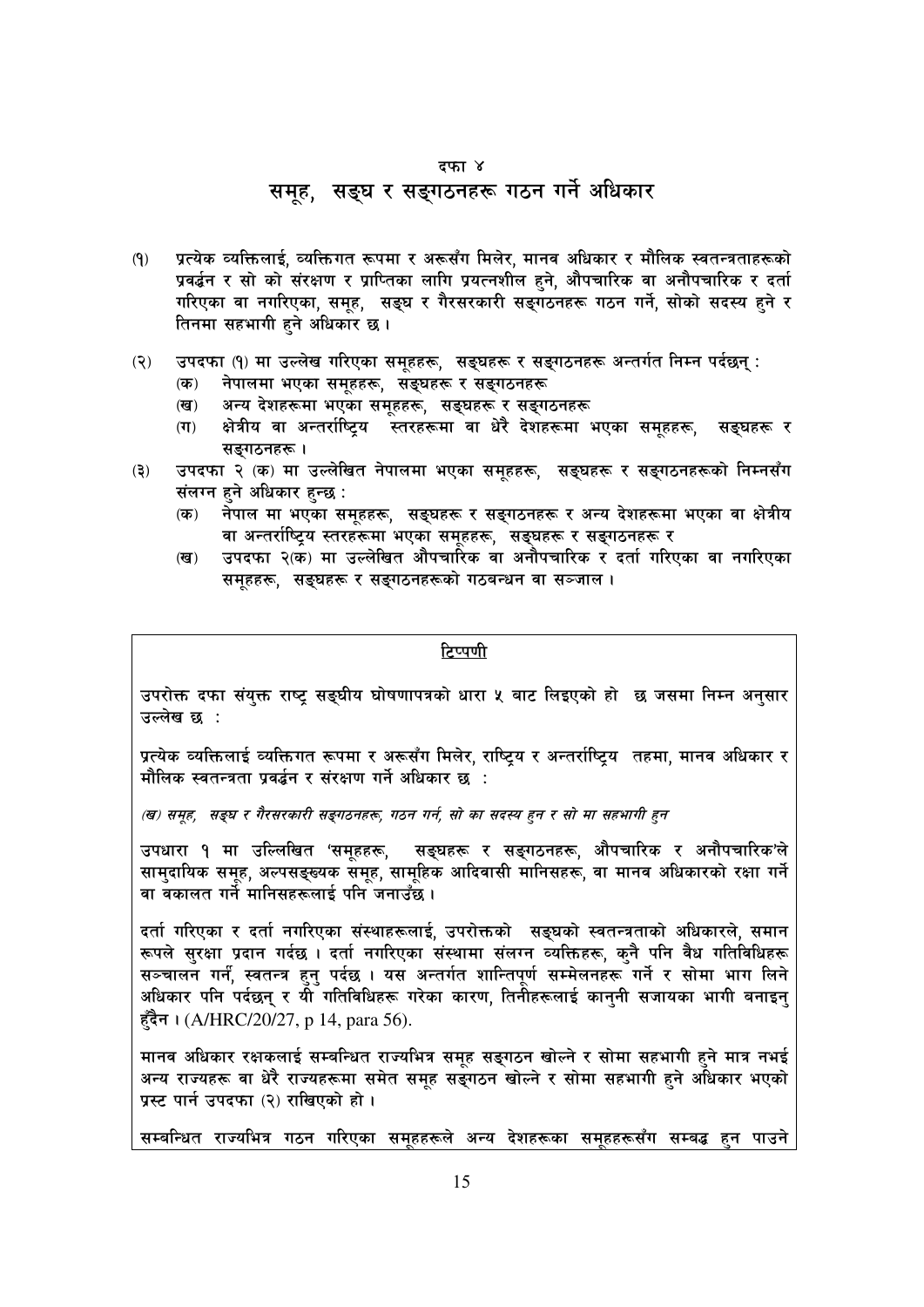## दफा ४

# समूह, सङ्घ र सङ्गठनहरू गठन गर्ने अधिकार

(१) प्रत्येक व्यक्तिलाई, व्यक्तिगत रूपमा र अरूसँग मिलेर, मानव अधिकार र मौलिक स्वतन्त्रताहरूको प्रवर्द्धन र सो को संरक्षण र प्राप्तिका लागि प्रयत्नशील हुने, औपचारिक वा अनौपचारिक र दर्ता गरिएका वा नगरिएका, समूह, सङ्घ र गैरसरकारी सङ्गठनहरू गठन गर्ने, सोको सदस्य हुने र तिनमा सहभागी हुने अधिकार छ ।

(२) उपदफा (१) मा उल्लेख गरिएका समूहहरू, सङ्घहरू र सङ्गठनहरू अन्तर्गत निम्न पर्दछन् :

(क) नेपालमा भएका समूहहरू, सङ्घहरू र सङ्गठनहरू

(ख) अन्य देशहरूमा भएका समूहहरू, सङ्घहरू र सङ्गठनहरू

(ग) क्षेत्रीय वा अन्तर्राष्ट्रिय स्तरहरूमा वा धेरै देशहरूमा भएका समूहहरू, सङ्घहरू र सङ्गठनहरू ।

(३) उपदफा २ (क) मा उल्लेखित नेपालमा भएका समूहहरू, सङ्घहरू र सङ्गठनहरूको निम्नसँग संलग्न हुने अधिकार हुन्छ :

(क) नेपाल मा भएका समूहहरू, सङ्घहरू र सङ्गठनहरू र अन्य देशहरूमा भएका वा क्षेत्रीय वा अन्तर्राष्ट्रिय स्तरहरूमा भएका समूहहरू, सङ्घहरू र सङ्गठनहरू र

(ख) उपदफा २(क) मा उल्लेखित औपचारिक वा अनौपचारिक र दर्ता गरिएका वा नगरिएका समूहहरू, सङ्घहरू र सङ्गठनहरूको गठबन्धन वा सञ्जाल ।

<u>टिप्पणी</u>

उपरोक्त दफा संयुक्त राष्ट्र सङ्घीय घोषणापत्रको धारा ५ बाट लिइएको हो छ जसमा निम्न अनुसार उल्लेख छ :

प्रत्येक व्यक्तिलाई व्यक्तिगत रूपमा र अरूसँग मिलेर, राष्ट्रिय र अन्तर्राष्ट्रिय तहमा, मानव अधिकार र मौलिक स्वतन्त्रता प्रवर्द्धन र संरक्षण गर्ने अधिकार छ :

*(ख) समूह, सङ्घ र गैरसरकारी सङ्गठनहरू, गठन गर्न, सो का सदस्य हुन र सो मा सहभागी हुन*

उपधारा १ मा उल्लिखित 'समूहहरू, सङ्घहरू र सङ्गठनहरू, औपचारिक र अनौपचारिक'ले सामुदायिक समूह, अल्पसङ्ख्यक समूह, सामूहिक आदिवासी मानिसहरू, वा मानव अधिकारको रक्षा गर्ने वा वकालत गर्ने मानिसहरूलाई पनि जनाउँछ ।

दर्ता गरिएका र दर्ता नगरिएका संस्थाहरूलाई, उपरोक्तको सङ्घको स्वतन्त्रताको अधिकारले, समान रूपले सुरक्षा प्रदान गर्दछ । दर्ता नगरिएका संस्थामा संलग्न व्यक्तिहरू, कुनै पनि वैध गतिविधिहरू सञ्चालन गर्न, स्वतन्त्र हुनु पर्दछ । यस अन्तर्गत शान्तिपूर्ण सम्मेलनहरू गर्ने र सोमा भाग लिने अधिकार पनि पर्दछन् र यी गतिविधिहरू गरेका कारण, तिनीहरूलाई कानुनी सजायका भागी बनाइनु हुँदैन । (A/HRC/20/27, p 14, para 56).

मानव अधिकार रक्षकलाई सम्बन्धित राज्यभित्र समूह सङ्गठन खोल्ने र सोमा सहभागी हुने मात्र नभई अन्य राज्यहरू वा धेरै राज्यहरूमा समेत समूह सङ्गठन खोल्ने र सोमा सहभागी हुने अधिकार भएको प्रस्ट पार्न उपदफा (२) राखिएको हो ।

सम्बन्धित राज्यभित्र गठन गरिएका समूहहरूले अन्य देशहरूका समूहहरूसँग सम्वद्ध हुन पाउने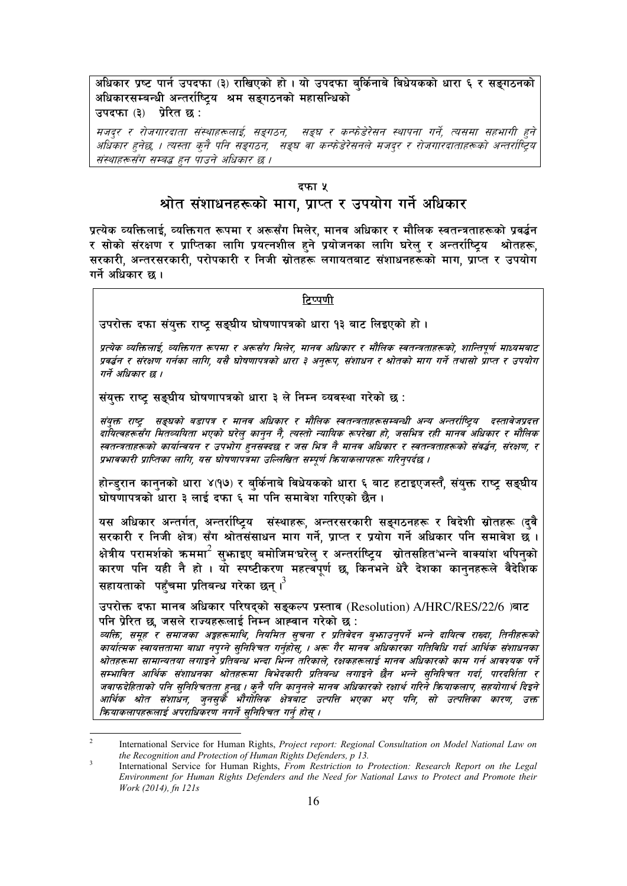अधिकार प्रष्ट पार्न उपदफा (३) राखिएको हो । यो उपदफा बुर्किनाबे विधेयकको धारा ६ र सङ्गठनको अधिकारसम्बन्धी अन्तर्राष्ट्रिय श्रम सङ्गठनको महासन्धिको

उपदफा (३) प्रेरित छ :

*मजदुर र रोजगारदाता संस्थाहरूलाई, सङ्गठन, सङ्घ र कन्फेडेरेसन स्थापना गर्ने, त्यसमा सहभागी हुने अधिकार हुनेछ, । त्यस्ता कुनै पनि सङ्गठन, सङ्घ वा कन्फेडेरेसनले मजदुर र रोजगारदाताहरूको अन्तर्राष्ट्रिय संस्थाहरूसँग सम्बद्ध हुन पाउने अधिकार छ ।*

## दफा ५

## श्रोत संशाधनहरूको माग, प्राप्त र उपयोग गर्ने अधिकार

प्रत्येक व्यक्तिलाई, व्यक्तिगत रूपमा र अरूसँग मिलेर, मानव अधिकार र मौलिक स्वतन्त्रताहरूको प्रवर्द्धन र सोको संरक्षण र प्राप्तिका लागि प्रयत्नशील हुने प्रयोजनका लागि घरेलु र अन्तर्राष्ट्रिय श्रोतहरू, सरकारी, अन्तरसरकारी, परोपकारी र निजी स्रोतहरू लगायतबाट संशाधनहरूको माग, प्राप्त र उपयोग गर्ने अधिकार छ ।

**टिप्पणी**

उपरोक्त दफा संयुक्त राष्ट्र सङ्घीय घोषणापत्रको धारा १३ बाट लिइएको हो ।

*प्रत्येक व्यक्तिलाई, व्यक्तिगत रूपमा र अरूसँग मिलेर, मानव अधिकार र मौलिक स्वतन्त्रताहरूको, शान्तिपूर्ण माध्यमबाट प्रवर्द्धन र संरक्षण गर्नका लागि, यसै घोषणापत्रको धारा ३ अनुरूप, संशाधन र श्रोतको माग गर्ने तथासो प्राप्त र उपयोग गर्ने अधिकार छ ।*

संयुक्त राष्ट्र सङ्घीय घोषणापत्रको धारा ३ ले निम्न व्यवस्था गरेको छ :

*संयुक्त राष्ट्र सङ्घको बडापत्र र मानव अधिकार र मौलिक स्वतन्त्रताहरूसम्बन्धी अन्य अन्तर्राष्ट्रिय दस्तावेजप्रदत्त दायित्वहरूसँग मितव्ययिता भएको घरेलु कानुन नै, त्यस्तो न्यायिक रूपरेखा हो, जसभित्र रही मानव अधिकार र मौलिक स्वतन्त्रताहरूको कार्यान्वयन र उपभोग हुनसक्दछ र जस भित्र नै मानव अधिकार र स्वतन्त्रताहरूको संवर्द्धन, संरक्षण, र प्रभावकारी प्राप्तिका लागि, यस घोषणापत्रमा उल्लिखित सम्पूर्ण क्रियाकलापहरू गरिनुपर्दछ ।*

होन्डुरान कानुनको धारा ४(१७) र बुर्किनाबे विधेयकको धारा ६ बाट हटाइएजस्तै, संयुक्त राष्ट्र सङ्घीय घोषणापत्रको धारा ३ लाई दफा ६ मा पनि समावेश गरिएको छैन ।

यस अधिकार अन्तर्गत, अन्तर्राष्ट्रिय संस्थाहरू, अन्तरसरकारी सङ्गठनहरू र विदेशी स्रोतहरू (दुवै सरकारी र निजी क्षेत्र) सँग श्रोतसंसाधन माग गर्ने, प्राप्त र प्रयोग गर्ने अधिकार पनि समावेश छ । क्षेत्रीय परामर्शको क्रममा[2] सुझाइए बमोजिम'घरेलु र अन्तर्राष्ट्रिय स्रोतसहित'भन्ने वाक्यांश थपिनुको कारण पनि यही नै हो । यो स्पष्टीकरण महत्वपूर्ण छ, किनभने धेरै देशका कानुनहरूले बैदेशिक सहायताको पहुँचमा प्रतिबन्ध गरेका छन् ।[3]

उपरोक्त दफा मानव अधिकार परिषद्को सङ्कल्प प्रस्ताव (Resolution) A/HRC/RES/22/6 )बाट पनि प्रेरित छ, जसले राज्यहरूलाई निम्न आह्वान गरेको छ :

*व्यक्ति, समूह र समाजका अङ्गहरूमाथि, नियमित सुचना र प्रतिवेदन बुझाउनुपर्ने भन्ने दायित्व राख्दा, तिनीहरूको कार्यात्मक स्वायत्ततामा बाधा नपुग्ने सुनिश्चित गर्नुहोस्, । अरू गैर मानव अधिकारका गतिविधि गर्दा आर्थिक संशाधनका श्रोतहरूमा सामान्यतया लगाइने प्रतिबन्ध भन्दा भिन्न तरिकाले, रक्षकहरूलाई मानव अधिकारको काम गर्न आवश्यक पर्ने सम्भावित आर्थिक संशाधनका श्रोतहरूमा विभेदकारी प्रतिबन्ध लगाइने छैन भन्ने सुनिश्चित गर्दा, पारदर्शिता र जवाफदेहिताको पनि सुनिश्चितता हुन्छ । कुनै पनि कानुनले मानव अधिकारको रक्षार्थ गरिने क्रियाकलाप, सहयोगार्थ दिइने आर्थिक श्रोत संशाधन, जुनसुकै भौगोलिक क्षेत्रबाट उत्पत्ति भएका भए पनि, सो उत्पत्तिका कारण, उक्त क्रियाकलापहरूलाई अपराधिकरण नगर्ने सुनिश्चित गर्नु होस् ।*

---

[2] International Service for Human Rights, *Project report: Regional Consultation on Model National Law on the Recognition and Protection of Human Rights Defenders, p 13.*

[3] International Service for Human Rights, *From Restriction to Protection: Research Report on the Legal Environment for Human Rights Defenders and the Need for National Laws to Protect and Promote their Work (2014), fn 121s*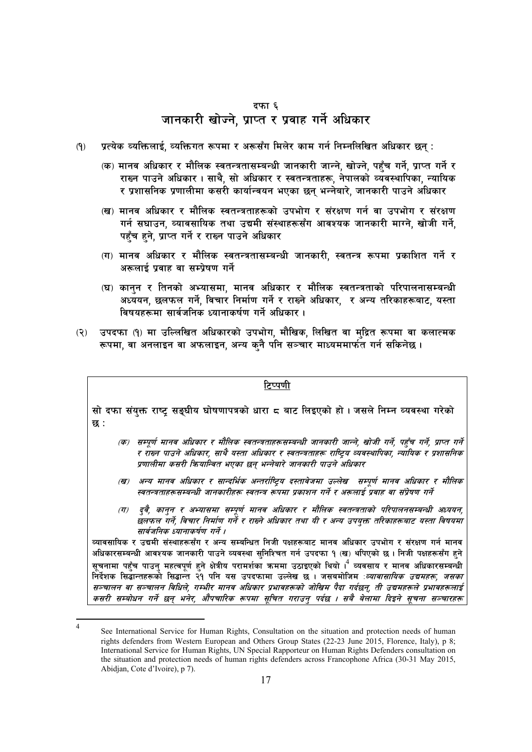## दफा ६
## जानकारी खोज्ने, प्राप्त र प्रवाह गर्ने अधिकार

(१) प्रत्येक व्यक्तिलाई, व्यक्तिगत रूपमा र अरूसँग मिलेर काम गर्न निम्नलिखित अधिकार छन् :

(क) मानव अधिकार र मौलिक स्वतन्त्रतासम्बन्धी जानकारी जान्ने, खोज्ने, पहुँच गर्ने, प्राप्त गर्ने र राख्न पाउने अधिकार । साथै, सो अधिकार र स्वतन्त्रताहरू, नेपालको व्यवस्थापिका, न्यायिक र प्रशासनिक प्रणालीमा कसरी कार्यान्वयन भएका छन् भन्नेबारे, जानकारी पाउने अधिकार

(ख) मानव अधिकार र मौलिक स्वतन्त्रताहरूको उपभोग र संरक्षण गर्न वा उपभोग र संरक्षण गर्न सघाउन, व्यावसायिक तथा उद्यमी संस्थाहरूसँग आवश्यक जानकारी माग्ने, खोजी गर्ने, पहुँच हुने, प्राप्त गर्ने र राख्न पाउने अधिकार

(ग) मानव अधिकार र मौलिक स्वतन्त्रतासम्बन्धी जानकारी, स्वतन्त्र रूपमा प्रकाशित गर्ने र अरूलाई प्रवाह वा सम्प्रेषण गर्ने

(घ) कानुन र तिनको अभ्यासमा, मानव अधिकार र मौलिक स्वतन्त्रताको परिपालनासम्बन्धी अध्ययन, छलफल गर्ने, विचार निर्माण गर्ने र राख्ने अधिकार, र अन्य तरिकाहरूबाट, यस्ता विषयहरूमा सार्वजनिक ध्यानाकर्षण गर्ने अधिकार ।

(२) उपदफा (१) मा उल्लिखित अधिकारको उपभोग, मौखिक, लिखित वा मुद्रित रूपमा वा कलात्मक रूपमा, वा अनलाइन वा अफलाइन, अन्य कुनै पनि सञ्चार माध्यममार्फत गर्न सकिनेछ ।

---

**टिप्पणी**

सो दफा संयुक्त राष्ट्र सङ्घीय घोषणापत्रको धारा ८ बाट लिइएको हो । जसले निम्न व्यवस्था गरेको छ :

*(क) सम्पूर्ण मानव अधिकार र मौलिक स्वतन्त्रताहरूसम्बन्धी जानकारी जान्ने, खोजी गर्ने, पहुँच गर्ने, प्राप्त गर्ने र राख्न पाउने अधिकार, साथै यस्ता अधिकार र स्वतन्त्रताहरू राष्ट्रिय व्यवस्थापिका, न्यायिक र प्रशासनिक प्रणालीमा कसरी क्रियान्वित भएका छन् भन्नेबारे जानकारी पाउने अधिकार*

*(ख) अन्य मानव अधिकार र सान्दर्भिक अन्तर्राष्ट्रिय दस्तावेजमा उल्लेख सम्पूर्ण मानव अधिकार र मौलिक स्वतन्त्रताहरूसम्बन्धी जानकारीहरू स्वतन्त्र रूपमा प्रकाशन गर्ने र अरूलाई प्रवाह वा संप्रेषण गर्ने*

*(ग) दुवै, कानुन र अभ्यासमा सम्पूर्ण मानव अधिकार र मौलिक स्वतन्त्रताको परिपालनसम्बन्धी अध्ययन, छलफल गर्ने, विचार निर्माण गर्ने र राख्ने अधिकार तथा यी र अन्य उपयुक्त तरिकाहरूबाट यस्ता विषयमा सार्वजनिक ध्यानाकर्षण गर्ने ।*

व्यावसायिक र उद्यमी संस्थाहरूसँग र अन्य सम्बन्धित निजी पक्षहरूबाट मानव अधिकार उपभोग र संरक्षण गर्न मानव अधिकारसम्बन्धी आवश्यक जानकारी पाउने व्यवस्था सुनिश्चित गर्न उपदफा १ (ख) थपिएको छ । निजी पक्षहरूसँग हुने सूचनामा पहुँच पाउनु महत्वपूर्ण हुने क्षेत्रीय परामर्शका क्रममा उठाइएको थियो ।[4] व्यवसाय र मानव अधिकारसम्बन्धी निर्देशक सिद्धान्तहरूको सिद्धान्त २१ पनि यस उपदफामा उल्लेख छ । जसबमोजिम :*व्यावसायिक उद्यमहरू, जसका सञ्चालन वा सञ्चालन विधिले, गम्भीर मानव अधिकार प्रभावहरूको जोखिम पैदा गर्दछन्, ती उद्यमहरूले प्रभावहरूलाई कसरी सम्बोधन गर्ने छन् भनेर, औपचारिक रूपमा सूचित गराउनु पर्दछ । सबै बेलामा दिइने सूचना सञ्चारहरू*

---

[4] See International Service for Human Rights, Consultation on the situation and protection needs of human rights defenders from Western European and Others Group States (22-23 June 2015, Florence, Italy), p 8; International Service for Human Rights, UN Special Rapporteur on Human Rights Defenders consultation on the situation and protection needs of human rights defenders across Francophone Africa (30-31 May 2015, Abidjan, Cote d'Ivoire), p 7).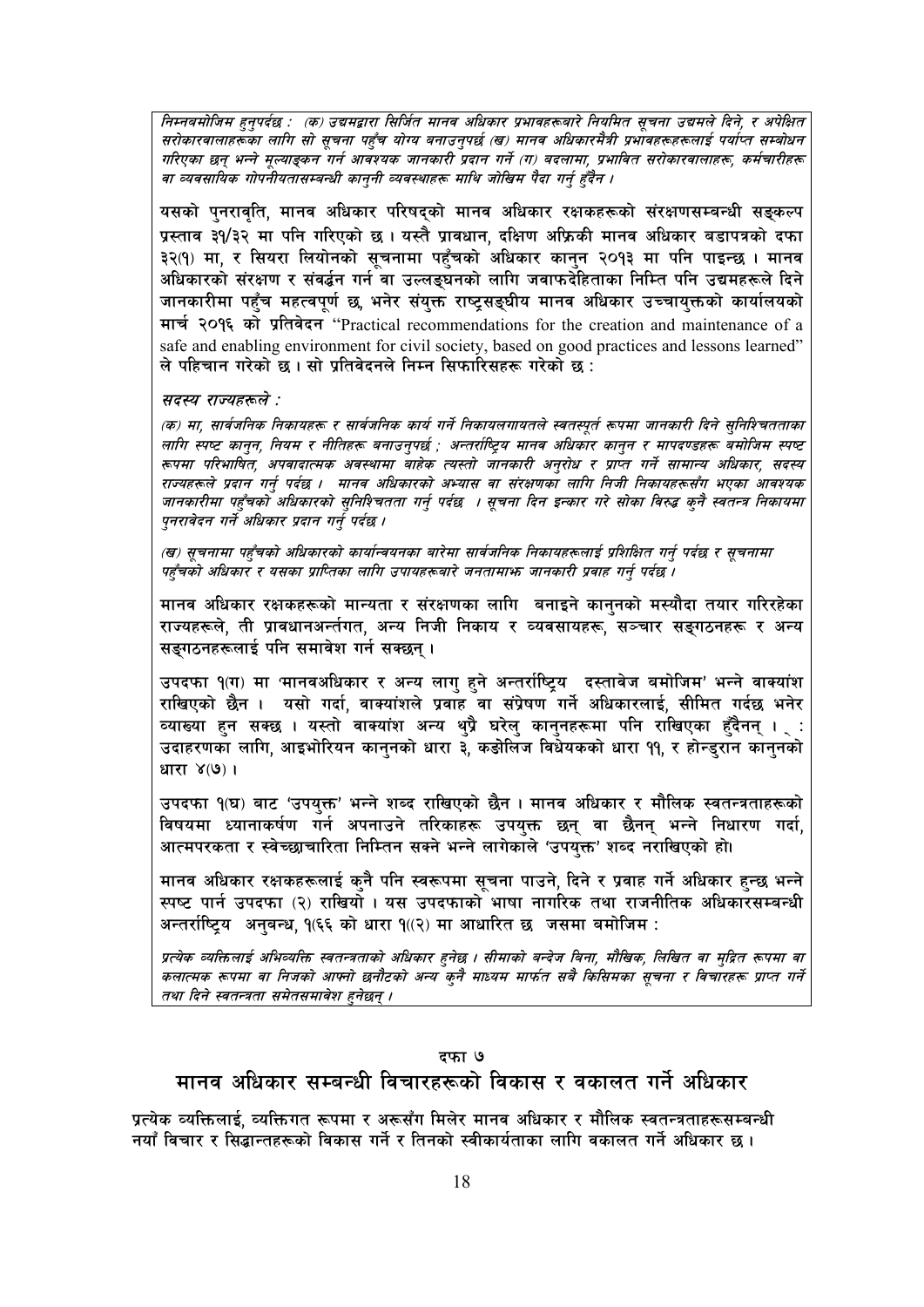*निम्नवमोजिम हुनुपर्दछ : (क) उद्यमद्वारा सिर्जित मानव अधिकार प्रभावहरूबारे नियमित सूचना उद्यमले दिने, र अपेक्षित सरोकारवालाहरूका लागि सो सूचना पहुँच योग्य बनाउनुपर्छ (ख) मानव अधिकारमैत्री प्रभावहरूहरूलाई पर्याप्त सम्बोधन गरिएका छन् भन्ने मूल्याङ्कन गर्न आवश्यक जानकारी प्रदान गर्ने (ग) बदलामा, प्रभावित सरोकारवालाहरू, कर्मचारीहरू वा व्यवसायिक गोपनीयतासम्बन्धी कानुनी व्यवस्थाहरू माथि जोखिम पैदा गर्नु हुँदैन ।*

यसको पुनरावृति, मानव अधिकार परिषद्को मानव अधिकार रक्षकहरूको संरक्षणसम्बन्धी सङ्कल्प प्रस्ताव ३१/३२ मा पनि गरिएको छ । यस्तै प्रावधान, दक्षिण अफ्रिकी मानव अधिकार बडापत्रको दफा ३२(१) मा, र सियरा लियोनको सूचनामा पहुँचको अधिकार कानुन २०१३ मा पनि पाइन्छ । मानव अधिकारको संरक्षण र संवर्द्धन गर्न वा उल्लङ्घनको लागि जवाफदेहिताका निम्ति पनि उद्यमहरूले दिने जानकारीमा पहुँच महत्वपूर्ण छ, भनेर संयुक्त राष्ट्रसङ्घीय मानव अधिकार उच्चायुक्तको कार्यालयको मार्च २०१६ को प्रतिवेदन "Practical recommendations for the creation and maintenance of a safe and enabling environment for civil society, based on good practices and lessons learned" ले पहिचान गरेको छ । सो प्रतिवेदनले निम्न सिफारिसहरू गरेको छ :

*सदस्य राज्यहरूले :*

*(क) मा, सार्वजनिक निकायहरू र सार्वजनिक कार्य गर्ने निकायलगायतले स्वतस्फूर्त रूपमा जानकारी दिने सुनिश्चितताका लागि स्पष्ट कानुन, नियम र नीतिहरू बनाउनुपर्छ ; अन्तर्राष्ट्रिय मानव अधिकार कानुन र मापदण्डहरू बमोजिम स्पष्ट रूपमा परिभाषित, अपवादात्मक अवस्थामा बाहेक त्यस्तो जानकारी अनुरोध र प्राप्त गर्ने सामान्य अधिकार, सदस्य राज्यहरूले प्रदान गर्नु पर्दछ । मानव अधिकारको अभ्यास वा संरक्षणका लागि निजी निकायहरूसँग भएका आवश्यक जानकारीमा पहुँचको अधिकारको सुनिश्चितता गर्नु पर्दछ । सूचना दिन इन्कार गरे सोका विरुद्ध कुनै स्वतन्त्र निकायमा पुनरावेदन गर्ने अधिकार प्रदान गर्नु पर्दछ ।*

*(ख) सूचनामा पहुँचको अधिकारको कार्यान्वयनका बारेमा सार्वजनिक निकायहरूलाई प्रशिक्षित गर्नु पर्दछ र सूचनामा पहुँचको अधिकार र यसका प्राप्तिका लागि उपायहरूबारे जनतामाझ जानकारी प्रवाह गर्नु पर्दछ ।*

मानव अधिकार रक्षकहरूको मान्यता र संरक्षणका लागि बनाइने कानुनको मस्यौदा तयार गरिरहेका राज्यहरूले, ती प्रावधानअन्तर्गत, अन्य निजी निकाय र व्यवसायहरू, सञ्चार सङ्गठनहरू र अन्य सङ्गठनहरूलाई पनि समावेश गर्न सक्छन् ।

उपदफा १(ग) मा 'मानवअधिकार र अन्य लागु हुने अन्तर्राष्ट्रिय दस्तावेज बमोजिम' भन्ने वाक्यांश राखिएको छैन । यसो गर्दा, वाक्यांशले प्रवाह वा संप्रेषण गर्ने अधिकारलाई, सीमित गर्दछ भनेर व्याख्या हुन सक्छ । यस्तो वाक्यांश अन्य थुप्रै घरेलु कानुनहरूमा पनि राखिएका हुँदैनन् । : उदाहरणका लागि, आइभोरियन कानुनको धारा ३, कङ्गोलिज विधेयकको धारा ११, र होन्डुरान कानुनको धारा ४(७) ।

उपदफा १(घ) बाट 'उपयुक्त' भन्ने शब्द राखिएको छैन । मानव अधिकार र मौलिक स्वतन्त्रताहरूको विषयमा ध्यानाकर्षण गर्न अपनाउने तरिकाहरू उपयुक्त छन् वा छैनन् भन्ने निधारण गर्दा, आत्मपरकता र स्वेच्छाचारिता निम्तिन सक्ने भन्ने लागेकाले 'उपयुक्त' शब्द नराखिएको हो।

मानव अधिकार रक्षकहरूलाई कुनै पनि स्वरूपमा सूचना पाउने, दिने र प्रवाह गर्ने अधिकार हुन्छ भन्ने स्पष्ट पार्न उपदफा (२) राखियो । यस उपदफाको भाषा नागरिक तथा राजनीतिक अधिकारसम्बन्धी अन्तर्राष्ट्रिय अनुबन्ध, १(६६ को धारा १((२) मा आधारित छ जसमा बमोजिम :

*प्रत्येक व्यक्तिलाई अभिव्यक्ति स्वतन्त्रताको अधिकार हुनेछ । सीमाको बन्देज बिना, मौखिक, लिखित वा मुद्रित रूपमा वा कलात्मक रूपमा वा निजको आफ्नो छनौटको अन्य कुनै माध्यम मार्फत सबै किसिमका सूचना र विचारहरू प्राप्त गर्ने तथा दिने स्वतन्त्रता समेतसमावेश हुनेछन् ।*

## दफा ७
## मानव अधिकार सम्बन्धी विचारहरूको विकास र वकालत गर्ने अधिकार

प्रत्येक व्यक्तिलाई, व्यक्तिगत रूपमा र अरूसँग मिलेर मानव अधिकार र मौलिक स्वतन्त्रताहरूसम्बन्धी नयाँ विचार र सिद्धान्तहरूको विकास गर्ने र तिनको स्वीकार्यताका लागि वकालत गर्ने अधिकार छ ।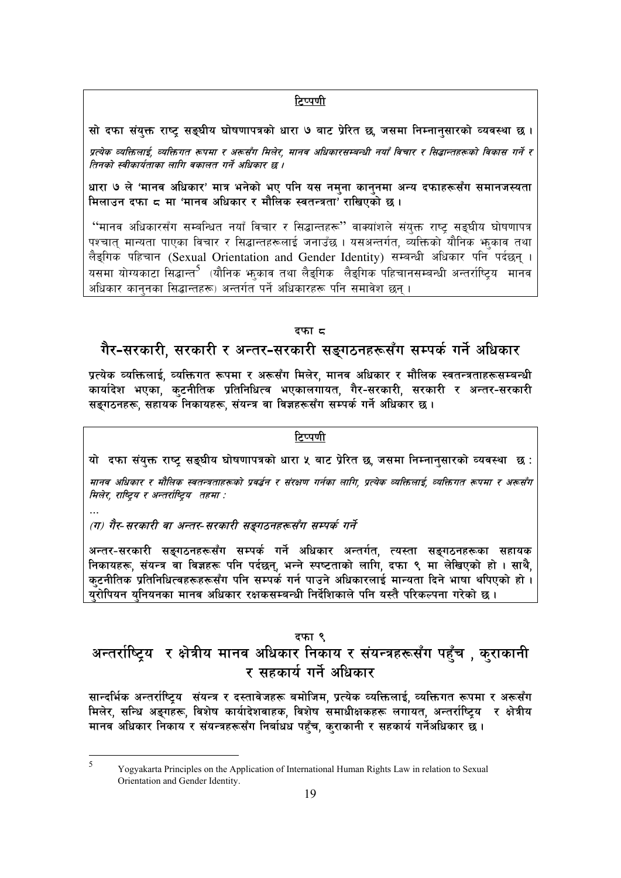**टिप्पणी**

**सो दफा संयुक्त राष्ट्र सङ्घीय घोषणापत्रको धारा ७ बाट प्रेरित छ, जसमा निम्नानुसारको व्यवस्था छ ।**

*प्रत्येक व्यक्तिलाई, व्यक्तिगत रूपमा र अरूसँग मिलेर, मानव अधिकारसम्बन्धी नयाँ विचार र सिद्धान्तहरूको विकास गर्ने र तिनको स्वीकार्यताका लागि वकालत गर्ने अधिकार छ ।*

**धारा ७ ले 'मानव अधिकार' मात्र भनेको भए पनि यस नमुना कानुनमा अन्य दफाहरूसँग समानजस्यता मिलाउन दफा ८ मा 'मानव अधिकार र मौलिक स्वतन्त्रता' राखिएको छ ।**

"मानव अधिकारसँग सम्बन्धित नयाँ विचार र सिद्धान्तहरू" वाक्यांशले संयुक्त राष्ट्र सङ्घीय घोषणापत्र पश्चात् मान्यता पाएका विचार र सिद्धान्तहरूलाई जनाउँछ । यसअन्तर्गत, व्यक्तिको यौनिक झुकाव तथा लैङ्गिक पहिचान (Sexual Orientation and Gender Identity) सम्बन्धी अधिकार पनि पर्दछन् । यसमा योग्यकाटा सिद्धान्त[5] (यौनिक झुकाव तथा लैङ्गिक लैङ्गिक पहिचानसम्बन्धी अन्तर्राष्ट्रिय मानव अधिकार कानुनका सिद्धान्तहरू) अन्तर्गत पर्ने अधिकारहरू पनि समावेश छन् ।

## दफा ८
## गैर-सरकारी, सरकारी र अन्तर-सरकारी सङ्गठनहरूसँग सम्पर्क गर्ने अधिकार

**प्रत्येक व्यक्तिलाई, व्यक्तिगत रूपमा र अरूसँग मिलेर, मानव अधिकार र मौलिक स्वतन्त्रताहरूसम्बन्धी कार्यादेश भएका, कुटनीतिक प्रतिनिधित्व भएकालगायत, गैर-सरकारी, सरकारी र अन्तर-सरकारी सङ्गठनहरू, सहायक निकायहरू, संयन्त्र वा विज्ञहरूसँग सम्पर्क गर्ने अधिकार छ ।**

**टिप्पणी**

**यो दफा संयुक्त राष्ट्र सङ्घीय घोषणापत्रको धारा ५ बाट प्रेरित छ, जसमा निम्नानुसारको व्यवस्था छ :**

*मानव अधिकार र मौलिक स्वतन्त्रताहरूको प्रवर्द्धन र संरक्षण गर्नका लागि, प्रत्येक व्यक्तिलाई, व्यक्तिगत रूपमा र अरूसँग मिलेर, राष्ट्रिय र अन्तर्राष्ट्रिय तहमा :*

...

*(ग) गैर-सरकारी वा अन्तर-सरकारी सङ्गठनहरूसँग सम्पर्क गर्ने*

**अन्तर-सरकारी सङ्गठनहरूसँग सम्पर्क गर्ने अधिकार अन्तर्गत, त्यस्ता सङ्गठनहरूका सहायक निकायहरू, संयन्त्र वा विज्ञहरू पनि पर्दछन्, भन्ने स्पष्टताको लागि, दफा ९ मा लेखिएको हो । साथै, कुटनीतिक प्रतिनिधित्वहरूहरूसँग पनि सम्पर्क गर्न पाउने अधिकारलाई मान्यता दिने भाषा थपिएको हो । युरोपियन युनियनका मानव अधिकार रक्षकसम्बन्धी निर्देशिकाले पनि यस्तै परिकल्पना गरेको छ ।**

## दफा ९
## अन्तर्राष्ट्रिय र क्षेत्रीय मानव अधिकार निकाय र संयन्त्रहरूसँग पहुँच , कुराकानी र सहकार्य गर्ने अधिकार

**सान्दर्भिक अन्तर्राष्ट्रिय संयन्त्र र दस्तावेजहरू बमोजिम, प्रत्येक व्यक्तिलाई, व्यक्तिगत रूपमा र अरूसँग मिलेर, सन्धि अङ्गहरू, विशेष कार्यादेशवाहक, विशेष समाधीक्षकहरू लगायत, अन्तर्राष्ट्रिय र क्षेत्रीय मानव अधिकार निकाय र संयन्त्रहरूसँग निर्बाधध पहुँच, कुराकानी र सहकार्य गर्नेअधिकार छ ।**

---

[5] Yogyakarta Principles on the Application of International Human Rights Law in relation to Sexual Orientation and Gender Identity.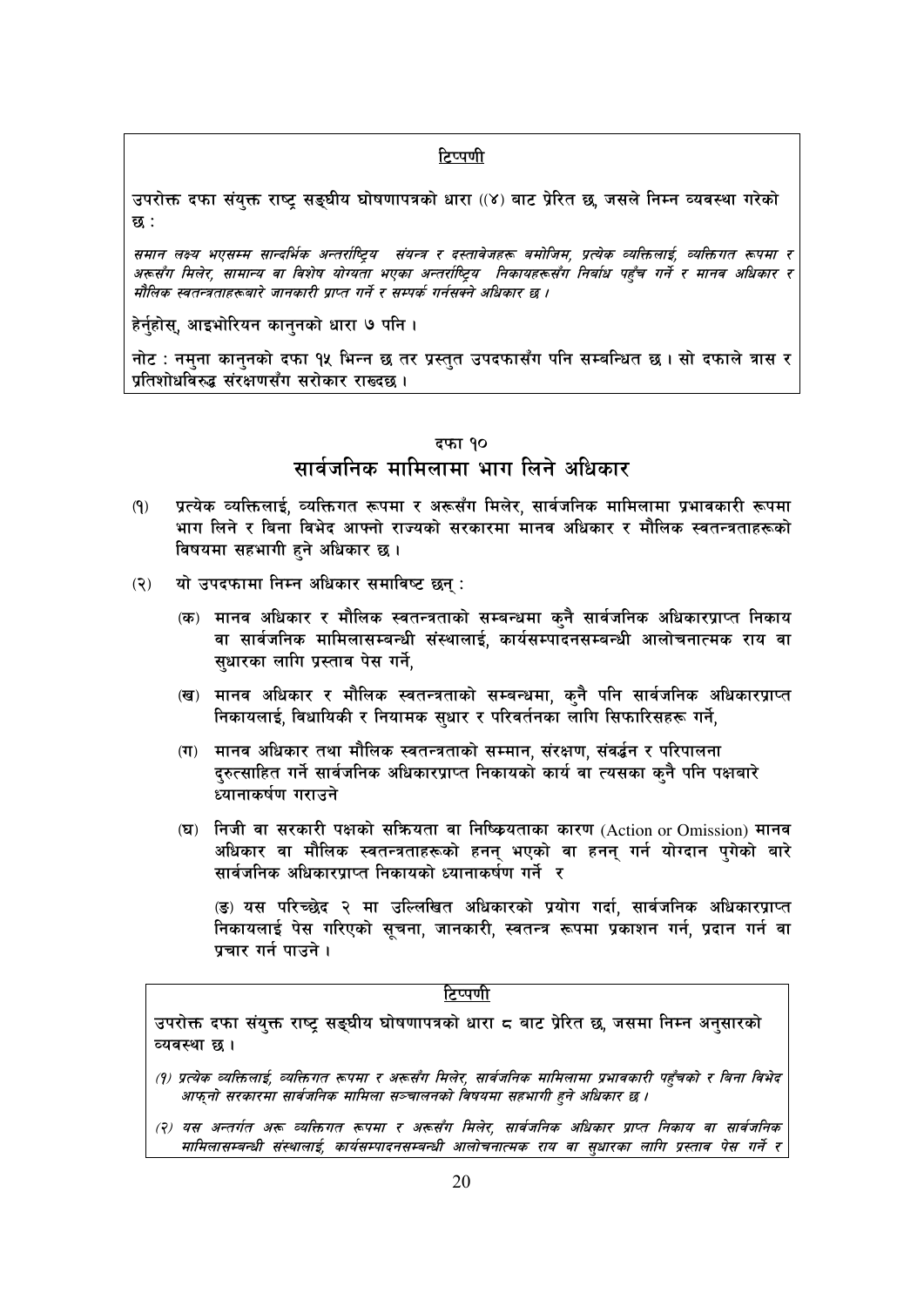**टिप्पणी**

उपरोक्त दफा संयुक्त राष्ट्र सङ्घीय घोषणापत्रको धारा ((४) बाट प्रेरित छ, जसले निम्न व्यवस्था गरेको छ :

*समान लक्ष्य भएसम्म सान्दर्भिक अन्तर्राष्ट्रिय संयन्त्र र दस्तावेजहरू बमोजिम, प्रत्येक व्यक्तिलाई, व्यक्तिगत रूपमा र अरूसँग मिलेर, सामान्य वा विशेष योग्यता भएका अन्तर्राष्ट्रिय निकायहरूसँग निर्बाध पहुँच गर्ने र मानव अधिकार र मौलिक स्वतन्त्रताहरूबारे जानकारी प्राप्त गर्ने र सम्पर्क गर्नसक्ने अधिकार छ ।*

हेर्नुहोस्, आइभोरियन कानुनको धारा ७ पनि ।

नोट : नमुना कानुनको दफा १५ भिन्न छ तर प्रस्तुत उपदफासँग पनि सम्बन्धित छ । सो दफाले त्रास र प्रतिशोधविरुद्ध संरक्षणसँग सरोकार राख्दछ ।

## दफा १०
## सार्वजनिक मामिलामा भाग लिने अधिकार

(१) प्रत्येक व्यक्तिलाई, व्यक्तिगत रूपमा र अरूसँग मिलेर, सार्वजनिक मामिलामा प्रभावकारी रूपमा भाग लिने र बिना विभेद आफ्नो राज्यको सरकारमा मानव अधिकार र मौलिक स्वतन्त्रताहरूको विषयमा सहभागी हुने अधिकार छ ।

(२) यो उपदफामा निम्न अधिकार समाविष्ट छन् :

(क) मानव अधिकार र मौलिक स्वतन्त्रताको सम्बन्धमा कुनै सार्वजनिक अधिकारप्राप्त निकाय वा सार्वजनिक मामिलासम्बन्धी संस्थालाई, कार्यसम्पादनसम्बन्धी आलोचनात्मक राय वा सुधारका लागि प्रस्ताव पेस गर्ने,

(ख) मानव अधिकार र मौलिक स्वतन्त्रताको सम्बन्धमा, कुनै पनि सार्वजनिक अधिकारप्राप्त निकायलाई, विधायिकी र नियामक सुधार र परिवर्तनका लागि सिफारिसहरू गर्ने,

(ग) मानव अधिकार तथा मौलिक स्वतन्त्रताको सम्मान, संरक्षण, संवर्द्धन र परिपालना दुरुत्साहित गर्ने सार्वजनिक अधिकारप्राप्त निकायको कार्य वा त्यसका कुनै पनि पक्षबारे ध्यानाकर्षण गराउने

(घ) निजी वा सरकारी पक्षको सक्रियता वा निष्क्रियताका कारण (Action or Omission) मानव अधिकार वा मौलिक स्वतन्त्रताहरूको हनन् भएको वा हनन् गर्न योग्दान पुगेको बारे सार्वजनिक अधिकारप्राप्त निकायको ध्यानाकर्षण गर्ने र

(ङ) यस परिच्छेद २ मा उल्लिखित अधिकारको प्रयोग गर्दा, सार्वजनिक अधिकारप्राप्त निकायलाई पेस गरिएको सूचना, जानकारी, स्वतन्त्र रूपमा प्रकाशन गर्न, प्रदान गर्न वा प्रचार गर्न पाउने ।

**टिप्पणी**

उपरोक्त दफा संयुक्त राष्ट्र सङ्घीय घोषणापत्रको धारा ८ बाट प्रेरित छ, जसमा निम्न अनुसारको व्यवस्था छ ।

*(१) प्रत्येक व्यक्तिलाई, व्यक्तिगत रूपमा र अरूसँग मिलेर, सार्वजनिक मामिलामा प्रभावकारी पहुँचको र बिना विभेद आफ्नो सरकारमा सार्वजनिक मामिला सञ्चालनको विषयमा सहभागी हुने अधिकार छ ।*

*(२) यस अन्तर्गत अरू व्यक्तिगत रूपमा र अरूसँग मिलेर, सार्वजनिक अधिकार प्राप्त निकाय वा सार्वजनिक मामिलासम्बन्धी संस्थालाई, कार्यसम्पादनसम्बन्धी आलोचनात्मक राय वा सुधारका लागि प्रस्ताव पेस गर्ने र*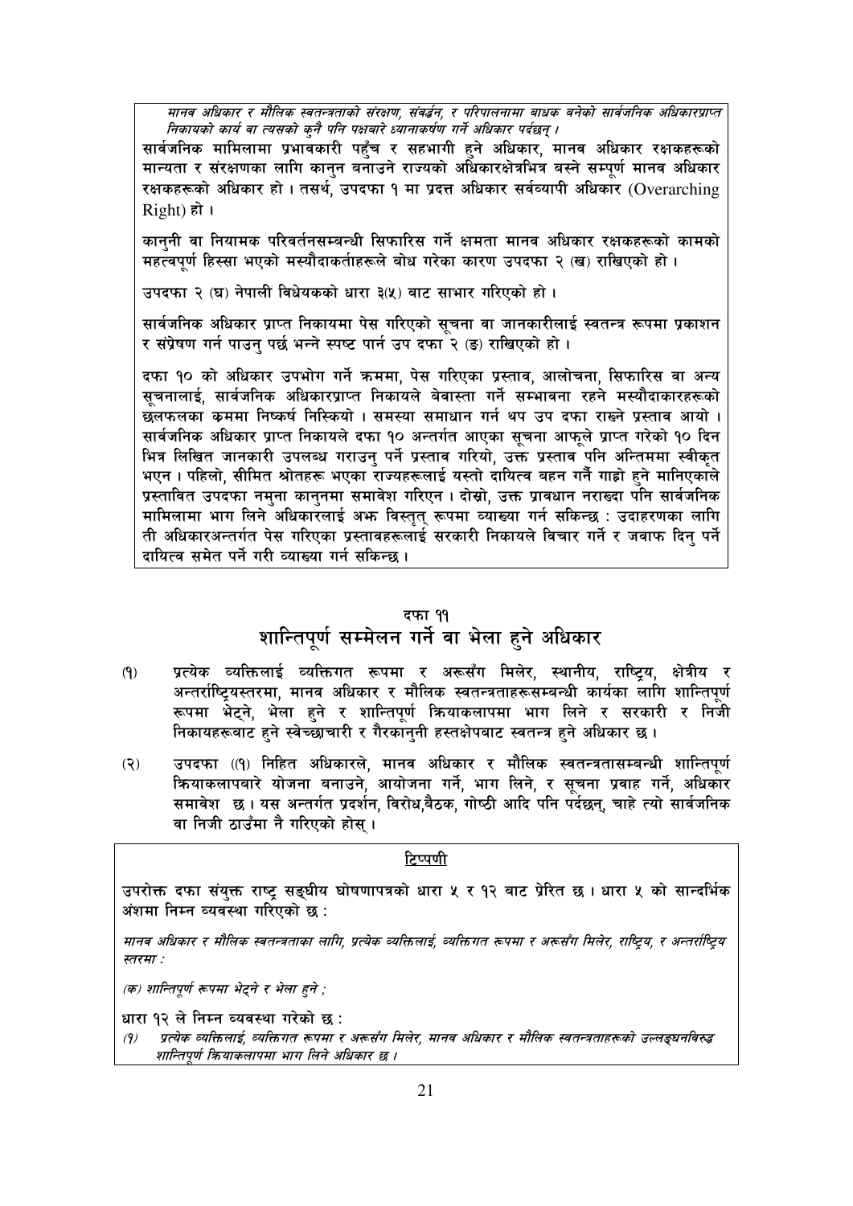*मानव अधिकार र मौलिक स्वतन्त्रताको संरक्षण, संवर्द्धन, र परिपालनामा बाधक बनेको सार्वजनिक अधिकारप्राप्त निकायको कार्य वा त्यसको कुनै पनि पक्षबारे ध्यानाकर्षण गर्ने अधिकार पर्दछन् ।*

सार्वजनिक मामिलामा प्रभावकारी पहुँच र सहभागी हुने अधिकार, मानव अधिकार रक्षकहरूको मान्यता र संरक्षणका लागि कानुन बनाउने राज्यको अधिकारक्षेत्रभित्र बस्ने सम्पूर्ण मानव अधिकार रक्षकहरूको अधिकार हो । तसर्थ, उपदफा १ मा प्रदत्त अधिकार सर्वव्यापी अधिकार (Overarching Right) हो ।

कानुनी वा नियामक परिवर्तनसम्बन्धी सिफारिस गर्ने क्षमता मानव अधिकार रक्षकहरूको कामको महत्वपूर्ण हिस्सा भएको मस्यौदाकर्ताहरूले बोध गरेका कारण उपदफा २ (ख) राखिएको हो ।

उपदफा २ (घ) नेपाली विधेयकको धारा ३(५) बाट साभार गरिएको हो ।

सार्वजनिक अधिकार प्राप्त निकायमा पेस गरिएको सूचना वा जानकारीलाई स्वतन्त्र रूपमा प्रकाशन र संप्रेषण गर्न पाउनु पर्छ भन्ने स्पष्ट पार्न उप दफा २ (ङ) राखिएको हो ।

दफा १० को अधिकार उपभोग गर्ने क्रममा, पेस गरिएका प्रस्ताव, आलोचना, सिफारिस वा अन्य सूचनालाई, सार्वजनिक अधिकारप्राप्त निकायले बेवास्ता गर्ने सम्भावना रहने मस्यौदाकारहरूको छलफलका क्रममा निष्कर्ष निस्कियो । समस्या समाधान गर्न थप उप दफा राख्ने प्रस्ताव आयो । सार्वजनिक अधिकार प्राप्त निकायले दफा १० अन्तर्गत आएका सूचना आफूले प्राप्त गरेको १० दिन भित्र लिखित जानकारी उपलब्ध गराउनु पर्ने प्रस्ताव गरियो, उक्त प्रस्ताव पनि अन्तिममा स्वीकृत भएन । पहिलो, सीमित श्रोतहरू भएका राज्यहरूलाई यस्तो दायित्व वहन गर्नै गाह्रो हुने मानिएकाले प्रस्तावित उपदफा नमुना कानुनमा समावेश गरिएन । दोस्रो, उक्त प्रावधान नराख्दा पनि सार्वजनिक मामिलामा भाग लिने अधिकारलाई अझ विस्तृत् रूपमा व्याख्या गर्न सकिन्छ : उदाहरणका लागि ती अधिकारअन्तर्गत पेस गरिएका प्रस्तावहरूलाई सरकारी निकायले विचार गर्ने र जवाफ दिनु पर्ने दायित्व समेत पर्ने गरी व्याख्या गर्न सकिन्छ ।

## दफा ११
## शान्तिपूर्ण सम्मेलन गर्ने वा भेला हुने अधिकार

(१) प्रत्येक व्यक्तिलाई व्यक्तिगत रूपमा र अरूसँग मिलेर, स्थानीय, राष्ट्रिय, क्षेत्रीय र अन्तर्राष्ट्रियस्तरमा, मानव अधिकार र मौलिक स्वतन्त्रताहरूसम्बन्धी कार्यका लागि शान्तिपूर्ण रूपमा भेट्ने, भेला हुने र शान्तिपूर्ण क्रियाकलापमा भाग लिने र सरकारी र निजी निकायहरूबाट हुने स्वेच्छाचारी र गैरकानुनी हस्तक्षेपबाट स्वतन्त्र हुने अधिकार छ ।

(२) उपदफा ((१) निहित अधिकारले, मानव अधिकार र मौलिक स्वतन्त्रतासम्बन्धी शान्तिपूर्ण क्रियाकलापबारे योजना बनाउने, आयोजना गर्ने, भाग लिने, र सूचना प्रवाह गर्ने, अधिकार समावेश छ । यस अन्तर्गत प्रदर्शन, विरोध,बैठक, गोष्ठी आदि पनि पर्दछन्, चाहे त्यो सार्वजनिक वा निजी ठाउँमा नै गरिएको होस् ।

**टिप्पणी**

उपरोक्त दफा संयुक्त राष्ट्र सङ्घीय घोषणापत्रको धारा ५ र १२ बाट प्रेरित छ । धारा ५ को सान्दर्भिक अंशमा निम्न व्यवस्था गरिएको छ :

*मानव अधिकार र मौलिक स्वतन्त्रताका लागि, प्रत्येक व्यक्तिलाई, व्यक्तिगत रूपमा र अरूसँग मिलेर, राष्ट्रिय, र अन्तर्राष्ट्रिय स्तरमा :*

*(क) शान्तिपूर्ण रूपमा भेट्ने र भेला हुने ;*

धारा १२ ले निम्न व्यवस्था गरेको छ :

*(१) प्रत्येक व्यक्तिलाई, व्यक्तिगत रूपमा र अरूसँग मिलेर, मानव अधिकार र मौलिक स्वतन्त्रताहरूको उल्लङ्घनविरुद्ध शान्तिपूर्ण क्रियाकलापमा भाग लिने अधिकार छ ।*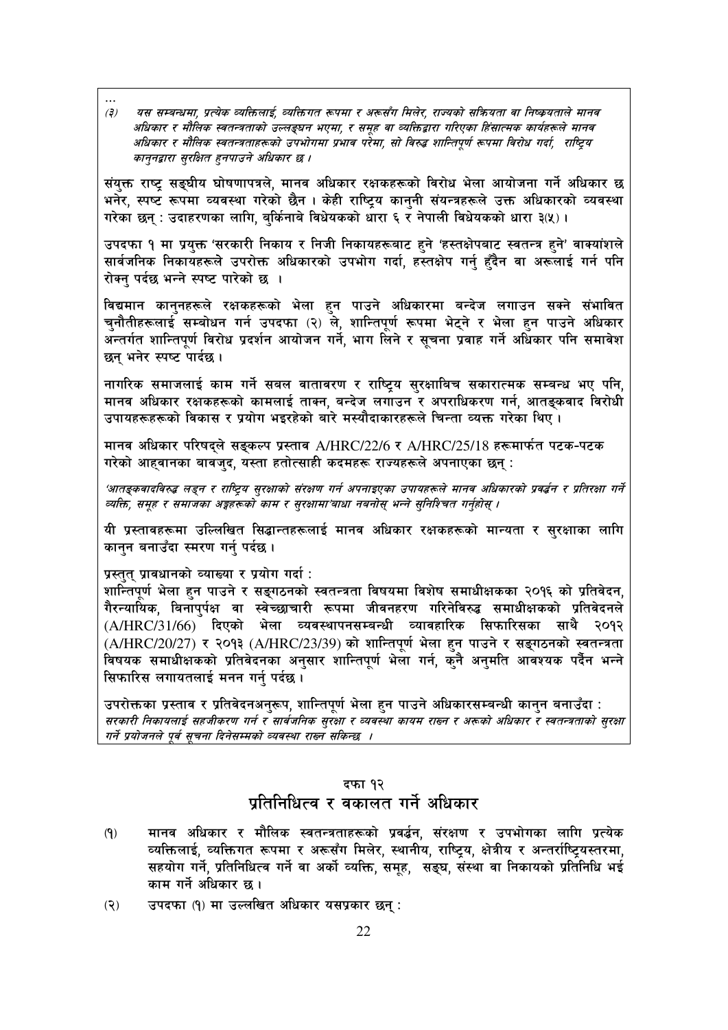...

*(३) यस सम्बन्धमा, प्रत्येक व्यक्तिलाई, व्यक्तिगत रूपमा र अरूसँग मिलेर, राज्यको सक्रियता वा निष्क्रयताले मानव अधिकार र मौलिक स्वतन्त्रताको उल्लङ्घन भएमा, र समूह वा व्यक्तिद्वारा गरिएका हिंसात्मक कार्यहरूले मानव अधिकार र मौलिक स्वतन्त्रताहरूको उपभोगमा प्रभाव परेमा, सो विरुद्ध शान्तिपूर्ण रूपमा विरोध गर्दा, राष्ट्रिय कानुनद्वारा सुरक्षित हुनपाउने अधिकार छ ।*

संयुक्त राष्ट्र सङ्घीय घोषणापत्रले, मानव अधिकार रक्षकहरूको विरोध भेला आयोजना गर्ने अधिकार छ भनेर, स्पष्ट रूपमा व्यवस्था गरेको छैन । केही राष्ट्रिय कानुनी संयन्त्रहरूले उक्त अधिकारको व्यवस्था गरेका छन् : उदाहरणका लागि, बुर्किनाबे विधेयकको धारा ६ र नेपाली विधेयकको धारा ३(५) ।

उपदफा १ मा प्रयुक्त 'सरकारी निकाय र निजी निकायहरूबाट हुने 'हस्तक्षेपबाट स्वतन्त्र हुने' वाक्यांशले सार्वजनिक निकायहरूले उपरोक्त अधिकारको उपभोग गर्दा, हस्तक्षेप गर्नु हुँदैन वा अरूलाई गर्न पनि रोक्नु पर्दछ भन्ने स्पष्ट पारेको छ ।

विद्यमान कानुनहरूले रक्षकहरूको भेला हुन पाउने अधिकारमा बन्देज लगाउन सक्ने संभावित चुनौतीहरूलाई सम्बोधन गर्न उपदफा (२) ले, शान्तिपूर्ण रूपमा भेट्ने र भेला हुन पाउने अधिकार अन्तर्गत शान्तिपूर्ण विरोध प्रदर्शन आयोजन गर्ने, भाग लिने र सूचना प्रवाह गर्ने अधिकार पनि समावेश छन् भनेर स्पष्ट पार्दछ ।

नागरिक समाजलाई काम गर्ने सबल वातावरण र राष्ट्रिय सुरक्षाबिच सकारात्मक सम्बन्ध भए पनि, मानव अधिकार रक्षकहरूको कामलाई ताक्न, बन्देज लगाउन र अपराधिकरण गर्न, आतङ्कवाद विरोधी उपायहरूहरूको विकास र प्रयोग भइरहेको बारे मस्यौदाकारहरूले चिन्ता व्यक्त गरेका थिए ।

मानव अधिकार परिषद्ले सङ्कल्प प्रस्ताव A/HRC/22/6 र A/HRC/25/18 हरूमार्फत पटक-पटक गरेको आह्वानका बावजुद, यस्ता हतोत्साही कदमहरू राज्यहरूले अपनाएका छन् :

*'आतङ्कवादविरुद्ध लड्न र राष्ट्रिय सुरक्षाको संरक्षण गर्न अपनाइएका उपायहरूले मानव अधिकारको प्रवर्द्धन र प्रतिरक्षा गर्ने व्यक्ति, समूह र समाजका अङ्गहरूको काम र सुरक्षामा'बाधा नबनोस् भन्ने सुनिश्चित गर्नुहोस् ।*

यी प्रस्तावहरूमा उल्लिखित सिद्धान्तहरूलाई मानव अधिकार रक्षकहरूको मान्यता र सुरक्षाका लागि कानुन बनाउँदा स्मरण गर्नु पर्दछ ।

प्रस्तुत् प्रावधानको व्याख्या र प्रयोग गर्दा :
शान्तिपूर्ण भेला हुन पाउने र सङ्गठनको स्वतन्त्रता विषयमा विशेष समाधीक्षकका २०१६ को प्रतिवेदन, गैरन्यायिक, बिनापुर्पक्ष वा स्वेच्छाचारी रूपमा जीवनहरण गरिनेविरुद्ध समाधीक्षकको प्रतिवेदनले (A/HRC/31/66) दिएको भेला व्यवस्थापनसम्बन्धी व्यावहारिक सिफारिसका साथै २०१२ (A/HRC/20/27) र २०१३ (A/HRC/23/39) को शान्तिपूर्ण भेला हुन पाउने र सङ्गठनको स्वतन्त्रता विषयक समाधीक्षकको प्रतिवेदनका अनुसार शान्तिपूर्ण भेला गर्न, कुनै अनुमति आवश्यक पर्दैन भन्ने सिफारिस लगायतलाई मनन गर्नु पर्दछ ।

उपरोक्तका प्रस्ताव र प्रतिवेदनअनुरूप, शान्तिपूर्ण भेला हुन पाउने अधिकारसम्बन्धी कानुन बनाउँदा :
*सरकारी निकायलाई सहजीकरण गर्न र सार्वजनिक सुरक्षा र व्यवस्था कायम राख्न र अरूको अधिकार र स्वतन्त्रताको सुरक्षा गर्ने प्रयोजनले पूर्व सूचना दिनेसम्मको व्यवस्था राख्न सकिन्छ ।*

## दफा १२
## प्रतिनिधित्व र वकालत गर्ने अधिकार

(१) मानव अधिकार र मौलिक स्वतन्त्रताहरूको प्रवर्द्धन, संरक्षण र उपभोगका लागि प्रत्येक व्यक्तिलाई, व्यक्तिगत रूपमा र अरूसँग मिलेर, स्थानीय, राष्ट्रिय, क्षेत्रीय र अन्तर्राष्ट्रियस्तरमा, सहयोग गर्ने, प्रतिनिधित्व गर्ने वा अर्को व्यक्ति, समूह, सङ्घ, संस्था वा निकायको प्रतिनिधि भई काम गर्ने अधिकार छ ।

(२) उपदफा (१) मा उल्लखित अधिकार यसप्रकार छन् :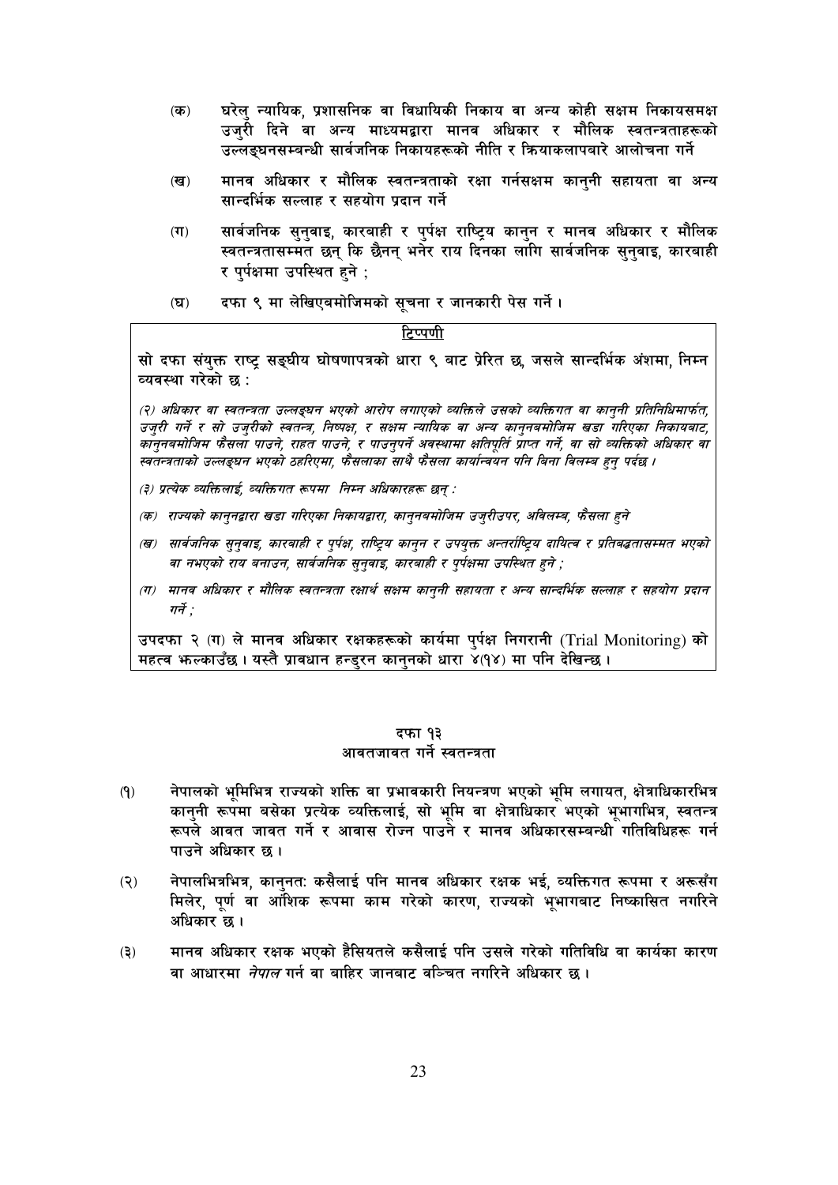(क) घरेलु न्यायिक, प्रशासनिक वा विधायिकी निकाय वा अन्य कोही सक्षम निकायसमक्ष उजुरी दिने वा अन्य माध्यमद्वारा मानव अधिकार र मौलिक स्वतन्त्रताहरूको उल्लङ्घनसम्बन्धी सार्वजनिक निकायहरूको नीति र क्रियाकलापबारे आलोचना गर्ने

(ख) मानव अधिकार र मौलिक स्वतन्त्रताको रक्षा गर्नसक्षम कानुनी सहायता वा अन्य सान्दर्भिक सल्लाह र सहयोग प्रदान गर्ने

(ग) सार्वजनिक सुनुवाइ, कारबाही र पुर्पक्ष राष्ट्रिय कानुन र मानव अधिकार र मौलिक स्वतन्त्रतासम्मत छन् कि छैनन् भनेर राय दिनका लागि सार्वजनिक सुनुवाइ, कारबाही र पुर्पक्षमा उपस्थित हुने ;

(घ) दफा ९ मा लेखिएबमोजिमको सूचना र जानकारी पेस गर्ने ।

**टिप्पणी**

सो दफा संयुक्त राष्ट्र सङ्घीय घोषणापत्रको धारा ९ बाट प्रेरित छ, जसले सान्दर्भिक अंशमा, निम्न व्यवस्था गरेको छ :

*(२) अधिकार वा स्वतन्त्रता उल्लङ्घन भएको आरोप लगाएको व्यक्तिले उसको व्यक्तिगत वा कानुनी प्रतिनिधिमार्फत, उजुरी गर्ने र सो उजुरीको स्वतन्त्र, निष्पक्ष, र सक्षम न्यायिक वा अन्य कानुनबमोजिम खडा गरिएका निकायबाट, कानुनबमोजिम फैसला पाउने, राहत पाउने, र पाउनुपर्ने अवस्थामा क्षतिपूर्ति प्राप्त गर्ने, वा सो व्यक्तिको अधिकार वा स्वतन्त्रताको उल्लङ्घन भएको ठहरिएमा, फैसलाका साथै फैसला कार्यान्वयन पनि बिना विलम्ब हुनु पर्दछ ।*

*(३) प्रत्येक व्यक्तिलाई, व्यक्तिगत रूपमा निम्न अधिकारहरू छन् :*

*(क) राज्यको कानुनद्वारा खडा गरिएका निकायद्वारा, कानुनबमोजिम उजुरीउपर, अविलम्ब, फैसला हुने*

*(ख) सार्वजनिक सुनुवाइ, कारबाही र पुर्पक्ष, राष्ट्रिय कानुन र उपयुक्त अन्तर्राष्ट्रिय दायित्व र प्रतिबद्धतासम्मत भएको वा नभएको राय बनाउन, सार्वजनिक सुनुवाइ, कारबाही र पुर्पक्षमा उपस्थित हुने ;*

*(ग) मानव अधिकार र मौलिक स्वतन्त्रता रक्षार्थ सक्षम कानुनी सहायता र अन्य सान्दर्भिक सल्लाह र सहयोग प्रदान गर्ने ;*

उपदफा २ (ग) ले मानव अधिकार रक्षकहरूको कार्यमा पुर्पक्ष निगरानी (Trial Monitoring) को महत्व झल्काउँछ । यस्तै प्रावधान हन्डुरन कानुनको धारा ४(१४) मा पनि देखिन्छ ।

## दफा १३
## आवतजावत गर्ने स्वतन्त्रता

(१) नेपालको भूमिभित्र राज्यको शक्ति वा प्रभावकारी नियन्त्रण भएको भूमि लगायत, क्षेत्राधिकारभित्र कानुनी रूपमा बसेका प्रत्येक व्यक्तिलाई, सो भूमि वा क्षेत्राधिकार भएको भूभागभित्र, स्वतन्त्र रूपले आवत जावत गर्ने र आवास रोज्न पाउने र मानव अधिकारसम्बन्धी गतिविधिहरू गर्न पाउने अधिकार छ ।

(२) नेपालभित्रभित्र, कानुनतः कसैलाई पनि मानव अधिकार रक्षक भई, व्यक्तिगत रूपमा र अरूसँग मिलेर, पूर्ण वा आंशिक रूपमा काम गरेको कारण, राज्यको भूभागबाट निष्कासित नगरिने अधिकार छ ।

(३) मानव अधिकार रक्षक भएको हैसियतले कसैलाई पनि उसले गरेको गतिविधि वा कार्यका कारण वा आधारमा *नेपाल* गर्न वा बाहिर जानबाट वञ्चित नगरिने अधिकार छ ।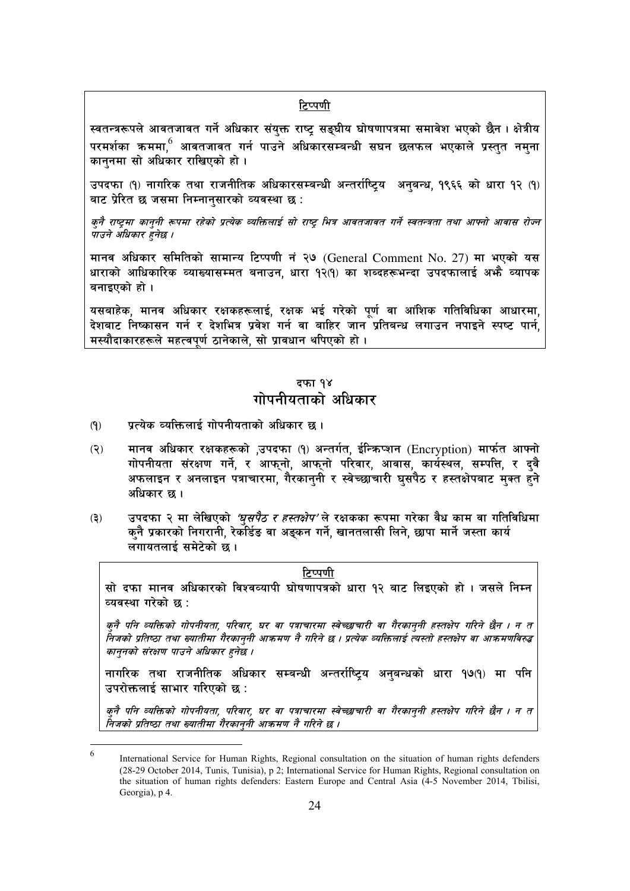**टिप्पणी**

स्वतन्त्ररूपले आवतजावत गर्ने अधिकार संयुक्त राष्ट्र सङ्घीय घोषणापत्रमा समावेश भएको छैन । क्षेत्रीय परमर्शका क्रममा,[6] आवतजावत गर्न पाउने अधिकारसम्बन्धी सघन छलफल भएकाले प्रस्तुत नमुना कानुनमा सो अधिकार राखिएको हो ।

उपदफा (१) नागरिक तथा राजनीतिक अधिकारसम्बन्धी अन्तर्राष्ट्रिय अनुबन्ध, १९६६ को धारा १२ (१) बाट प्रेरित छ जसमा निम्नानुसारको व्यवस्था छ :

*कुनै राष्ट्रमा कानुनी रूपमा रहेको प्रत्येक व्यक्तिलाई सो राष्ट्र भित्र आवतजावत गर्ने स्वतन्त्रता तथा आफ्नो आवास रोज्न पाउने अधिकार हुनेछ ।*

मानव अधिकार समितिको सामान्य टिप्पणी नं २७ (General Comment No. 27) मा भएको यस धाराको आधिकारिक व्याख्यासम्मत बनाउन, धारा १२(१) का शब्दहरूभन्दा उपदफालाई अझै व्यापक बनाइएको हो ।

यसबाहेक, मानव अधिकार रक्षकहरूलाई, रक्षक भई गरेको पूर्ण वा आंशिक गतिविधिका आधारमा, देशबाट निष्कासन गर्न र देशभित्र प्रवेश गर्न वा बाहिर जान प्रतिबन्ध लगाउन नपाइने स्पष्ट पार्न, मस्यौदाकारहरूले महत्वपूर्ण ठानेकाले, सो प्रावधान थपिएको हो ।

## दफा १४
## गोपनीयताको अधिकार

(१) प्रत्येक व्यक्तिलाई गोपनीयताको अधिकार छ ।

(२) मानव अधिकार रक्षकहरूको ,उपदफा (१) अन्तर्गत, ईन्क्रिप्शन (Encryption) मार्फत आफ्नो गोपनीयता संरक्षण गर्ने, र आफ्नो, आफ्नो परिवार, आवास, कार्यस्थल, सम्पत्ति, र दुवै अफलाइन र अनलाइन पत्राचारमा, गैरकानुनी र स्वेच्छाचारी घुसपैठ र हस्तक्षेपबाट मुक्त हुने अधिकार छ ।

(३) उपदफा २ मा लेखिएको *'घुसपैठ र हस्तक्षेप'* ले रक्षकका रूपमा गरेका वैध काम वा गतिविधिमा कुनै प्रकारको निगरानी, रेकर्डिङ वा अङ्कन गर्ने, खानतलासी लिने, छापा मार्ने जस्ता कार्य लगायतलाई समेटेको छ ।

**टिप्पणी**

सो दफा मानव अधिकारको विश्वव्यापी घोषणापत्रको धारा १२ बाट लिइएको हो । जसले निम्न व्यवस्था गरेको छ :

*कुनै पनि व्यक्तिको गोपनीयता, परिवार, घर वा पत्राचारमा स्वेच्छाचारी वा गैरकानुनी हस्तक्षेप गरिने छैन । न त निजको प्रतिष्ठा तथा ख्यातीमा गैरकानुनी आक्रमण नै गरिने छ । प्रत्येक व्यक्तिलाई त्यस्तो हस्तक्षेप वा आक्रमणविरुद्ध कानुनको संरक्षण पाउने अधिकार हुनेछ ।*

नागरिक तथा राजनीतिक अधिकार सम्बन्धी अन्तर्राष्ट्रिय अनुबन्धको धारा १७(१) मा पनि उपरोक्तलाई साभार गरिएको छ :

*कुनै पनि व्यक्तिको गोपनीयता, परिवार, घर वा पत्राचारमा स्वेच्छाचारी वा गैरकानुनी हस्तक्षेप गरिने छैन । न त निजको प्रतिष्ठा तथा ख्यातीमा गैरकानुनी आक्रमण नै गरिने छ ।*

---

[6] International Service for Human Rights, Regional consultation on the situation of human rights defenders (28-29 October 2014, Tunis, Tunisia), p 2; International Service for Human Rights, Regional consultation on the situation of human rights defenders: Eastern Europe and Central Asia (4-5 November 2014, Tbilisi, Georgia), p 4.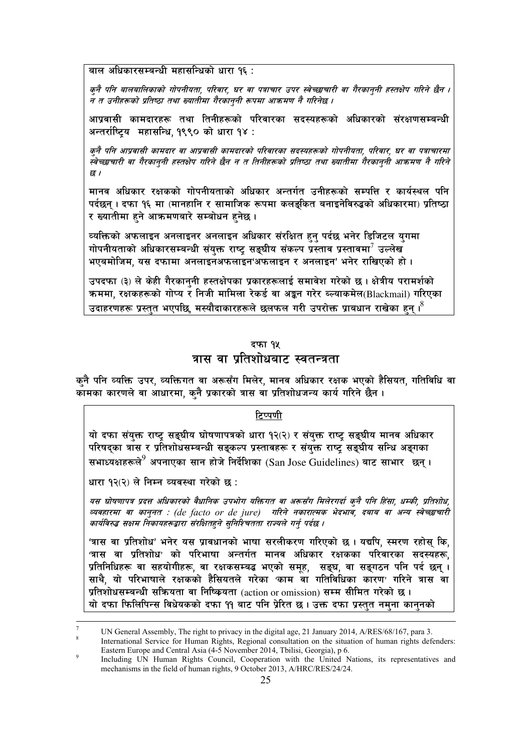**बाल अधिकारसम्बन्धी महासन्धिको धारा १६ :**

*कुनै पनि बालबालिकाको गोपनीयता, परिवार, घर वा पत्राचार उपर स्वेच्छाचारी वा गैरकानुनी हस्तक्षेप गरिने छैन । न त उनीहरूको प्रतिष्ठा तथा ख्यातीमा गैरकानुनी रूपमा आक्रमण नै गरिनेछ ।*

**आप्रवासी कामदारहरू तथा तिनीहरूको परिवारका सदस्यहरूको अधिकारको संरक्षणसम्बन्धी अन्तर्राष्ट्रिय महासन्धि, १९९० को धारा १४ :**

*कुनै पनि आप्रवासी कामदार वा आप्रवासी कामदारको परिवारका सदस्यहरूको गोपनीयता, परिवार, घर वा पत्राचारमा स्वेच्छाचारी वा गैरकानुनी हस्तक्षेप गरिने छैन न त तिनीहरूको प्रतिष्ठा तथा ख्यातीमा गैरकानुनी आक्रमण नै गरिने छ ।*

मानव अधिकार रक्षकको गोपनीयताको अधिकार अन्तर्गत उनीहरूको सम्पत्ति र कार्यस्थल पनि पर्दछन् । दफा १६ मा (मानहानि र सामाजिक रूपमा कलङ्कित बनाइनेविरुद्धको अधिकारमा) प्रतिष्ठा र ख्यातीमा हुने आक्रमणबारे सम्बोधन हुनेछ ।

व्यक्तिको अफलाइन अनलाइनर अनलाइन अधिकार संरक्षित हुनु पर्दछ भनेर डिजिटल युगमा गोपनीयताको अधिकारसम्बन्धी संयुक्त राष्ट्र सङ्घीय संकल्प प्रस्ताव प्रस्तावमा[7] उल्लेख भएबमोजिम, यस दफामा अनलाइनअफलाइन'अफलाइन र अनलाइन' भनेर राखिएको हो ।

उपदफा (३) ले केही गैरकानुनी हस्तक्षेपका प्रकारहरूलाई समावेश गरेको छ । क्षेत्रीय परामर्शको क्रममा, रक्षकहरूको गोप्य र निजी मामिला रेकर्ड वा अङ्कन गरेर ब्ल्याकमेल(Blackmail) गरिएका उदाहरणहरू प्रस्तुत भएपछि, मस्यौदाकारहरूले छलफल गरी उपरोक्त प्रावधान राखेका हुन् ।[8]

## दफा १५
## त्रास वा प्रतिशोधबाट स्वतन्त्रता

कुनै पनि व्यक्ति उपर, व्यक्तिगत वा अरूसँग मिलेर, मानव अधिकार रक्षक भएको हैसियत, गतिविधि वा कामका कारणले वा आधारमा, कुनै प्रकारको त्रास वा प्रतिशोधजन्य कार्य गरिने छैन ।

**टिप्पणी**

यो दफा संयुक्त राष्ट्र सङ्घीय घोषणापत्रको धारा १२(२) र संयुक्त राष्ट्र सङ्घीय मानव अधिकार परिषद्का त्रास र प्रतिशोधसम्बन्धी सङ्कल्प प्रस्तावहरू र संयुक्त राष्ट्र सङ्घीय सन्धि अङ्गका सभाध्यक्षहरूले[9] अपनाएका सान होजे निर्देशिका (San Jose Guidelines) बाट साभार छन् ।

धारा १२(२) ले निम्न व्यवस्था गरेको छ :

*यस घोषणापत्र प्रदत्त अधिकारको वैधानिक उपभोग यक्तिगत वा अरूसँग मिलेरगर्दा कुनै पनि हिंसा, धम्की, प्रतिशोध, व्यवहारमा वा कानुनत : (de facto or de jure) गरिने नकारात्मक भेदभाव, दवाब वा अन्य स्वेच्छाचारी कार्यविरुद्ध सक्षम निकायहरूद्वारा संरक्षितहुने सुनिश्चितता राज्यले गर्नु पर्दछ ।*

'त्रास वा प्रतिशोध' भनेर यस प्रावधानको भाषा सरलीकरण गरिएको छ । यद्यपि, स्मरण रहोस् कि, 'त्रास वा प्रतिशोध' को परिभाषा अन्तर्गत मानव अधिकार रक्षकका परिवारका सदस्यहरू, प्रतिनिधिहरू वा सहयोगीहरू, वा रक्षकसम्बद्ध भएको समूह, सङ्घ, वा सङ्गठन पनि पर्द छन् । साथै, यो परिभाषाले रक्षकको हैसियतले गरेका 'काम वा गतिविधिका कारण' गरिने त्रास वा प्रतिशोधसम्बन्धी सक्रियता वा निष्क्रियता (action or omission) सम्म सीमित गरेको छ । यो दफा फिलिपिन्स विधेयकको दफा ११ बाट पनि प्रेरित छ । उक्त दफा प्रस्तुत नमुना कानुनको

---

[7] UN General Assembly, The right to privacy in the digital age, 21 January 2014, A/RES/68/167, para 3.

[8] International Service for Human Rights, Regional consultation on the situation of human rights defenders: Eastern Europe and Central Asia (4-5 November 2014, Tbilisi, Georgia), p 6.

[9] Including UN Human Rights Council, Cooperation with the United Nations, its representatives and mechanisms in the field of human rights, 9 October 2013, A/HRC/RES/24/24.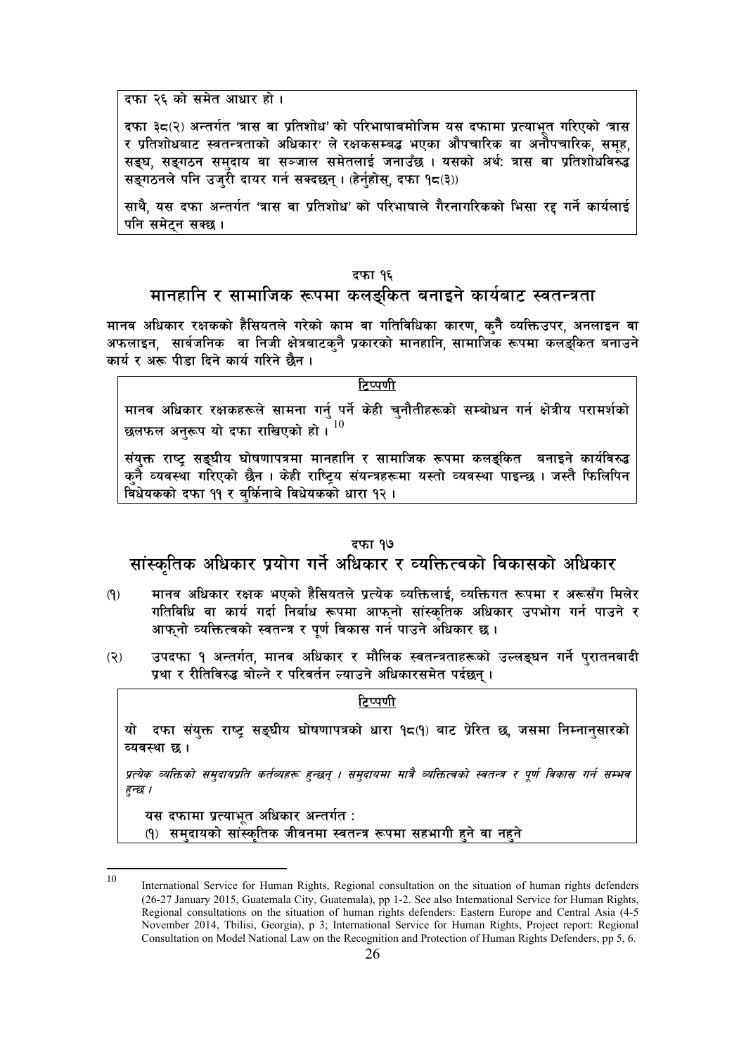दफा २६ को समेत आधार हो ।

दफा ३८(२) अन्तर्गत 'त्रास वा प्रतिशोध' को परिभाषाबमोजिम यस दफामा प्रत्याभूत गरिएको 'त्रास र प्रतिशोधबाट स्वतन्त्रताको अधिकार' ले रक्षकसम्बद्ध भएका औपचारिक वा अनौपचारिक, समूह, सङ्घ, सङ्गठन समुदाय वा सञ्जाल समेतलाई जनाउँछ । यसको अर्थ: त्रास वा प्रतिशोधविरुद्ध सङ्गठनले पनि उजुरी दायर गर्न सक्दछन् । (हेर्नुहोस्, दफा १८(३))

साथै, यस दफा अन्तर्गत 'त्रास वा प्रतिशोध' को परिभाषाले गैरनागरिकको भिसा रद्द गर्ने कार्यलाई पनि समेट्न सक्छ ।

## दफा १६
## मानहानि र सामाजिक रूपमा कलङ्कित बनाइने कार्यबाट स्वतन्त्रता

मानव अधिकार रक्षकको हैसियतले गरेको काम वा गतिविधिका कारण, कुनै व्यक्तिउपर, अनलाइन वा अफलाइन, सार्वजनिक वा निजी क्षेत्रबाटकुनै प्रकारको मानहानि, सामाजिक रूपमा कलङ्कित बनाउने कार्य र अरू पीडा दिने कार्य गरिने छैन ।

**टिप्पणी**

मानव अधिकार रक्षकहरूले सामना गर्नु पर्ने केही चुनौतीहरूको सम्बोधन गर्न क्षेत्रीय परामर्शको छलफल अनुरूप यो दफा राखिएको हो ।[10]

संयुक्त राष्ट्र सङ्घीय घोषणापत्रमा मानहानि र सामाजिक रूपमा कलङ्कित बनाइने कार्यविरुद्ध कुनै व्यवस्था गरिएको छैन । केही राष्ट्रिय संयन्त्रहरूमा यस्तो व्यवस्था पाइन्छ । जस्तै फिलिपिन विधेयकको दफा ११ र बुर्किनाबे विधेयकको धारा १२ ।

## दफा १७
## सांस्कृतिक अधिकार प्रयोग गर्ने अधिकार र व्यक्तित्वको विकासको अधिकार

(१) मानव अधिकार रक्षक भएको हैसियतले प्रत्येक व्यक्तिलाई, व्यक्तिगत रूपमा र अरूसँग मिलेर गतिविधि वा कार्य गर्दा निर्बाध रूपमा आफ्नो सांस्कृतिक अधिकार उपभोग गर्न पाउने र आफ्नो व्यक्तित्वको स्वतन्त्र र पूर्ण विकास गर्न पाउने अधिकार छ ।

(२) उपदफा १ अन्तर्गत, मानव अधिकार र मौलिक स्वतन्त्रताहरूको उल्लङ्घन गर्ने पुरातनवादी प्रथा र रीतिविरुद्ध बोल्ने र परिवर्तन ल्याउने अधिकारसमेत पर्दछन् ।

**टिप्पणी**

यो दफा संयुक्त राष्ट्र सङ्घीय घोषणापत्रको धारा १८(१) बाट प्रेरित छ, जसमा निम्नानुसारको व्यवस्था छ ।

*प्रत्येक व्यक्तिको समुदायप्रति कर्तव्यहरू हुन्छन् । समुदायमा मात्रै व्यक्तित्वको स्वतन्त्र र पूर्ण विकास गर्न सम्भव हुन्छ ।*

यस दफामा प्रत्याभूत अधिकार अन्तर्गत :

(१) समुदायको सांस्कृतिक जीवनमा स्वतन्त्र रूपमा सहभागी हुने वा नहुने

---

[10] International Service for Human Rights, Regional consultation on the situation of human rights defenders (26-27 January 2015, Guatemala City, Guatemala), pp 1-2. See also International Service for Human Rights, Regional consultations on the situation of human rights defenders: Eastern Europe and Central Asia (4-5 November 2014, Tbilisi, Georgia), p 3; International Service for Human Rights, Project report: Regional Consultation on Model National Law on the Recognition and Protection of Human Rights Defenders, pp 5, 6.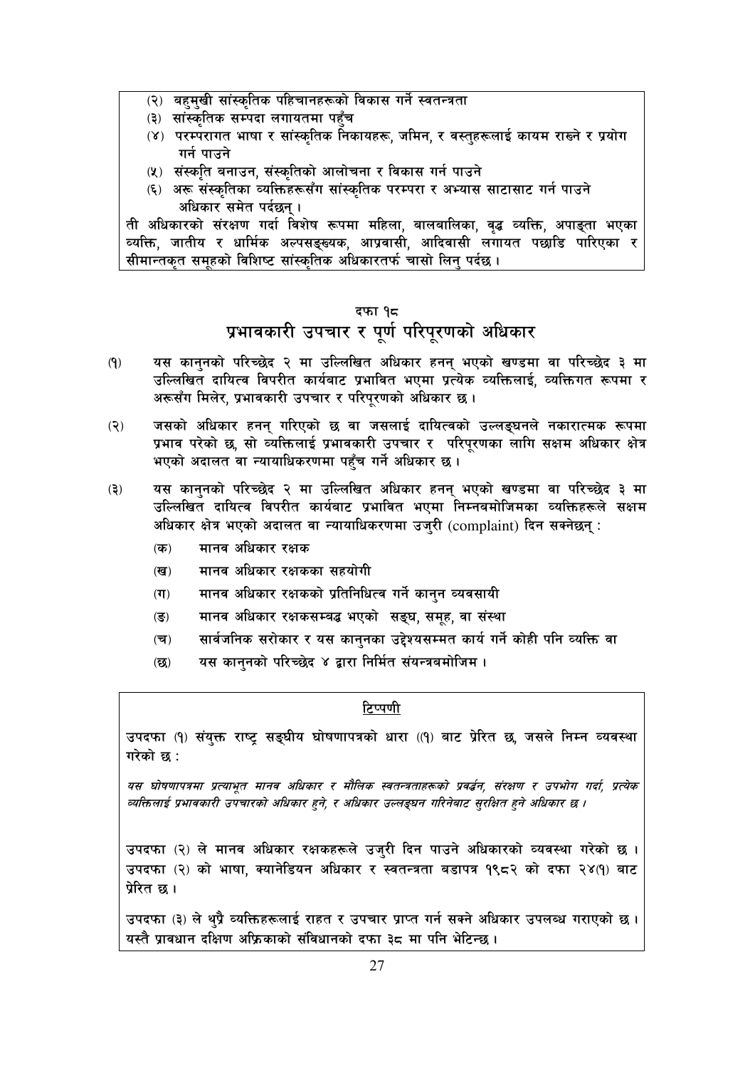(२) बहुमुखी सांस्कृतिक पहिचानहरूको विकास गर्ने स्वतन्त्रता

(३) सांस्कृतिक सम्पदा लगायतमा पहुँच

(४) परम्परागत भाषा र सांस्कृतिक निकायहरू, जमिन, र वस्तुहरूलाई कायम राख्ने र प्रयोग गर्न पाउने

(५) संस्कृति बनाउन, संस्कृतिको आलोचना र विकास गर्न पाउने

(६) अरू संस्कृतिका व्यक्तिहरूसँग सांस्कृतिक परम्परा र अभ्यास साटासाट गर्न पाउने अधिकार समेत पर्दछन् ।

ती अधिकारको संरक्षण गर्दा विशेष रूपमा महिला, बालबालिका, वृद्ध व्यक्ति, अपाङ्ता भएका व्यक्ति, जातीय र धार्मिक अल्पसङ्ख्यक, आप्रवासी, आदिवासी लगायत पछाडि पारिएका र सीमान्तकृत समूहको विशिष्ट सांस्कृतिक अधिकारतर्फ चासो लिनु पर्दछ ।

## दफा १८
## प्रभावकारी उपचार र पूर्ण परिपूरणको अधिकार

(१) यस कानुनको परिच्छेद २ मा उल्लिखित अधिकार हनन् भएको खण्डमा वा परिच्छेद ३ मा उल्लिखित दायित्व विपरीत कार्यबाट प्रभावित भएमा प्रत्येक व्यक्तिलाई, व्यक्तिगत रूपमा र अरूसँग मिलेर, प्रभावकारी उपचार र परिपूरणको अधिकार छ ।

(२) जसको अधिकार हनन् गरिएको छ वा जसलाई दायित्वको उल्लङ्घनले नकारात्मक रूपमा प्रभाव परेको छ, सो व्यक्तिलाई प्रभावकारी उपचार र परिपूरणका लागि सक्षम अधिकार क्षेत्र भएको अदालत वा न्यायाधिकरणमा पहुँच गर्ने अधिकार छ ।

(३) यस कानुनको परिच्छेद २ मा उल्लिखित अधिकार हनन् भएको खण्डमा वा परिच्छेद ३ मा उल्लिखित दायित्व विपरीत कार्यबाट प्रभावित भएमा निम्नबमोजिमका व्यक्तिहरूले सक्षम अधिकार क्षेत्र भएको अदालत वा न्यायाधिकरणमा उजुरी (complaint) दिन सक्नेछन् :

(क) मानव अधिकार रक्षक

(ख) मानव अधिकार रक्षकका सहयोगी

(ग) मानव अधिकार रक्षकको प्रतिनिधित्व गर्ने कानुन व्यवसायी

(ङ) मानव अधिकार रक्षकसम्बद्ध भएको सङ्घ, समूह, वा संस्था

(च) सार्वजनिक सरोकार र यस कानुनका उद्देश्यसम्मत कार्य गर्ने कोही पनि व्यक्ति वा

(छ) यस कानुनको परिच्छेद ४ द्वारा निर्मित संयन्त्रबमोजिम ।

**टिप्पणी**

उपदफा (१) संयुक्त राष्ट्र सङ्घीय घोषणापत्रको धारा ((१) बाट प्रेरित छ, जसले निम्न व्यवस्था गरेको छ :

*यस घोषणापत्रमा प्रत्याभूत मानव अधिकार र मौलिक स्वतन्त्रताहरूको प्रवर्द्धन, संरक्षण र उपभोग गर्दा, प्रत्येक व्यक्तिलाई प्रभावकारी उपचारको अधिकार हुने, र अधिकार उल्लङ्घन गरिनेबाट सुरक्षित हुने अधिकार छ ।*

उपदफा (२) ले मानव अधिकार रक्षकहरूले उजुरी दिन पाउने अधिकारको व्यवस्था गरेको छ । उपदफा (२) को भाषा, क्यानेडियन अधिकार र स्वतन्त्रता बडापत्र १९८२ को दफा २४(१) बाट प्रेरित छ ।

उपदफा (३) ले थुप्रै व्यक्तिहरूलाई राहत र उपचार प्राप्त गर्न सक्ने अधिकार उपलब्ध गराएको छ । यस्तै प्रावधान दक्षिण अफ्रिकाको संविधानको दफा ३८ मा पनि भेटिन्छ ।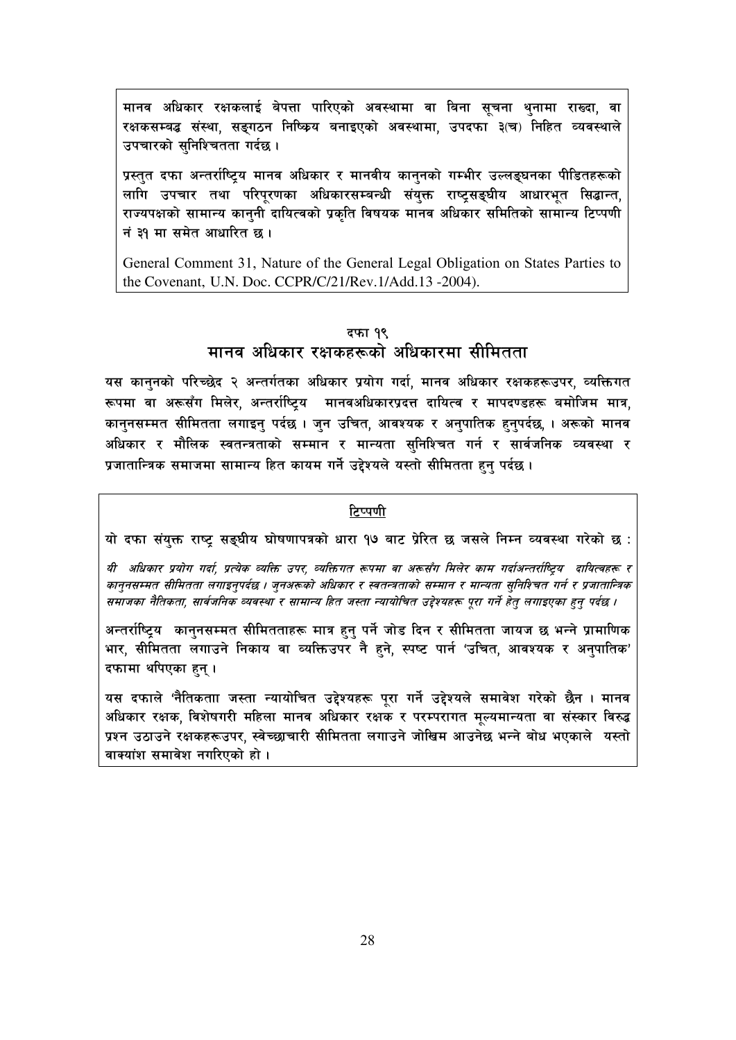मानव अधिकार रक्षकलाई बेपत्ता पारिएको अवस्थामा वा बिना सूचना थुनामा राख्दा, वा रक्षकसम्बद्ध संस्था, सङ्गठन निष्क्रिय बनाइएको अवस्थामा, उपदफा ३(च) निहित व्यवस्थाले उपचारको सुनिश्चितता गर्दछ ।

प्रस्तुत दफा अन्तर्राष्ट्रिय मानव अधिकार र मानवीय कानुनको गम्भीर उल्लङ्घनका पीडितहरूको लागि उपचार तथा परिपूरणका अधिकारसम्बन्धी संयुक्त राष्ट्रसङ्घीय आधारभूत सिद्धान्त, राज्यपक्षको सामान्य कानुनी दायित्वको प्रकृति विषयक मानव अधिकार समितिको सामान्य टिप्पणी नं ३१ मा समेत आधारित छ ।

General Comment 31, Nature of the General Legal Obligation on States Parties to the Covenant, U.N. Doc. CCPR/C/21/Rev.1/Add.13 -2004).

## दफा १९
## मानव अधिकार रक्षकहरूको अधिकारमा सीमितता

यस कानुनको परिच्छेद २ अन्तर्गतका अधिकार प्रयोग गर्दा, मानव अधिकार रक्षकहरूउपर, व्यक्तिगत रूपमा वा अरूसँग मिलेर, अन्तर्राष्ट्रिय मानवअधिकारप्रदत्त दायित्व र मापदण्डहरू बमोजिम मात्र, कानुनसम्मत सीमितता लगाइनु पर्दछ । जुन उचित, आवश्यक र अनुपातिक हुनुपर्दछ, । अरूको मानव अधिकार र मौलिक स्वतन्त्रताको सम्मान र मान्यता सुनिश्चित गर्न र सार्वजनिक व्यवस्था र प्रजातान्त्रिक समाजमा सामान्य हित कायम गर्ने उद्देश्यले यस्तो सीमितता हुनु पर्दछ ।

**टिप्पणी**

यो दफा संयुक्त राष्ट्र सङ्घीय घोषणापत्रको धारा १७ बाट प्रेरित छ जसले निम्न व्यवस्था गरेको छ :

*यी अधिकार प्रयोग गर्दा, प्रत्येक व्यक्ति उपर, व्यक्तिगत रूपमा वा अरूसँग मिलेर काम गर्दाअन्तर्राष्ट्रिय दायित्वहरू र कानुनसम्मत सीमितता लगाइनुपर्दछ । जुनअरूको अधिकार र स्वतन्त्रताको सम्मान र मान्यता सुनिश्चित गर्न र प्रजातान्त्रिक समाजका नैतिकता, सार्वजनिक व्यवस्था र सामान्य हित जस्ता न्यायोचित उद्देश्यहरू पूरा गर्ने हेतु लगाइएका हुनु पर्दछ ।*

अन्तर्राष्ट्रिय कानुनसम्मत सीमितताहरू मात्र हुनु पर्ने जोड दिन र सीमितता जायज छ भन्ने प्रामाणिक भार, सीमितता लगाउने निकाय वा व्यक्तिउपर नै हुने, स्पष्ट पार्न 'उचित, आवश्यक र अनुपातिक' दफामा थपिएका हुन् ।

यस दफाले 'नैतिकताा जस्ता न्यायोचित उद्देश्यहरू पूरा गर्ने उद्देश्यले समावेश गरेको छैन । मानव अधिकार रक्षक, विशेषगरी महिला मानव अधिकार रक्षक र परम्परागत मूल्यमान्यता वा संस्कार विरुद्ध प्रश्न उठाउने रक्षकहरूउपर, स्वेच्छाचारी सीमितता लगाउने जोखिम आउनेछ भन्ने बोध भएकाले यस्तो वाक्यांश समावेश नगरिएको हो ।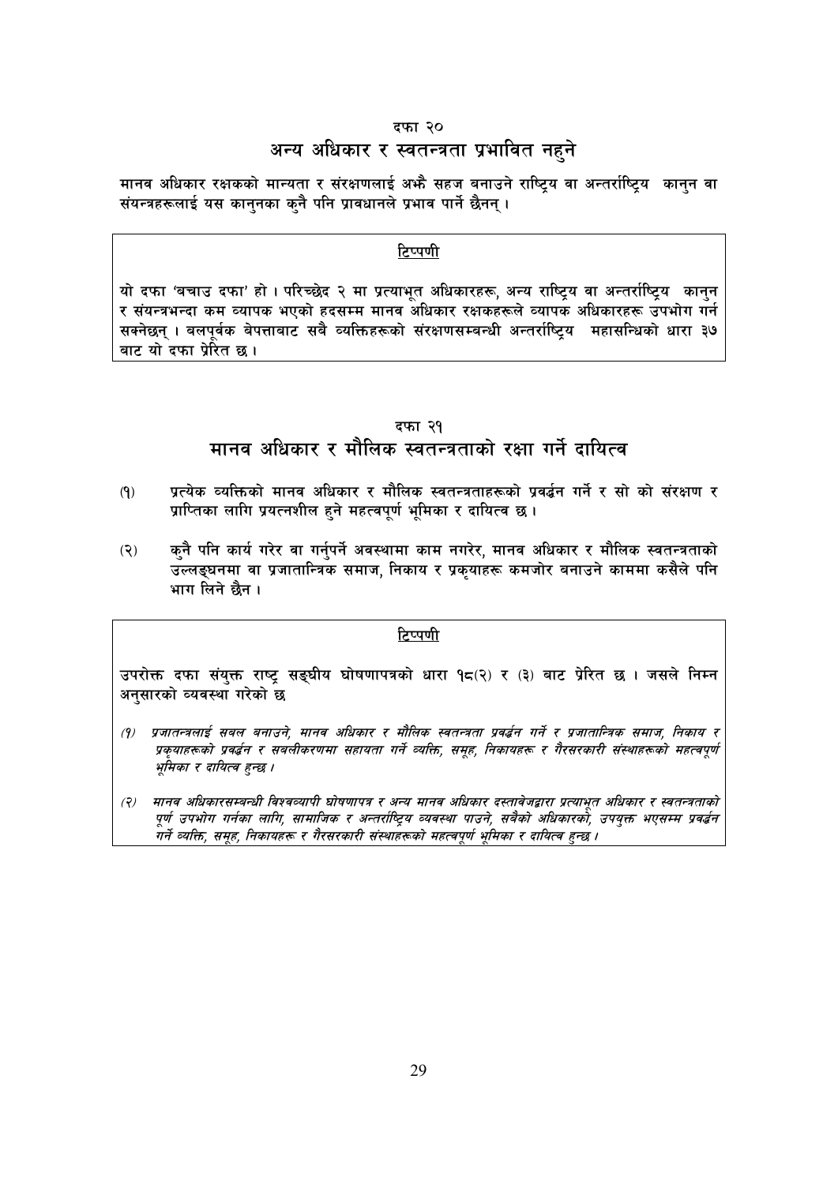## दफा २०
## अन्य अधिकार र स्वतन्त्रता प्रभावित नहुने

मानव अधिकार रक्षकको मान्यता र संरक्षणलाई अझै सहज बनाउने राष्ट्रिय वा अन्तर्राष्ट्रिय कानुन वा संयन्त्रहरूलाई यस कानुनका कुनै पनि प्रावधानले प्रभाव पार्ने छैनन् ।

**टिप्पणी**

यो दफा 'बचाउ दफा' हो । परिच्छेद २ मा प्रत्याभूत अधिकारहरू, अन्य राष्ट्रिय वा अन्तर्राष्ट्रिय कानुन र संयन्त्रभन्दा कम व्यापक भएको हदसम्म मानव अधिकार रक्षकहरूले व्यापक अधिकारहरू उपभोग गर्न सक्नेछन् । बलपूर्वक बेपत्ताबाट सबै व्यक्तिहरूको संरक्षणसम्बन्धी अन्तर्राष्ट्रिय महासन्धिको धारा ३७ बाट यो दफा प्रेरित छ ।

## दफा २१
## मानव अधिकार र मौलिक स्वतन्त्रताको रक्षा गर्ने दायित्व

(१) प्रत्येक व्यक्तिको मानव अधिकार र मौलिक स्वतन्त्रताहरूको प्रवर्द्धन गर्ने र सो को संरक्षण र प्राप्तिका लागि प्रयत्नशील हुने महत्वपूर्ण भूमिका र दायित्व छ ।

(२) कुनै पनि कार्य गरेर वा गर्नुपर्ने अवस्थामा काम नगरेर, मानव अधिकार र मौलिक स्वतन्त्रताको उल्लङ्घनमा वा प्रजातान्त्रिक समाज, निकाय र प्रकृयाहरू कमजोर बनाउने काममा कसैले पनि भाग लिने छैन ।

**टिप्पणी**

उपरोक्त दफा संयुक्त राष्ट्र सङ्घीय घोषणापत्रको धारा १८(२) र (३) बाट प्रेरित छ । जसले निम्न अनुसारको व्यवस्था गरेको छ

*(१) प्रजातन्त्रलाई सबल बनाउने, मानव अधिकार र मौलिक स्वतन्त्रता प्रवर्द्धन गर्ने र प्रजातान्त्रिक समाज, निकाय र प्रकृयाहरूको प्रवर्द्धन र सबलीकरणमा सहायता गर्ने व्यक्ति, समूह, निकायहरू र गैरसरकारी संस्थाहरूको महत्वपूर्ण भूमिका र दायित्व हुन्छ ।*

*(२) मानव अधिकारसम्बन्धी विश्वव्यापी घोषणापत्र र अन्य मानव अधिकार दस्तावेजद्वारा प्रत्याभूत अधिकार र स्वतन्त्रताको पूर्ण उपभोग गर्नका लागि, सामाजिक र अन्तर्राष्ट्रिय व्यवस्था पाउने, सबैको अधिकारको, उपयुक्त भएसम्म प्रवर्द्धन गर्ने व्यक्ति, समूह, निकायहरू र गैरसरकारी संस्थाहरूको महत्वपूर्ण भूमिका र दायित्व हुन्छ ।*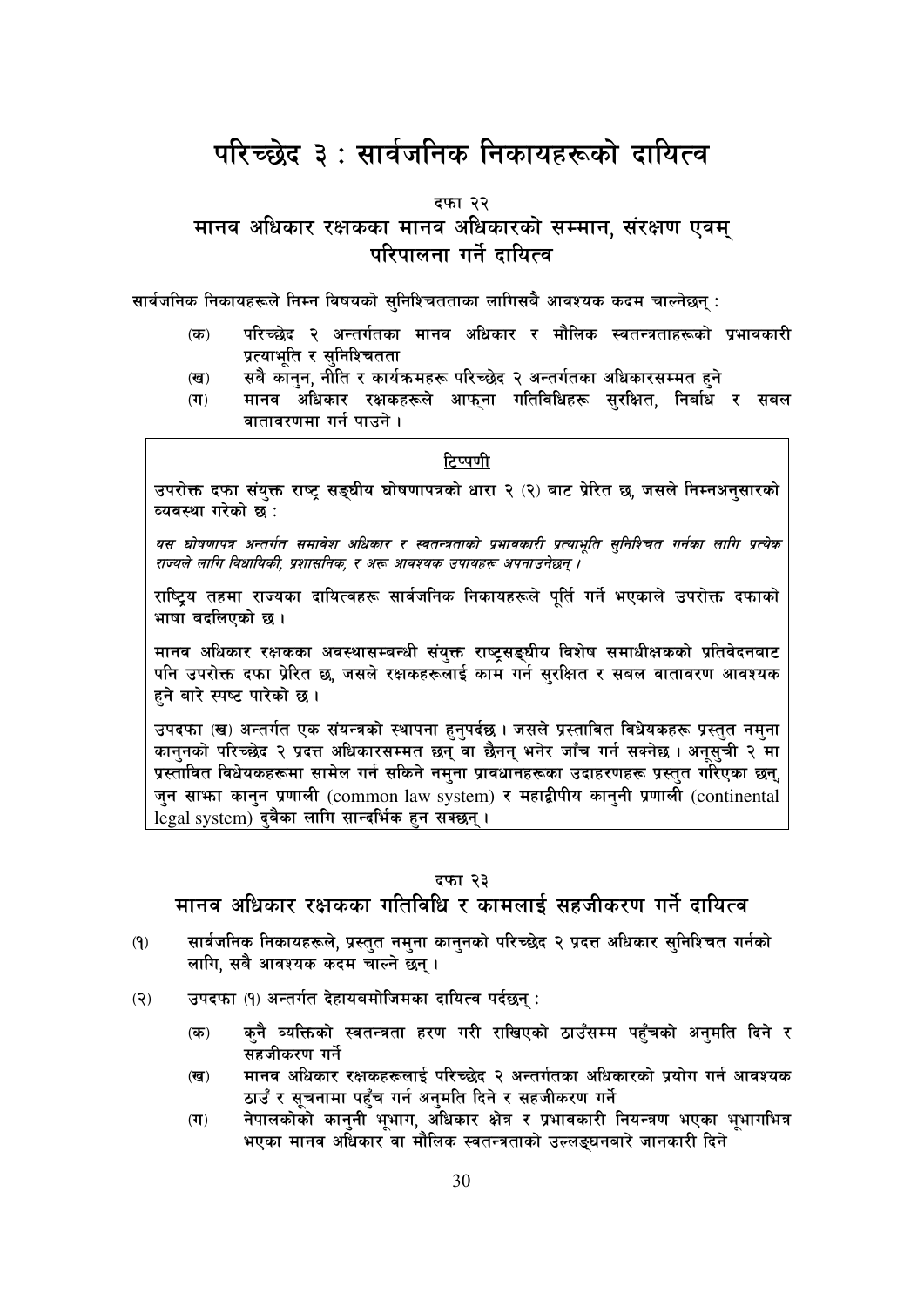# परिच्छेद ३ : सार्वजनिक निकायहरूको दायित्व

दफा २२

## मानव अधिकार रक्षकका मानव अधिकारको सम्मान, संरक्षण एवम् परिपालना गर्ने दायित्व

सार्वजनिक निकायहरूले निम्न विषयको सुनिश्चितताका लागिसबै आवश्यक कदम चाल्नेछन् :

(क) परिच्छेद २ अन्तर्गतका मानव अधिकार र मौलिक स्वतन्त्रताहरूको प्रभावकारी प्रत्याभूति र सुनिश्चितता

(ख) सबै कानुन, नीति र कार्यक्रमहरू परिच्छेद २ अन्तर्गतका अधिकारसम्मत हुने

(ग) मानव अधिकार रक्षकहरूले आफ्ना गतिविधिहरू सुरक्षित, निर्बाध र सबल वातावरणमा गर्न पाउने ।

> **टिप्पणी**
>
> उपरोक्त दफा संयुक्त राष्ट्र सङ्घीय घोषणापत्रको धारा २ (२) बाट प्रेरित छ, जसले निम्नअनुसारको व्यवस्था गरेको छ :
>
> *यस घोषणापत्र अन्तर्गत समावेश अधिकार र स्वतन्त्रताको प्रभावकारी प्रत्याभूति सुनिश्चित गर्नका लागि प्रत्येक राज्यले लागि विधायिकी, प्रशासनिक, र अरू आवश्यक उपायहरू अपनाउनेछन् ।*
>
> राष्ट्रिय तहमा राज्यका दायित्वहरू सार्वजनिक निकायहरूले पूर्ति गर्ने भएकाले उपरोक्त दफाको भाषा बदलिएको छ ।
>
> मानव अधिकार रक्षकका अवस्थासम्बन्धी संयुक्त राष्ट्रसङ्घीय विशेष समाधीक्षकको प्रतिवेदनबाट पनि उपरोक्त दफा प्रेरित छ, जसले रक्षकहरूलाई काम गर्न सुरक्षित र सबल वातावरण आवश्यक हुने बारे स्पष्ट पारेको छ ।
>
> उपदफा (ख) अन्तर्गत एक संयन्त्रको स्थापना हुनुपर्दछ । जसले प्रस्तावित विधेयकहरू प्रस्तुत नमुना कानुनको परिच्छेद २ प्रदत्त अधिकारसम्मत छन् वा छैनन् भनेर जाँच गर्न सक्नेछ । अनुसूची २ मा प्रस्तावित विधेयकहरूमा सामेल गर्न सकिने नमुना प्रावधानहरूका उदाहरणहरू प्रस्तुत गरिएका छन्, जुन साझा कानुन प्रणाली (common law system) र महाद्वीपीय कानुनी प्रणाली (continental legal system) दुबैका लागि सान्दर्भिक हुन सक्छन् ।

दफा २३

## मानव अधिकार रक्षकका गतिविधि र कामलाई सहजीकरण गर्ने दायित्व

(१) सार्वजनिक निकायहरूले, प्रस्तुत नमुना कानुनको परिच्छेद २ प्रदत्त अधिकार सुनिश्चित गर्नको लागि, सबै आवश्यक कदम चाल्ने छन् ।

(२) उपदफा (१) अन्तर्गत देहायबमोजिमका दायित्व पर्दछन् :

(क) कुनै व्यक्तिको स्वतन्त्रता हरण गरी राखिएको ठाउँसम्म पहुँचको अनुमति दिने र सहजीकरण गर्ने

(ख) मानव अधिकार रक्षकहरूलाई परिच्छेद २ अन्तर्गतका अधिकारको प्रयोग गर्न आवश्यक ठाउँ र सूचनामा पहुँच गर्न अनुमति दिने र सहजीकरण गर्ने

(ग) नेपालकोको कानुनी भूभाग, अधिकार क्षेत्र र प्रभावकारी नियन्त्रण भएका भूभागभित्र भएका मानव अधिकार वा मौलिक स्वतन्त्रताको उल्लङ्घनबारे जानकारी दिने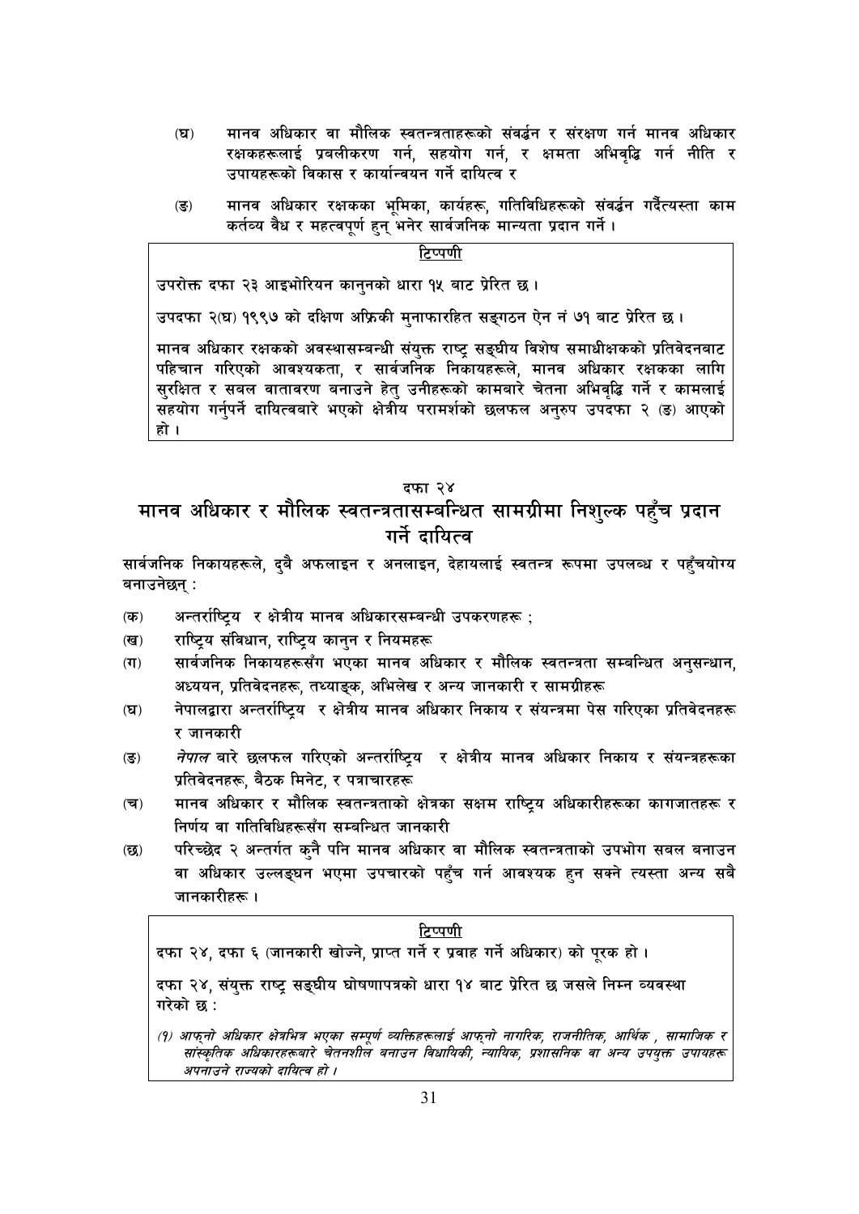(घ) मानव अधिकार वा मौलिक स्वतन्त्रताहरूको संवर्द्धन र संरक्षण गर्न मानव अधिकार रक्षकहरूलाई प्रवलीकरण गर्न, सहयोग गर्न, र क्षमता अभिवृद्धि गर्न नीति र उपायहरूको विकास र कार्यान्वयन गर्ने दायित्व र

(ङ) मानव अधिकार रक्षकका भूमिका, कार्यहरू, गतिविधिहरूको संवर्द्धन गर्दैत्यस्ता काम कर्तव्य वैध र महत्वपूर्ण हुन् भनेर सार्वजनिक मान्यता प्रदान गर्ने ।

> **टिप्पणी**
>
> उपरोक्त दफा २३ आइभोरियन कानुनको धारा १५ बाट प्रेरित छ ।
>
> उपदफा २(घ) १९९७ को दक्षिण अफ्रिकी मुनाफारहित सङ्गठन ऐन नं ७१ बाट प्रेरित छ ।
>
> मानव अधिकार रक्षकको अवस्थासम्बन्धी संयुक्त राष्ट्र सङ्घीय विशेष समाधीक्षकको प्रतिवेदनबाट पहिचान गरिएको आवश्यकता, र सार्वजनिक निकायहरूले, मानव अधिकार रक्षकका लागि सुरक्षित र सबल वातावरण बनाउने हेतु उनीहरूको कामबारे चेतना अभिवृद्धि गर्ने र कामलाई सहयोग गर्नुपर्ने दायित्वबारे भएको क्षेत्रीय परामर्शको छलफल अनुरुप उपदफा २ (ङ) आएको हो ।

## दफा २४
## मानव अधिकार र मौलिक स्वतन्त्रतासम्बन्धित सामग्रीमा निशुल्क पहुँच प्रदान गर्ने दायित्व

सार्वजनिक निकायहरूले, दुबै अफलाइन र अनलाइन, देहायलाई स्वतन्त्र रूपमा उपलब्ध र पहुँचयोग्य बनाउनेछन् :

(क) अन्तर्राष्ट्रिय र क्षेत्रीय मानव अधिकारसम्बन्धी उपकरणहरू ;

(ख) राष्ट्रिय संविधान, राष्ट्रिय कानुन र नियमहरू

(ग) सार्वजनिक निकायहरूसँग भएका मानव अधिकार र मौलिक स्वतन्त्रता सम्बन्धित अनुसन्धान, अध्ययन, प्रतिवेदनहरू, तथ्याङ्क, अभिलेख र अन्य जानकारी र सामग्रीहरू

(घ) नेपालद्वारा अन्तर्राष्ट्रिय र क्षेत्रीय मानव अधिकार निकाय र संयन्त्रमा पेस गरिएका प्रतिवेदनहरू र जानकारी

(ङ) *नेपाल* बारे छलफल गरिएको अन्तर्राष्ट्रिय र क्षेत्रीय मानव अधिकार निकाय र संयन्त्रहरूका प्रतिवेदनहरू, बैठक मिनेट, र पत्राचारहरू

(च) मानव अधिकार र मौलिक स्वतन्त्रताको क्षेत्रका सक्षम राष्ट्रिय अधिकारीहरूका कागजातहरू र निर्णय वा गतिविधिहरूसँग सम्बन्धित जानकारी

(छ) परिच्छेद २ अन्तर्गत कुनै पनि मानव अधिकार वा मौलिक स्वतन्त्रताको उपभोग सबल बनाउन वा अधिकार उल्लङ्घन भएमा उपचारको पहुँच गर्न आवश्यक हुन सक्ने त्यस्ता अन्य सबै जानकारीहरू ।

> **टिप्पणी**
>
> दफा २४, दफा ६ (जानकारी खोज्ने, प्राप्त गर्ने र प्रवाह गर्ने अधिकार) को पूरक हो ।
>
> दफा २४, संयुक्त राष्ट्र सङ्घीय घोषणापत्रको धारा १४ बाट प्रेरित छ जसले निम्न व्यवस्था गरेको छ :
>
> *(१) आफ्नो अधिकार क्षेत्रभित्र भएका सम्पूर्ण व्यक्तिहरूलाई आफ्नो नागरिक, राजनीतिक, आर्थिक , सामाजिक र सांस्कृतिक अधिकारहरूबारे चेतनशील बनाउन विधायिकी, न्यायिक, प्रशासनिक वा अन्य उपयुक्त उपायहरू अपनाउने राज्यको दायित्व हो ।*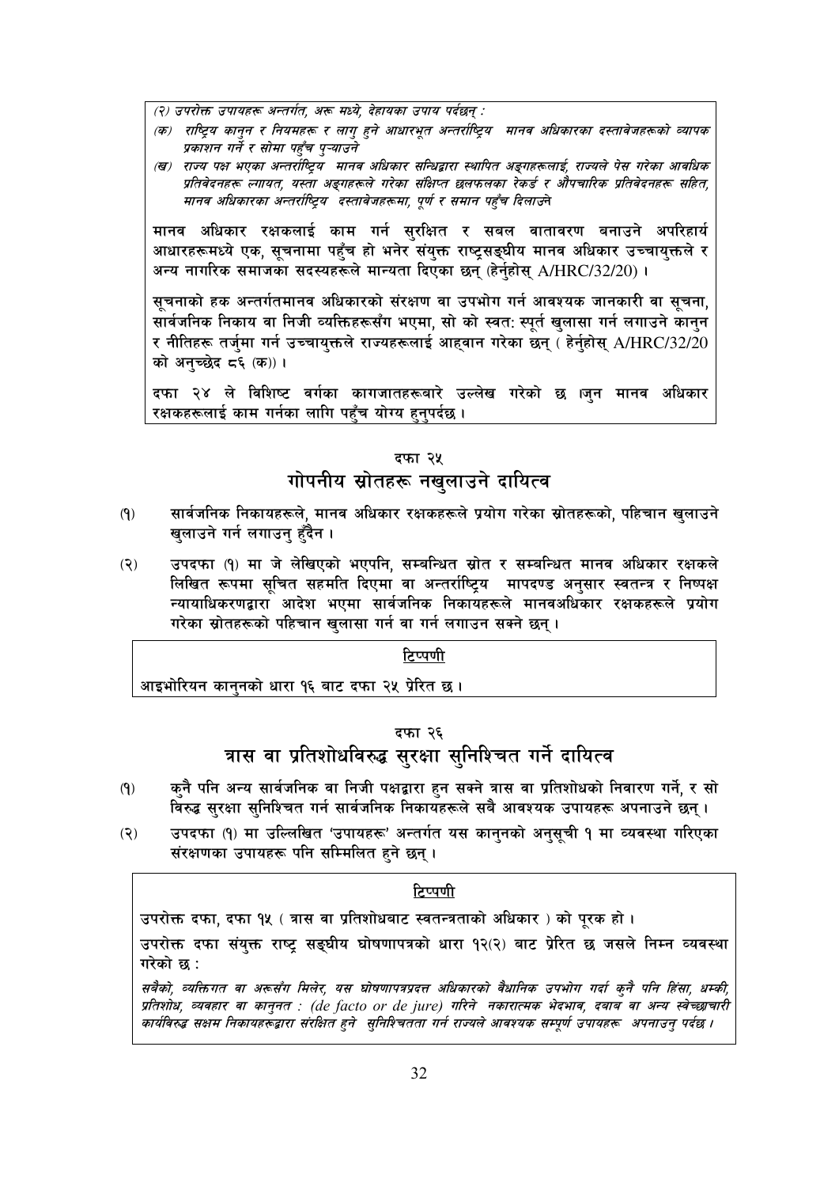*(२) उपरोक्त उपायहरू अन्तर्गत, अरू मध्ये, देहायका उपाय पर्दछन् :*

*(क) राष्ट्रिय कानुन र नियमहरू र लागु हुने आधारभूत अन्तर्राष्ट्रिय मानव अधिकारका दस्तावेजहरूको व्यापक प्रकाशन गर्ने र सोमा पहुँच पुऱ्याउने*

*(ख) राज्य पक्ष भएका अन्तर्राष्ट्रिय मानव अधिकार सन्धिद्वारा स्थापित अङ्गहरूलाई, राज्यले पेस गरेका आवधिक प्रतिवेदनहरू ल्गायत, यस्ता अङ्गहरूले गरेका संक्षिप्त छलफलका रेकर्ड र औपचारिक प्रतिवेदनहरू सहित, मानव अधिकारका अन्तर्राष्ट्रिय दस्तावेजहरूमा, पूर्ण र समान पहुँच दिलाउने*

मानव अधिकार रक्षकलाई काम गर्न सुरक्षित र सबल वातावरण बनाउने अपरिहार्य आधारहरूमध्ये एक, सूचनामा पहुँच हो भनेर संयुक्त राष्ट्रसङ्घीय मानव अधिकार उच्चायुक्तले र अन्य नागरिक समाजका सदस्यहरूले मान्यता दिएका छन् (हेर्नुहोस् A/HRC/32/20) ।

सूचनाको हक अन्तर्गतमानव अधिकारको संरक्षण वा उपभोग गर्न आवश्यक जानकारी वा सूचना, सार्वजनिक निकाय वा निजी व्यक्तिहरूसँग भएमा, सो को स्वत: स्पूर्त खुलासा गर्न लगाउने कानुन र नीतिहरू तर्जुमा गर्न उच्चायुक्तले राज्यहरूलाई आह्वान गरेका छन् ( हेर्नुहोस् A/HRC/32/20 को अनुच्छेद ८६ (क)) ।

दफा २४ ले विशिष्ट वर्गका कागजातहरूबारे उल्लेख गरेको छ ।जुन मानव अधिकार रक्षकहरूलाई काम गर्नका लागि पहुँच योग्य हुनुपर्दछ ।

## दफा २५
## गोपनीय स्रोतहरू नखुलाउने दायित्व

(१) सार्वजनिक निकायहरूले, मानव अधिकार रक्षकहरूले प्रयोग गरेका स्रोतहरूको, पहिचान खुलाउने खुलाउने गर्न लगाउनु हुँदैन ।

(२) उपदफा (१) मा जे लेखिएको भएपनि, सम्बन्धित स्रोत र सम्बन्धित मानव अधिकार रक्षकले लिखित रूपमा सूचित सहमति दिएमा वा अन्तर्राष्ट्रिय मापदण्ड अनुसार स्वतन्त्र र निष्पक्ष न्यायाधिकरणद्वारा आदेश भएमा सार्वजनिक निकायहरूले मानवअधिकार रक्षकहरूले प्रयोग गरेका स्रोतहरूको पहिचान खुलासा गर्न वा गर्न लगाउन सक्ने छन् ।

**टिप्पणी**

आइभोरियन कानुनको धारा १६ बाट दफा २५ प्रेरित छ ।

## दफा २६
## त्रास वा प्रतिशोधविरुद्ध सुरक्षा सुनिश्चित गर्ने दायित्व

(१) कुनै पनि अन्य सार्वजनिक वा निजी पक्षद्वारा हुन सक्ने त्रास वा प्रतिशोधको निवारण गर्ने, र सो विरुद्ध सुरक्षा सुनिश्चित गर्न सार्वजनिक निकायहरूले सबै आवश्यक उपायहरू अपनाउने छन् ।

(२) उपदफा (१) मा उल्लिखित 'उपायहरू' अन्तर्गत यस कानुनको अनुसूची १ मा व्यवस्था गरिएका संरक्षणका उपायहरू पनि सम्मिलित हुने छन् ।

**टिप्पणी**

उपरोक्त दफा, दफा १५ ( त्रास वा प्रतिशोधबाट स्वतन्त्रताको अधिकार ) को पूरक हो ।

उपरोक्त दफा संयुक्त राष्ट्र सङ्घीय घोषणापत्रको धारा १२(२) बाट प्रेरित छ जसले निम्न व्यवस्था गरेको छ :

*सबैको, व्यक्तिगत वा अरूसँग मिलेर, यस घोषणापत्रप्रदत्त अधिकारको वैधानिक उपभोग गर्दा कुनै पनि हिंसा, धम्की, प्रतिशोध, व्यवहार वा कानुनत : (de facto or de jure) गरिने नकारात्मक भेदभाव, दवाब वा अन्य स्वेच्छाचारी कार्यविरुद्ध सक्षम निकायहरूद्वारा संरक्षित हुने सुनिश्चितता गर्न राज्यले आवश्यक सम्पूर्ण उपायहरू अपनाउनु पर्दछ ।*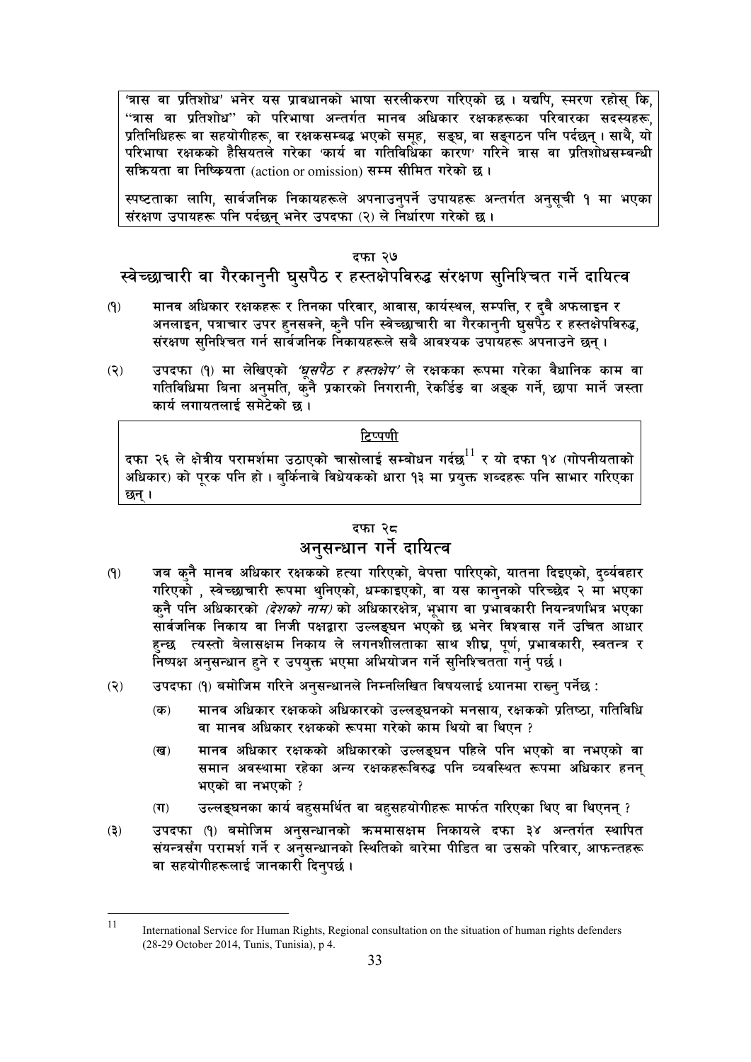'त्रास वा प्रतिशोध' भनेर यस प्रावधानको भाषा सरलीकरण गरिएको छ । यद्यपि, स्मरण रहोस् कि, "त्रास वा प्रतिशोध" को परिभाषा अन्तर्गत मानव अधिकार रक्षकहरूका परिवारका सदस्यहरू, प्रतिनिधिहरू वा सहयोगीहरू, वा रक्षकसम्बद्ध भएको समूह, सङ्घ, वा सङ्गठन पनि पर्दछन् । साथै, यो परिभाषा रक्षकको हैसियतले गरेका 'कार्य वा गतिविधिका कारण' गरिने त्रास वा प्रतिशोधसम्बन्धी सक्रियता वा निष्क्रियता (action or omission) सम्म सीमित गरेको छ ।

स्पष्टताका लागि, सार्वजनिक निकायहरूले अपनाउनुपर्ने उपायहरू अन्तर्गत अनुसूची १ मा भएका संरक्षण उपायहरू पनि पर्दछन् भनेर उपदफा (२) ले निर्धारण गरेको छ ।

## दफा २७
## स्वेच्छाचारी वा गैरकानुनी घुसपैठ र हस्तक्षेपविरुद्ध संरक्षण सुनिश्चित गर्ने दायित्व

(१) मानव अधिकार रक्षकहरू र तिनका परिवार, आवास, कार्यस्थल, सम्पत्ति, र दुवै अफलाइन र अनलाइन, पत्राचार उपर हुनसक्ने, कुनै पनि स्वेच्छाचारी वा गैरकानुनी घुसपैठ र हस्तक्षेपविरुद्ध, संरक्षण सुनिश्चित गर्न सार्वजनिक निकायहरूले सबै आवश्यक उपायहरू अपनाउने छन् ।

(२) उपदफा (१) मा लेखिएको *'घुसपैठ र हस्तक्षेप'* ले रक्षकका रूपमा गरेका वैधानिक काम वा गतिविधिमा बिना अनुमति, कुनै प्रकारको निगरानी, रेकर्डिङ वा अङ्क गर्ने, छापा मार्ने जस्ता कार्य लगायतलाई समेटेको छ ।

<u>टिप्पणी</u>

दफा २६ ले क्षेत्रीय परामर्शमा उठाएको चासोलाई सम्बोधन गर्दछ[11] र यो दफा १४ (गोपनीयताको अधिकार) को पूरक पनि हो । बुर्किनाबे विधेयकको धारा १३ मा प्रयुक्त शब्दहरू पनि साभार गरिएका छन् ।

## दफा २८
## अनुसन्धान गर्ने दायित्व

(१) जब कुनै मानव अधिकार रक्षकको हत्या गरिएको, बेपत्ता पारिएको, यातना दिइएको, दुर्व्यवहार गरिएको , स्वेच्छाचारी रूपमा थुनिएको, धम्काइएको, वा यस कानुनको परिच्छेद २ मा भएका कुनै पनि अधिकारको *(देशको नाम)* को अधिकारक्षेत्र, भूभाग वा प्रभावकारी नियन्त्रणभित्र भएका सार्वजनिक निकाय वा निजी पक्षद्वारा उल्लङ्घन भएको छ भनेर विश्वास गर्ने उचित आधार हुन्छ त्यस्तो बेलासक्षम निकाय ले लगनशीलताका साथ शीघ्र, पूर्ण, प्रभावकारी, स्वतन्त्र र निष्पक्ष अनुसन्धान हुने र उपयुक्त भएमा अभियोजन गर्ने सुनिश्चितता गर्नु पर्छ ।

(२) उपदफा (१) बमोजिम गरिने अनुसन्धानले निम्नलिखित विषयलाई ध्यानमा राख्नु पर्नेछ :

(क) मानव अधिकार रक्षकको अधिकारको उल्लङ्घनको मनसाय, रक्षकको प्रतिष्ठा, गतिविधि वा मानव अधिकार रक्षकको रूपमा गरेको काम थियो वा थिएन ?

(ख) मानव अधिकार रक्षकको अधिकारको उल्लङ्घन पहिले पनि भएको वा नभएको वा समान अवस्थामा रहेका अन्य रक्षकहरूविरुद्ध पनि व्यवस्थित रूपमा अधिकार हनन् भएको वा नभएको ?

(ग) उल्लङ्घनका कार्य बहुसमर्थित वा बहुसहयोगीहरू मार्फत गरिएका थिए वा थिएनन् ?

(३) उपदफा (१) बमोजिम अनुसन्धानको क्रममासक्षम निकायले दफा ३४ अन्तर्गत स्थापित संयन्त्रसँग परामर्श गर्ने र अनुसन्धानको स्थितिको बारेमा पीडित वा उसको परिवार, आफन्तहरू वा सहयोगीहरूलाई जानकारी दिनुपर्छ ।

---

[11] International Service for Human Rights, Regional consultation on the situation of human rights defenders (28-29 October 2014, Tunis, Tunisia), p 4.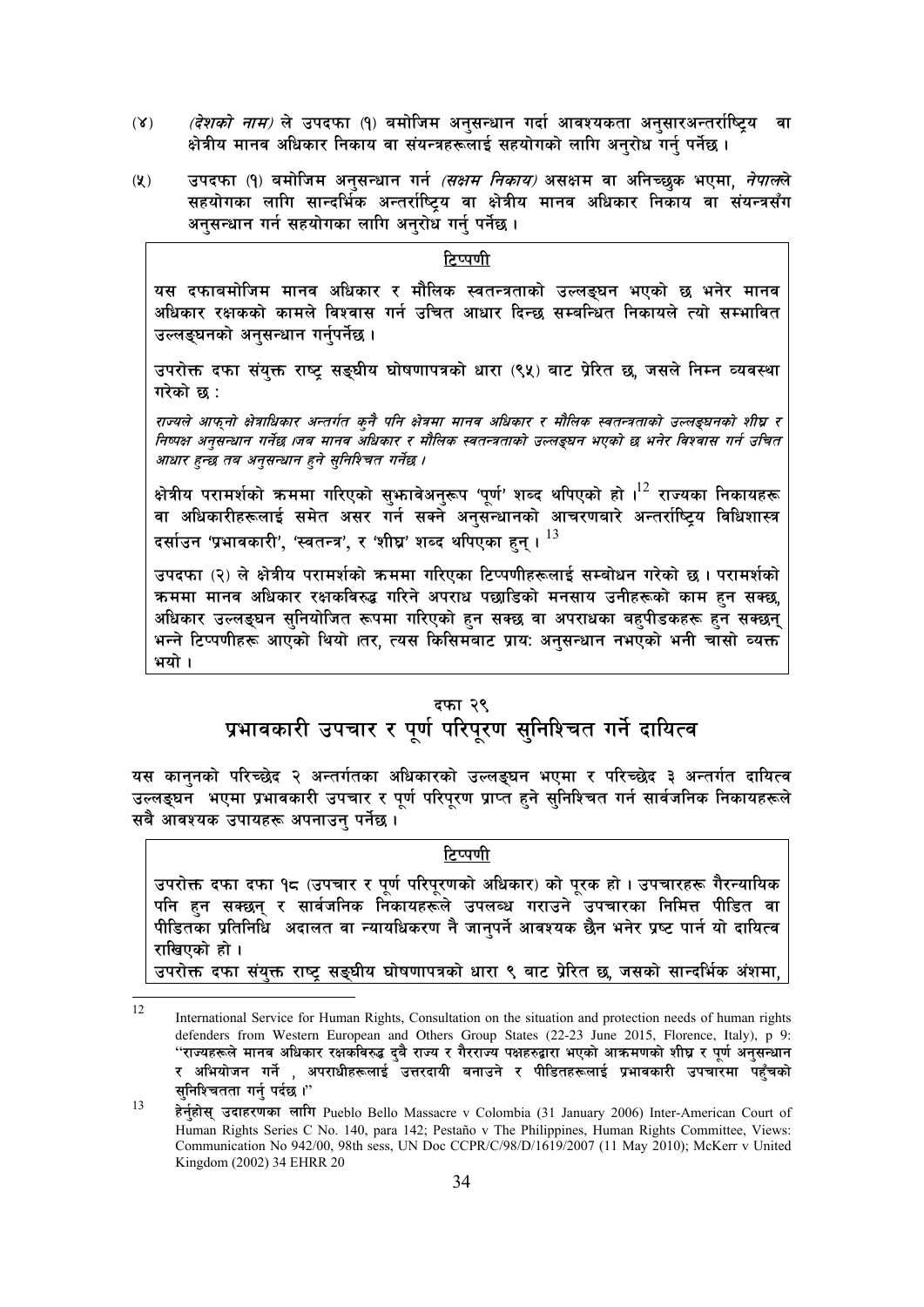(४) *(देशको नाम)* ले उपदफा (१) बमोजिम अनुसन्धान गर्दा आवश्यकता अनुसारअन्तर्राष्ट्रिय वा क्षेत्रीय मानव अधिकार निकाय वा संयन्त्रहरूलाई सहयोगको लागि अनुरोध गर्नु पर्नेछ ।

(५) उपदफा (१) बमोजिम अनुसन्धान गर्न *(सक्षम निकाय)* असक्षम वा अनिच्छुक भएमा, *नेपालले* सहयोगका लागि सान्दर्भिक अन्तर्राष्ट्रिय वा क्षेत्रीय मानव अधिकार निकाय वा संयन्त्रसँग अनुसन्धान गर्न सहयोगका लागि अनुरोध गर्नु पर्नेछ ।

> **टिप्पणी**
>
> यस दफाबमोजिम मानव अधिकार र मौलिक स्वतन्त्रताको उल्लङ्घन भएको छ भनेर मानव अधिकार रक्षकको कामले विश्वास गर्न उचित आधार दिन्छ सम्बन्धित निकायले त्यो सम्भावित उल्लङ्घनको अनुसन्धान गर्नुपर्नेछ ।
>
> उपरोक्त दफा संयुक्त राष्ट्र सङ्घीय घोषणापत्रको धारा (९५) बाट प्रेरित छ, जसले निम्न व्यवस्था गरेको छ :
>
> *राज्यले आफ्नो क्षेत्राधिकार अन्तर्गत कुनै पनि क्षेत्रमा मानव अधिकार र मौलिक स्वतन्त्रताको उल्लङ्घनको शीघ्र र निष्पक्ष अनुसन्धान गर्नेछ ।जब मानव अधिकार र मौलिक स्वतन्त्रताको उल्लङ्घन भएको छ भनेर विश्वास गर्न उचित आधार हुन्छ तब अनुसन्धान हुने सुनिश्चित गर्नेछ ।*
>
> क्षेत्रीय परामर्शको क्रममा गरिएको सुझावेअनुरूप 'पूर्ण' शब्द थपिएको हो ।[12] राज्यका निकायहरू वा अधिकारीहरूलाई समेत असर गर्न सक्ने अनुसन्धानको आचरणबारे अन्तर्राष्ट्रिय विधिशास्त्र दर्शाउन 'प्रभावकारी', 'स्वतन्त्र', र 'शीघ्र' शब्द थपिएका हुन् । [13]
>
> उपदफा (२) ले क्षेत्रीय परामर्शको क्रममा गरिएका टिप्पणीहरूलाई सम्बोधन गरेको छ । परामर्शको क्रममा मानव अधिकार रक्षकविरुद्ध गरिने अपराध पछाडिको मनसाय उनीहरूको काम हुन सक्छ, अधिकार उल्लङ्घन सुनियोजित रूपमा गरिएको हुन सक्छ वा अपराधका बहुपीडकहरू हुन सक्छन् भन्ने टिप्पणीहरू आएको थियो ।तर, त्यस किसिमबाट प्रायः अनुसन्धान नभएको भनी चासो व्यक्त भयो ।

## दफा २९
## प्रभावकारी उपचार र पूर्ण परिपूरण सुनिश्चित गर्ने दायित्व

यस कानुनको परिच्छेद २ अन्तर्गतका अधिकारको उल्लङ्घन भएमा र परिच्छेद ३ अन्तर्गत दायित्व उल्लङ्घन भएमा प्रभावकारी उपचार र पूर्ण परिपूरण प्राप्त हुने सुनिश्चित गर्न सार्वजनिक निकायहरूले सबै आवश्यक उपायहरू अपनाउनु पर्नेछ ।

> **टिप्पणी**
>
> उपरोक्त दफा दफा १८ (उपचार र पूर्ण परिपूरणको अधिकार) को पूरक हो । उपचारहरू गैरन्यायिक पनि हुन सक्छन् र सार्वजनिक निकायहरूले उपलब्ध गराउने उपचारका निमित्त पीडित वा पीडितका प्रतिनिधि अदालत वा न्यायधिकरण नै जानुपर्ने आवश्यक छैन भनेर प्रष्ट पार्न यो दायित्व राखिएको हो ।
>
> उपरोक्त दफा संयुक्त राष्ट्र सङ्घीय घोषणापत्रको धारा ९ बाट प्रेरित छ, जसको सान्दर्भिक अंशमा,

---

[12] International Service for Human Rights, Consultation on the situation and protection needs of human rights defenders from Western European and Others Group States (22-23 June 2015, Florence, Italy), p 9: "राज्यहरूले मानव अधिकार रक्षकविरुद्ध दुवै राज्य र गैरराज्य पक्षहरुद्वारा भएको आक्रमणको शीघ्र र पूर्ण अनुसन्धान र अभियोजन गर्ने , अपराधीहरूलाई उत्तरदायी बनाउने र पीडितहरूलाई प्रभावकारी उपचारमा पहुँचको सुनिश्चितता गर्नु पर्दछ ।"

[13] हेर्नुहोस् उदाहरणका लागि Pueblo Bello Massacre v Colombia (31 January 2006) Inter-American Court of Human Rights Series C No. 140, para 142; Pestaño v The Philippines, Human Rights Committee, Views: Communication No 942/00, 98th sess, UN Doc CCPR/C/98/D/1619/2007 (11 May 2010); McKerr v United Kingdom (2002) 34 EHRR 20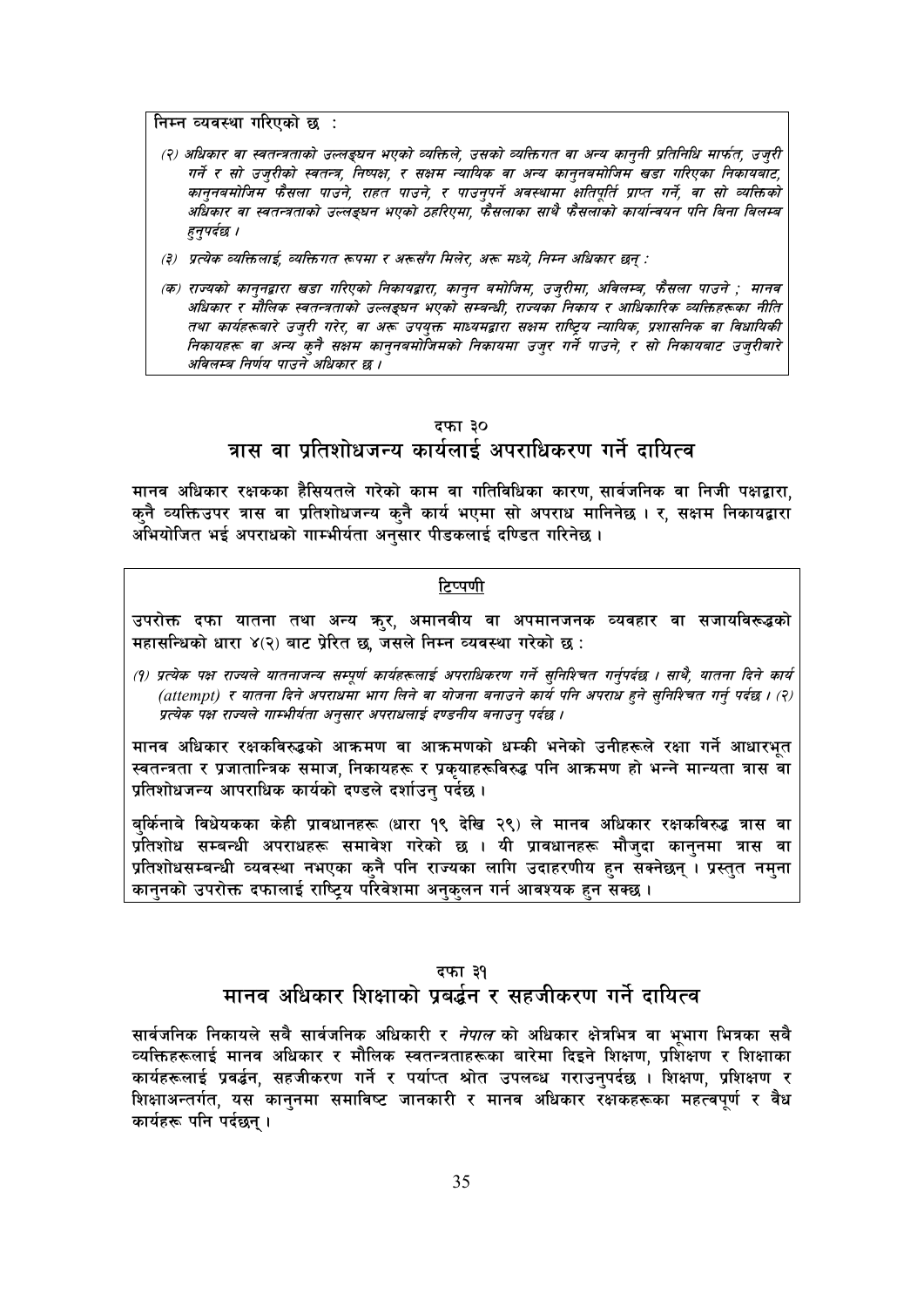निम्न व्यवस्था गरिएको छ :

*(२) अधिकार वा स्वतन्त्रताको उल्लङ्घन भएको व्यक्तिले, उसको व्यक्तिगत वा अन्य कानुनी प्रतिनिधि मार्फत, उजुरी गर्ने र सो उजुरीको स्वतन्त्र, निष्पक्ष, र सक्षम न्यायिक वा अन्य कानुनबमोजिम खडा गरिएका निकायबाट, कानुनबमोजिम फैसला पाउने, राहत पाउने, र पाउनुपर्ने अवस्थामा क्षतिपूर्ति प्राप्त गर्ने, वा सो व्यक्तिको अधिकार वा स्वतन्त्रताको उल्लङ्घन भएको ठहरिएमा, फैसलाका साथै फैसलाको कार्यान्वयन पनि बिना विलम्ब हुनुपर्दछ ।*

*(३) प्रत्येक व्यक्तिलाई, व्यक्तिगत रूपमा र अरूसँग मिलेर, अरू मध्ये, निम्न अधिकार छन् :*

*(क) राज्यको कानुनद्वारा खडा गरिएको निकायद्वारा, कानुन बमोजिम, उजुरीमा, अविलम्ब, फैसला पाउने ; मानव अधिकार र मौलिक स्वतन्त्रताको उल्लङ्घन भएको सम्बन्धी, राज्यका निकाय र आधिकारिक व्यक्तिहरूका नीति तथा कार्यहरूबारे उजुरी गरेर, वा अरू उपयुक्त माध्यमद्वारा सक्षम राष्ट्रिय न्यायिक, प्रशासनिक वा विधायिकी निकायहरू वा अन्य कुनै सक्षम कानुनबमोजिमको निकायमा उजुर गर्न पाउने, र सो निकायबाट उजुरीबारे अविलम्ब निर्णय पाउने अधिकार छ ।*

## दफा ३०
## त्रास वा प्रतिशोधजन्य कार्यलाई अपराधिकरण गर्ने दायित्व

मानव अधिकार रक्षकका हैसियतले गरेको काम वा गतिविधिका कारण, सार्वजनिक वा निजी पक्षद्वारा, कुनै व्यक्तिउपर त्रास वा प्रतिशोधजन्य कुनै कार्य भएमा सो अपराध मानिनेछ । र, सक्षम निकायद्वारा अभियोजित भई अपराधको गाम्भीर्यता अनुसार पीडकलाई दण्डित गरिनेछ ।

**टिप्पणी**

उपरोक्त दफा यातना तथा अन्य क्रुर, अमानवीय वा अपमानजनक व्यवहार वा सजायविरूद्धको महासन्धिको धारा ४(२) बाट प्रेरित छ, जसले निम्न व्यवस्था गरेको छ :

*(१) प्रत्येक पक्ष राज्यले यातनाजन्य सम्पूर्ण कार्यहरूलाई अपराधिकरण गर्ने सुनिश्चित गर्नुपर्दछ । साथै, यातना दिने कार्य (attempt) र यातना दिने अपराधमा भाग लिने वा योजना बनाउने कार्य पनि अपराध हुने सुनिश्चित गर्नु पर्दछ । (२) प्रत्येक पक्ष राज्यले गाम्भीर्यता अनुसार अपराधलाई दण्डनीय बनाउनु पर्दछ ।*

मानव अधिकार रक्षकविरुद्धको आक्रमण वा आक्रमणको धम्की भनेको उनीहरूले रक्षा गर्ने आधारभूत स्वतन्त्रता र प्रजातान्त्रिक समाज, निकायहरू र प्रकृयाहरूविरुद्ध पनि आक्रमण हो भन्ने मान्यता त्रास वा प्रतिशोधजन्य आपराधिक कार्यको दण्डले दर्शाउनु पर्दछ ।

बुर्किनाबे विधेयकका केही प्रावधानहरू (धारा १९ देखि २९) ले मानव अधिकार रक्षकविरुद्ध त्रास वा प्रतिशोध सम्बन्धी अपराधहरू समावेश गरेको छ । यी प्रावधानहरू मौजुदा कानुनमा त्रास वा प्रतिशोधसम्बन्धी व्यवस्था नभएका कुनै पनि राज्यका लागि उदाहरणीय हुन सक्नेछन् । प्रस्तुत नमुना कानुनको उपरोक्त दफालाई राष्ट्रिय परिवेशमा अनुकुलन गर्न आवश्यक हुन सक्छ ।

## दफा ३१
## मानव अधिकार शिक्षाको प्रवर्द्धन र सहजीकरण गर्ने दायित्व

सार्वजनिक निकायले सबै सार्वजनिक अधिकारी र *नेपाल* को अधिकार क्षेत्रभित्र वा भूभाग भित्रका सबै व्यक्तिहरूलाई मानव अधिकार र मौलिक स्वतन्त्रताहरूका बारेमा दिइने शिक्षण, प्रशिक्षण र शिक्षाका कार्यहरूलाई प्रवर्द्धन, सहजीकरण गर्ने र पर्याप्त श्रोत उपलब्ध गराउनुपर्दछ । शिक्षण, प्रशिक्षण र शिक्षाअन्तर्गत, यस कानुनमा समाविष्ट जानकारी र मानव अधिकार रक्षकहरूका महत्वपूर्ण र वैध कार्यहरू पनि पर्दछन् ।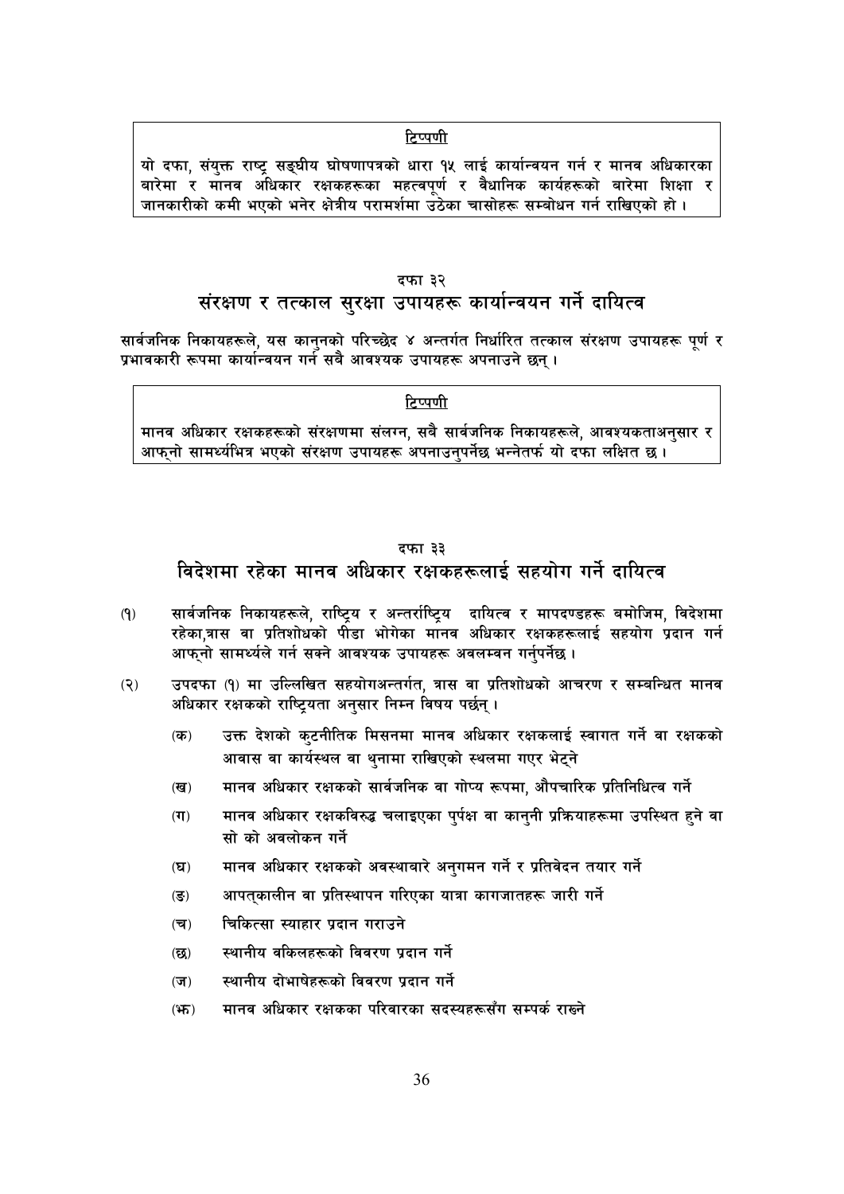**टिप्पणी**

यो दफा, संयुक्त राष्ट्र सङ्घीय घोषणापत्रको धारा १५ लाई कार्यान्वयन गर्न र मानव अधिकारका बारेमा र मानव अधिकार रक्षकहरूका महत्वपूर्ण र वैधानिक कार्यहरूको बारेमा शिक्षा र जानकारीको कमी भएको भनेर क्षेत्रीय परामर्शमा उठेका चासोहरू सम्बोधन गर्न राखिएको हो ।

## दफा ३२
## संरक्षण र तत्काल सुरक्षा उपायहरू कार्यान्वयन गर्ने दायित्व

सार्वजनिक निकायहरूले, यस कानुनको परिच्छेद ४ अन्तर्गत निर्धारित तत्काल संरक्षण उपायहरू पूर्ण र प्रभावकारी रूपमा कार्यान्वयन गर्न सबै आवश्यक उपायहरू अपनाउने छन् ।

**टिप्पणी**

मानव अधिकार रक्षकहरूको संरक्षणमा संलग्न, सबै सार्वजनिक निकायहरूले, आवश्यकताअनुसार र आफ्नो सामर्थ्यभित्र भएको संरक्षण उपायहरू अपनाउनुपर्नेछ भन्नेतर्फ यो दफा लक्षित छ ।

## दफा ३३
## विदेशमा रहेका मानव अधिकार रक्षकहरूलाई सहयोग गर्ने दायित्व

(१) सार्वजनिक निकायहरूले, राष्ट्रिय र अन्तर्राष्ट्रिय दायित्व र मापदण्डहरू बमोजिम, विदेशमा रहेका,त्रास वा प्रतिशोधको पीडा भोगेका मानव अधिकार रक्षकहरूलाई सहयोग प्रदान गर्न आफ्नो सामर्थ्यले गर्न सक्ने आवश्यक उपायहरू अवलम्बन गर्नुपर्नेछ ।

(२) उपदफा (१) मा उल्लिखित सहयोगअन्तर्गत, त्रास वा प्रतिशोधको आचरण र सम्बन्धित मानव अधिकार रक्षकको राष्ट्रियता अनुसार निम्न विषय पर्छन् ।

- (क) उक्त देशको कुटनीतिक मिसनमा मानव अधिकार रक्षकलाई स्वागत गर्ने वा रक्षकको आवास वा कार्यस्थल वा थुनामा राखिएको स्थलमा गएर भेट्ने
- (ख) मानव अधिकार रक्षकको सार्वजनिक वा गोप्य रूपमा, औपचारिक प्रतिनिधित्व गर्ने
- (ग) मानव अधिकार रक्षकविरुद्ध चलाइएका पुर्पक्ष वा कानुनी प्रक्रियाहरूमा उपस्थित हुने वा सो को अवलोकन गर्ने
- (घ) मानव अधिकार रक्षकको अवस्थाबारे अनुगमन गर्ने र प्रतिवेदन तयार गर्ने
- (ङ) आपत्कालीन वा प्रतिस्थापन गरिएका यात्रा कागजातहरू जारी गर्ने
- (च) चिकित्सा स्याहार प्रदान गराउने
- (छ) स्थानीय वकिलहरूको विवरण प्रदान गर्ने
- (ज) स्थानीय दोभाषेहरूको विवरण प्रदान गर्ने
- (झ) मानव अधिकार रक्षकका परिवारका सदस्यहरूसँग सम्पर्क राख्ने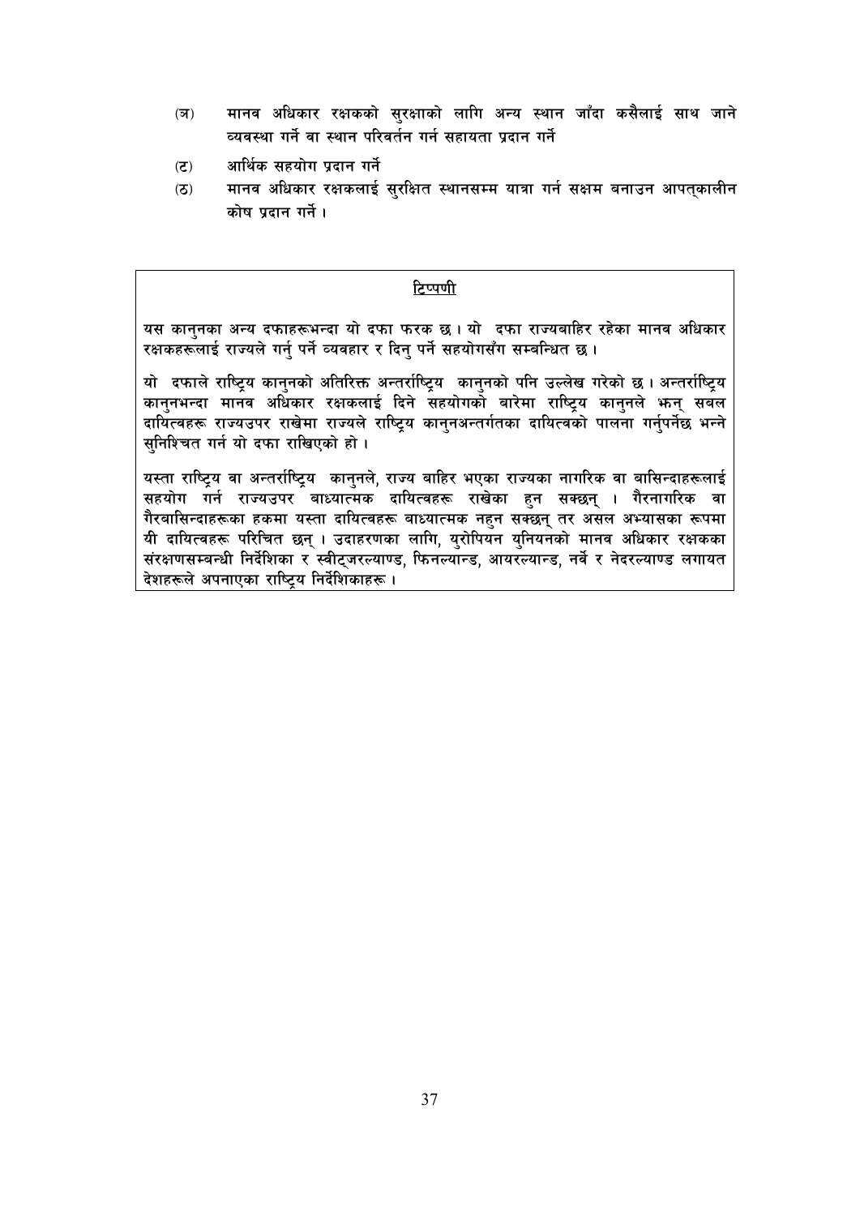(ञ) मानव अधिकार रक्षकको सुरक्षाको लागि अन्य स्थान जाँदा कसैलाई साथ जाने व्यवस्था गर्ने वा स्थान परिवर्तन गर्न सहायता प्रदान गर्ने

(ट) आर्थिक सहयोग प्रदान गर्ने

(ठ) मानव अधिकार रक्षकलाई सुरक्षित स्थानसम्म यात्रा गर्न सक्षम बनाउन आपत्कालीन कोष प्रदान गर्ने ।

**<u>टिप्पणी</u>**

यस कानुनका अन्य दफाहरूभन्दा यो दफा फरक छ । यो दफा राज्यबाहिर रहेका मानव अधिकार रक्षकहरूलाई राज्यले गर्नु पर्ने व्यवहार र दिनु पर्ने सहयोगसँग सम्बन्धित छ ।

यो दफाले राष्ट्रिय कानुनको अतिरिक्त अन्तर्राष्ट्रिय कानुनको पनि उल्लेख गरेको छ । अन्तर्राष्ट्रिय कानुनभन्दा मानव अधिकार रक्षकलाई दिने सहयोगको बारेमा राष्ट्रिय कानुनले झन् सबल दायित्वहरू राज्यउपर राखेमा राज्यले राष्ट्रिय कानुनअन्तर्गतका दायित्वको पालना गर्नुपर्नेछ भन्ने सुनिश्चित गर्न यो दफा राखिएको हो ।

यस्ता राष्ट्रिय वा अन्तर्राष्ट्रिय कानुनले, राज्य बाहिर भएका राज्यका नागरिक वा बासिन्दाहरूलाई सहयोग गर्न राज्यउपर बाध्यात्मक दायित्वहरू राखेका हुन सक्छन् । गैरनागरिक वा गैरबासिन्दाहरूका हकमा यस्ता दायित्वहरू बाध्यात्मक नहुन सक्छन् तर असल अभ्यासका रूपमा यी दायित्वहरू परिचित छन् । उदाहरणका लागि, युरोपियन युनियनको मानव अधिकार रक्षकका संरक्षणसम्बन्धी निर्देशिका र स्वीट्जरल्याण्ड, फिनल्यान्ड, आयरल्यान्ड, नर्वे र नेदरल्याण्ड लगायत देशहरूले अपनाएका राष्ट्रिय निर्देशिकाहरू ।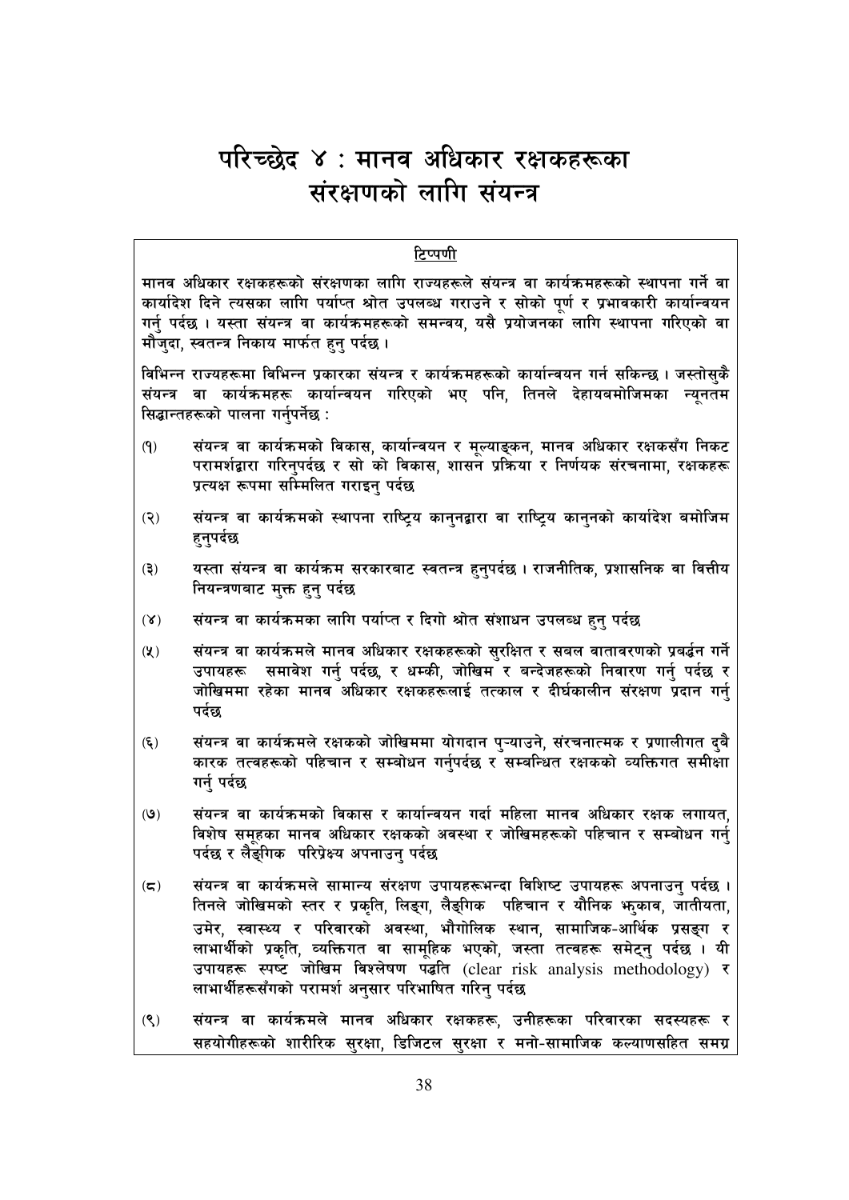# परिच्छेद ४ : मानव अधिकार रक्षकहरूका संरक्षणको लागि संयन्त्र

<u>टिप्पणी</u>

मानव अधिकार रक्षकहरूको संरक्षणका लागि राज्यहरूले संयन्त्र वा कार्यक्रमहरूको स्थापना गर्ने वा कार्यादेश दिने त्यसका लागि पर्याप्त श्रोत उपलब्ध गराउने र सोको पूर्ण र प्रभावकारी कार्यान्वयन गर्नु पर्दछ । यस्ता संयन्त्र वा कार्यक्रमहरूको समन्वय, यसै प्रयोजनका लागि स्थापना गरिएको वा मौजुदा, स्वतन्त्र निकाय मार्फत हुनु पर्दछ ।

विभिन्न राज्यहरूमा विभिन्न प्रकारका संयन्त्र र कार्यक्रमहरूको कार्यान्वयन गर्न सकिन्छ । जस्तोसुकै संयन्त्र वा कार्यक्रमहरू कार्यान्वयन गरिएको भए पनि, तिनले देहायबमोजिमका न्यूनतम सिद्धान्तहरूको पालना गर्नुपर्नेछ :

(१) संयन्त्र वा कार्यक्रमको विकास, कार्यान्वयन र मूल्याङ्कन, मानव अधिकार रक्षकसँग निकट परामर्शद्वारा गरिनुपर्दछ र सो को विकास, शासन प्रक्रिया र निर्णयक संरचनामा, रक्षकहरू प्रत्यक्ष रूपमा सम्मिलित गराइनु पर्दछ

(२) संयन्त्र वा कार्यक्रमको स्थापना राष्ट्रिय कानुनद्वारा वा राष्ट्रिय कानुनको कार्यादेश बमोजिम हुनुपर्दछ

(३) यस्ता संयन्त्र वा कार्यक्रम सरकारबाट स्वतन्त्र हुनुपर्दछ । राजनीतिक, प्रशासनिक वा वित्तीय नियन्त्रणबाट मुक्त हुनु पर्दछ

(४) संयन्त्र वा कार्यक्रमका लागि पर्याप्त र दिगो श्रोत संशाधन उपलब्ध हुनु पर्दछ

(५) संयन्त्र वा कार्यक्रमले मानव अधिकार रक्षकहरूको सुरक्षित र सबल वातावरणको प्रवर्द्धन गर्ने उपायहरू समावेश गर्नु पर्दछ, र धम्की, जोखिम र बन्देजहरूको निवारण गर्नु पर्दछ र जोखिममा रहेका मानव अधिकार रक्षकहरूलाई तत्काल र दीर्घकालीन संरक्षण प्रदान गर्नु पर्दछ

(६) संयन्त्र वा कार्यक्रमले रक्षकको जोखिममा योगदान पुऱ्याउने, संरचनात्मक र प्रणालीगत दुवै कारक तत्वहरूको पहिचान र सम्बोधन गर्नुपर्दछ र सम्बन्धित रक्षकको व्यक्तिगत समीक्षा गर्नु पर्दछ

(७) संयन्त्र वा कार्यक्रमको विकास र कार्यान्वयन गर्दा महिला मानव अधिकार रक्षक लगायत, विशेष समूहका मानव अधिकार रक्षकको अवस्था र जोखिमहरूको पहिचान र सम्बोधन गर्नु पर्दछ र लैङ्गिक परिप्रेक्ष्य अपनाउनु पर्दछ

(८) संयन्त्र वा कार्यक्रमले सामान्य संरक्षण उपायहरूभन्दा विशिष्ट उपायहरू अपनाउनु पर्दछ । तिनले जोखिमको स्तर र प्रकृति, लिङ्ग, लैङ्गिक पहिचान र यौनिक झुकाव, जातीयता, उमेर, स्वास्थ्य र परिवारको अवस्था, भौगोलिक स्थान, सामाजिक-आर्थिक प्रसङ्ग र लाभार्थीको प्रकृति, व्यक्तिगत वा सामूहिक भएको, जस्ता तत्वहरू समेट्नु पर्दछ । यी उपायहरू स्पष्ट जोखिम विश्लेषण पद्धति (clear risk analysis methodology) र लाभार्थीहरूसँगको परामर्श अनुसार परिभाषित गरिनु पर्दछ

(९) संयन्त्र वा कार्यक्रमले मानव अधिकार रक्षकहरू, उनीहरूका परिवारका सदस्यहरू र सहयोगीहरूको शारीरिक सुरक्षा, डिजिटल सुरक्षा र मनो-सामाजिक कल्याणसहित समग्र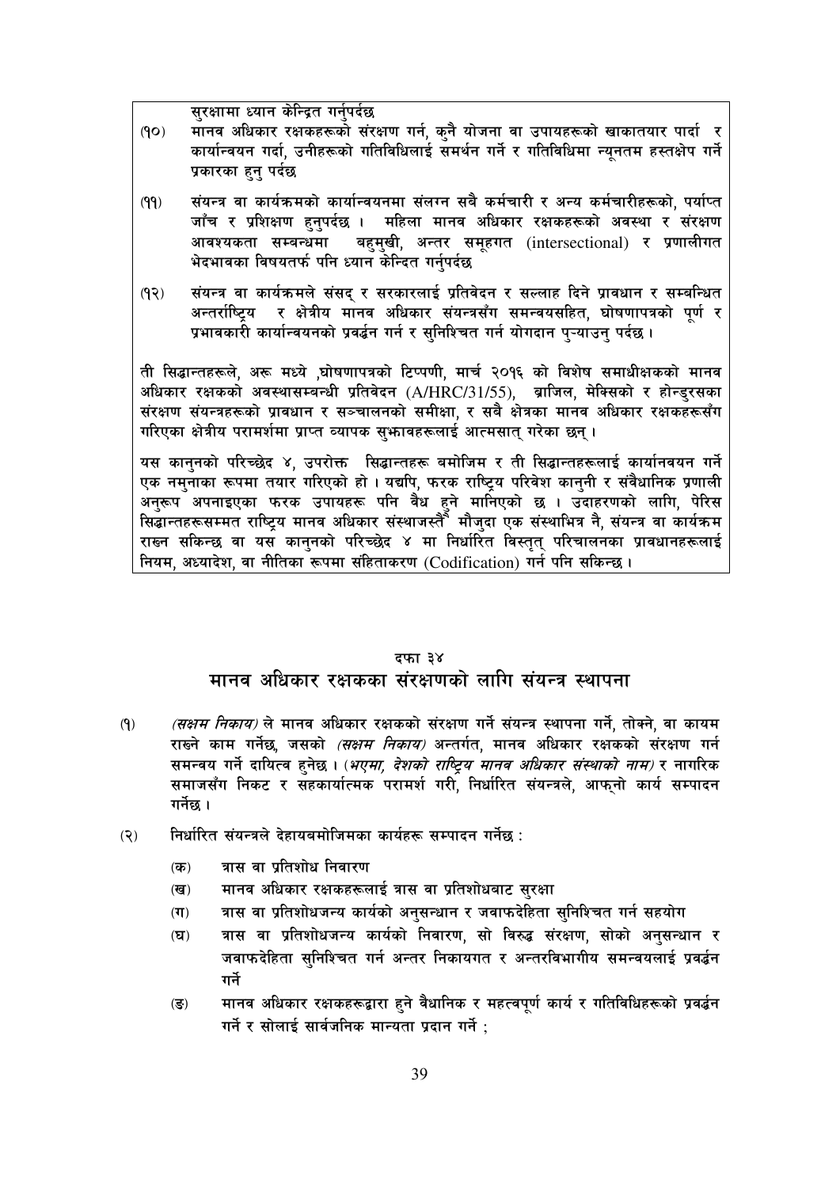सुरक्षामा ध्यान केन्द्रित गर्नुपर्दछ

(१०) मानव अधिकार रक्षकहरूको संरक्षण गर्न, कुनै योजना वा उपायहरूको खाकातयार पार्दा र कार्यान्वयन गर्दा, उनीहरूको गतिविधिलाई समर्थन गर्ने र गतिविधिमा न्यूनतम हस्तक्षेप गर्ने प्रकारका हुनु पर्दछ

(११) संयन्त्र वा कार्यक्रमको कार्यान्वयनमा संलग्न सबै कर्मचारी र अन्य कर्मचारीहरूको, पर्याप्त जाँच र प्रशिक्षण हुनुपर्दछ । महिला मानव अधिकार रक्षकहरूको अवस्था र संरक्षण आवश्यकता सम्बन्धमा बहुमुखी, अन्तर समूहगत (intersectional) र प्रणालीगत भेदभावका विषयतर्फ पनि ध्यान केन्दित गर्नुपर्दछ

(१२) संयन्त्र वा कार्यक्रमले संसद् र सरकारलाई प्रतिवेदन र सल्लाह दिने प्रावधान र सम्बन्धित अन्तर्राष्ट्रिय र क्षेत्रीय मानव अधिकार संयन्त्रसँग समन्वयसहित, घोषणापत्रको पूर्ण र प्रभावकारी कार्यान्वयनको प्रवर्द्धन गर्न र सुनिश्चित गर्न योगदान पुर्‍याउनु पर्दछ ।

ती सिद्धान्तहरूले, अरू मध्ये ,घोषणापत्रको टिप्पणी, मार्च २०१६ को विशेष समाधीक्षकको मानव अधिकार रक्षकको अवस्थासम्बन्धी प्रतिवेदन (A/HRC/31/55), ब्राजिल, मेक्सिको र होन्डुरसका संरक्षण संयन्त्रहरूको प्रावधान र सञ्चालनको समीक्षा, र सबै क्षेत्रका मानव अधिकार रक्षकहरूसँग गरिएका क्षेत्रीय परामर्शमा प्राप्त व्यापक सुझावहरूलाई आत्मसात् गरेका छन् ।

यस कानुनको परिच्छेद ४, उपरोक्त सिद्धान्तहरू बमोजिम र ती सिद्धान्तहरूलाई कार्यानवयन गर्ने एक नमुनाका रूपमा तयार गरिएको हो । यद्यपि, फरक राष्ट्रिय परिवेश कानुनी र संवैधानिक प्रणाली अनुरूप अपनाइएका फरक उपायहरू पनि वैध हुने मानिएको छ । उदाहरणको लागि, पेरिस सिद्धान्तहरूसम्मत राष्ट्रिय मानव अधिकार संस्थाजस्तै मौजुदा एक संस्थाभित्र नै, संयन्त्र वा कार्यक्रम राख्न सकिन्छ वा यस कानुनको परिच्छेद ४ मा निर्धारित विस्तृत् परिचालनका प्रावधानहरूलाई नियम, अध्यादेश, वा नीतिका रूपमा संहिताकरण (Codification) गर्न पनि सकिन्छ ।

## दफा ३४
## मानव अधिकार रक्षकका संरक्षणको लागि संयन्त्र स्थापना

(१) *(सक्षम निकाय)* ले मानव अधिकार रक्षकको संरक्षण गर्ने संयन्त्र स्थापना गर्ने, तोक्ने, वा कायम राख्ने काम गर्नेछ, जसको *(सक्षम निकाय)* अन्तर्गत, मानव अधिकार रक्षकको संरक्षण गर्न समन्वय गर्ने दायित्व हुनेछ । (*भएमा, देशको राष्ट्रिय मानव अधिकार संस्थाको नाम)* र नागरिक समाजसँग निकट र सहकार्यात्मक परामर्श गरी, निर्धारित संयन्त्रले, आफ्नो कार्य सम्पादन गर्नेछ ।

(२) निर्धारित संयन्त्रले देहायबमोजिमका कार्यहरू सम्पादन गर्नेछ :

(क) त्रास वा प्रतिशोध निवारण

(ख) मानव अधिकार रक्षकहरूलाई त्रास वा प्रतिशोधबाट सुरक्षा

(ग) त्रास वा प्रतिशोधजन्य कार्यको अनुसन्धान र जवाफदेहिता सुनिश्चित गर्न सहयोग

(घ) त्रास वा प्रतिशोधजन्य कार्यको निवारण, सो विरुद्ध संरक्षण, सोको अनुसन्धान र जवाफदेहिता सुनिश्चित गर्न अन्तर निकायगत र अन्तरविभागीय समन्वयलाई प्रवर्द्धन गर्ने

(ङ) मानव अधिकार रक्षकहरूद्वारा हुने वैधानिक र महत्वपूर्ण कार्य र गतिविधिहरूको प्रवर्द्धन गर्ने र सोलाई सार्वजनिक मान्यता प्रदान गर्ने ;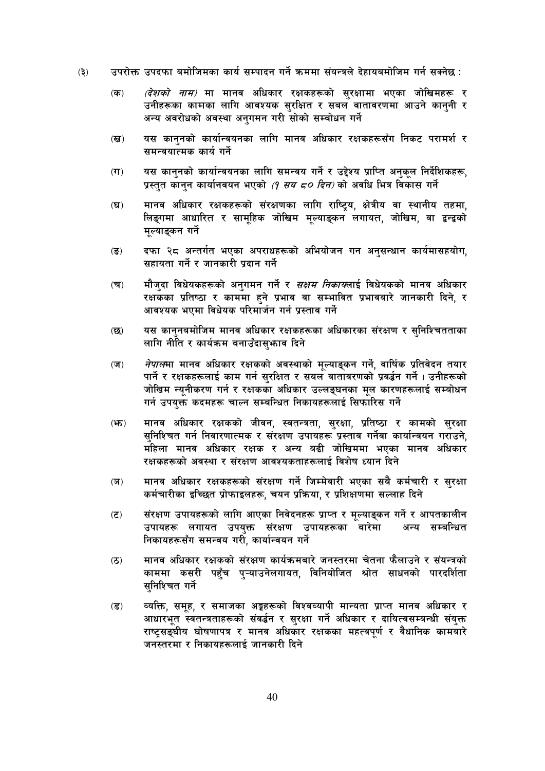(३) उपरोक्त उपदफा बमोजिमका कार्य सम्पादन गर्ने क्रममा संयन्त्रले देहायबमोजिम गर्न सक्नेछ :

(क) *(देशको नाम)* मा मानव अधिकार रक्षकहरूको सुरक्षामा भएका जोखिमहरू र उनीहरूका कामका लागि आवश्यक सुरक्षित र सबल वातावरणमा आउने कानुनी र अन्य अवरोधको अवस्था अनुगमन गरी सोको सम्बोधन गर्ने

(ख) यस कानुनको कार्यान्वयनका लागि मानव अधिकार रक्षकहरूसँग निकट परामर्श र समन्वयात्मक कार्य गर्ने

(ग) यस कानुनको कार्यान्वयनका लागि समन्वय गर्ने र उद्देश्य प्राप्ति अनुकूल निर्देशिकहरू, प्रस्तुत कानुन कार्यानवयन भएको *(१ सय ८० दिन)* को अवधि भित्र विकास गर्ने

(घ) मानव अधिकार रक्षकहरूको संरक्षणका लागि राष्ट्रिय, क्षेत्रीय वा स्थानीय तहमा, लिङ्गमा आधारित र सामूहिक जोखिम मूल्याङ्कन लगायत, जोखिम, वा द्वन्द्वको मूल्याङ्कन गर्ने

(ङ) दफा २८ अन्तर्गत भएका अपराधहरूको अभियोजन गन अनुसन्धान कार्यमासहयोग, सहायता गर्ने र जानकारी प्रदान गर्ने

(च) मौजुदा विधेयकहरूको अनुगमन गर्ने र *सक्षम निकाय*लाई विधेयकको मानव अधिकार रक्षकका प्रतिष्ठा र काममा हुने प्रभाव वा सम्भावित प्रभावबारे जानकारी दिने, र आवश्यक भएमा विधेयक परिमार्जन गर्न प्रस्ताव गर्ने

(छ) यस कानुनबमोजिम मानव अधिकार रक्षकहरूका अधिकारका संरक्षण र सुनिश्चितताका लागि नीति र कार्यक्रम बनाउँदासुझाव दिने

(ज) *नेपाल*मा मानव अधिकार रक्षकको अवस्थाको मूल्याङ्कन गर्ने, वार्षिक प्रतिवेदन तयार पार्ने र रक्षकहरूलाई काम गर्न सुरक्षित र सबल वातावरणको प्रवर्द्धन गर्ने । उनीहरूको जोखिम न्यूनीकरण गर्न र रक्षकका अधिकार उल्लङ्घनका मूल कारणहरूलाई सम्बोधन गर्न उपयुक्त कदमहरू चाल्न सम्बन्धित निकायहरूलाई सिफारिस गर्ने

(झ) मानव अधिकार रक्षकको जीवन, स्वतन्त्रता, सुरक्षा, प्रतिष्ठा र कामको सुरक्षा सुनिश्चित गर्न निवारणात्मक र संरक्षण उपायहरू प्रस्ताव गर्नेवा कार्यान्वयन गराउने, महिला मानव अधिकार रक्षक र अन्य बढी जोखिममा भएका मानव अधिकार रक्षकहरूको अवस्था र संरक्षण आवश्यकताहरूलाई विशेष ध्यान दिने

(ञ) मानव अधिकार रक्षकहरूको संरक्षण गर्ने जिम्मेवारी भएका सबै कर्मचारी र सुरक्षा कर्मचारीका इच्छित प्रोफाइलहरू, चयन प्रक्रिया, र प्रशिक्षणमा सल्लाह दिने

(ट) संरक्षण उपायहरूको लागि आएका निवेदनहरू प्राप्त र मूल्याङ्कन गर्ने र आपतकालीन उपायहरू लगायत उपयुक्त संरक्षण उपायहरूका बारेमा अन्य सम्बन्धित निकायहरूसँग समन्वय गरी, कार्यान्वयन गर्ने

(ठ) मानव अधिकार रक्षकको संरक्षण कार्यक्रमबारे जनस्तरमा चेतना फैलाउने र संयन्त्रको काममा कसरी पहुँच पुर्‍याउनेलगायत, विनियोजित श्रोत साधनको पारदर्शिता सुनिश्चित गर्ने

(ड) व्यक्ति, समूह, र समाजका अङ्गहरूको विश्वव्यापी मान्यता प्राप्त मानव अधिकार र आधारभूत स्वतन्त्रताहरूको संवर्द्धन र सुरक्षा गर्ने अधिकार र दायित्वसम्बन्धी संयुक्त राष्ट्रसङ्घीय घोषणापत्र र मानव अधिकार रक्षकका महत्वपूर्ण र वैधानिक कामबारे जनस्तरमा र निकायहरूलाई जानकारी दिने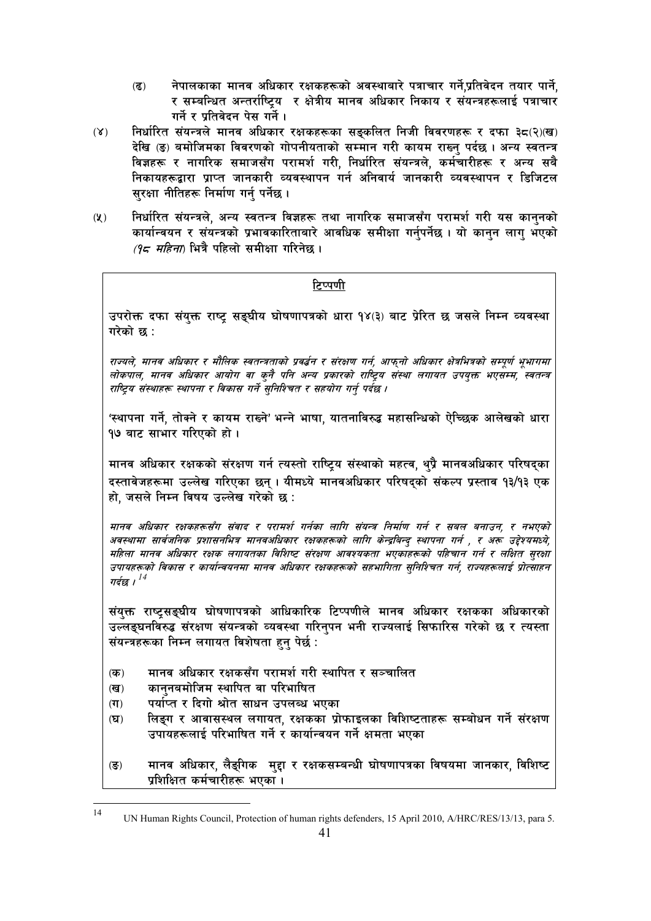(ढ) नेपालकाका मानव अधिकार रक्षकहरूको अवस्थाबारे पत्राचार गर्ने,प्रतिवेदन तयार पार्ने, र सम्बन्धित अन्तर्राष्ट्रिय र क्षेत्रीय मानव अधिकार निकाय र संयन्त्रहरूलाई पत्राचार गर्ने र प्रतिवेदन पेस गर्ने ।

(४) निर्धारित संयन्त्रले मानव अधिकार रक्षकहरूका सङ्कलित निजी विवरणहरू र दफा ३८(२)(ख) देखि (ङ) बमोजिमका विवरणको गोपनीयताको सम्मान गरी कायम राख्नु पर्दछ । अन्य स्वतन्त्र विज्ञहरू र नागरिक समाजसँग परामर्श गरी, निर्धारित संयन्त्रले, कर्मचारीहरू र अन्य सबै निकायहरूद्वारा प्राप्त जानकारी व्यवस्थापन गर्न अनिवार्य जानकारी व्यवस्थापन र डिजिटल सुरक्षा नीतिहरू निर्माण गर्नु पर्नेछ ।

(५) निर्धारित संयन्त्रले, अन्य स्वतन्त्र विज्ञहरू तथा नागरिक समाजसँग परामर्श गरी यस कानुनको कार्यान्वयन र संयन्त्रको प्रभावकारिताबारे आवधिक समीक्षा गर्नुपर्नेछ । यो कानुन लागु भएको *(१८ महिना)* भित्रै पहिलो समीक्षा गरिनेछ ।

<u>टिप्पणी</u>

उपरोक्त दफा संयुक्त राष्ट्र सङ्घीय घोषणापत्रको धारा १४(३) बाट प्रेरित छ जसले निम्न व्यवस्था गरेको छ :

*राज्यले, मानव अधिकार र मौलिक स्वतन्त्रताको प्रवर्द्धन र संरक्षण गर्न, आफ्नो अधिकार क्षेत्रभित्रको सम्पूर्ण भूभागमा लोकपाल, मानव अधिकार आयोग वा कुनै पनि अन्य प्रकारको राष्ट्रिय संस्था लगायत उपयुक्त भएसम्म, स्वतन्त्र राष्ट्रिय संस्थाहरू स्थापना र विकास गर्ने सुनिश्चित र सहयोग गर्नु पर्दछ ।*

'स्थापना गर्ने, तोक्ने र कायम राख्ने' भन्ने भाषा, यातनाविरुद्ध महासन्धिको ऐच्छिक आलेखको धारा १७ बाट साभार गरिएको हो ।

मानव अधिकार रक्षकको संरक्षण गर्न त्यस्तो राष्ट्रिय संस्थाको महत्व, थुप्रै मानवअधिकार परिषद्का दस्तावेजहरूमा उल्लेख गरिएका छन् । यीमध्ये मानवअधिकार परिषद्को संकल्प प्रस्ताव १३/१३ एक हो, जसले निम्न विषय उल्लेख गरेको छ :

*मानव अधिकार रक्षकहरूसँग संवाद र परामर्श गर्नका लागि संयन्त्र निर्माण गर्न र सबल बनाउन, र नभएको अवस्थामा सार्वजनिक प्रशासनभित्र मानवअधिकार रक्षकहरूको लागि केन्द्रबिन्दु स्थापना गर्न , र अरू उद्देश्यमध्ये, महिला मानव अधिकार रक्षक लगायतका विशिष्ट संरक्षण आवश्यकता भएकाहरूको पहिचान गर्न र लक्षित सुरक्षा उपायहरूको विकास र कार्यान्वयनमा मानव अधिकार रक्षकहरूको सहभागिता सुनिश्चित गर्न, राज्यहरूलाई प्रोत्साहन गर्दछ ।*[14]

संयुक्त राष्ट्रसङ्घीय घोषणापत्रको आधिकारिक टिप्पणीले मानव अधिकार रक्षकका अधिकारको उल्लङ्घनविरुद्ध संरक्षण संयन्त्रको व्यवस्था गरिनुपन भनी राज्यलाई सिफारिस गरेको छ र त्यस्ता संयन्त्रहरूका निम्न लगायत विशेषता हुनु पेर्छ :

(क) मानव अधिकार रक्षकसँग परामर्श गरी स्थापित र सञ्चालित
(ख) कानुनबमोजिम स्थापित वा परिभाषित
(ग) पर्याप्त र दिगो श्रोत साधन उपलब्ध भएका
(घ) लिङ्ग र आवासस्थल लगायत, रक्षकका प्रोफाइलका विशिष्टताहरू सम्बोधन गर्ने संरक्षण उपायहरूलाई परिभाषित गर्ने र कार्यान्वयन गर्ने क्षमता भएका
(ङ) मानव अधिकार, लैङ्गिक मुद्दा र रक्षकसम्बन्धी घोषणापत्रका विषयमा जानकार, विशिष्ट प्रशिक्षित कर्मचारीहरू भएका ।

---

[14] UN Human Rights Council, Protection of human rights defenders, 15 April 2010, A/HRC/RES/13/13, para 5.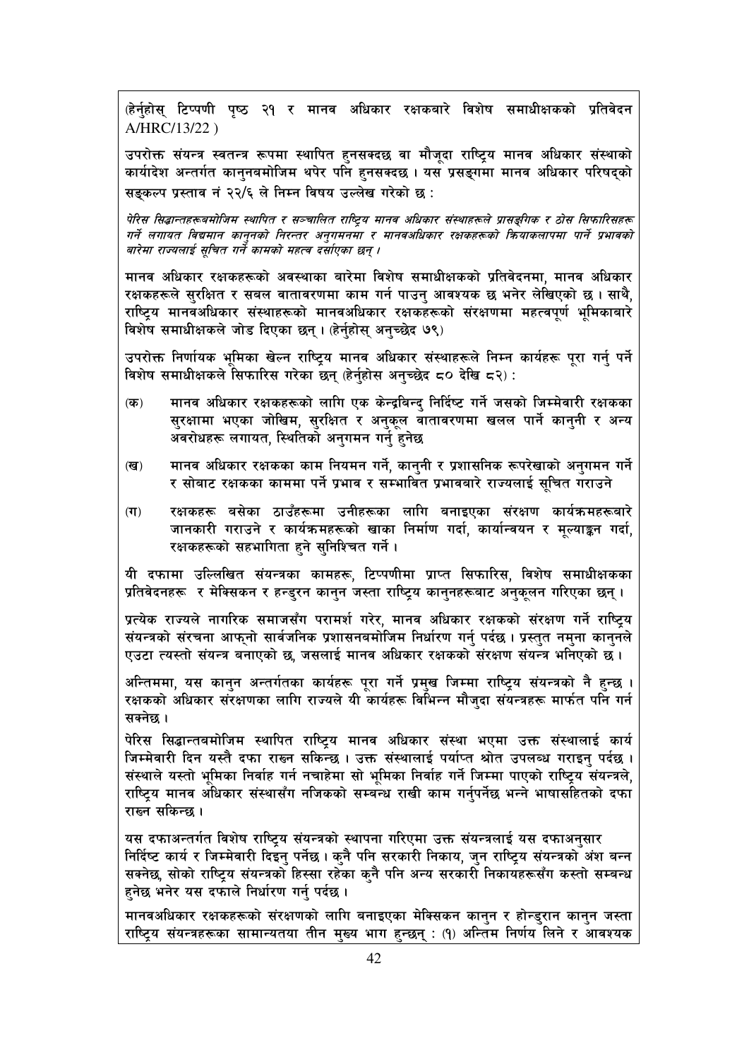(हेर्नुहोस् टिप्पणी पृष्ठ २१ र मानव अधिकार रक्षकबारे विशेष समाधीक्षकको प्रतिवेदन A/HRC/13/22 )

उपरोक्त संयन्त्र स्वतन्त्र रूपमा स्थापित हुनसक्दछ वा मौजूदा राष्ट्रिय मानव अधिकार संस्थाको कार्यादेश अन्तर्गत कानुनबमोजिम थपेर पनि हुनसक्दछ । यस प्रसङ्गमा मानव अधिकार परिषद्को सङ्कल्प प्रस्ताव नं २२/६ ले निम्न विषय उल्लेख गरेको छ :

*पेरिस सिद्धान्तहरूबमोजिम स्थापित र सञ्चालित राष्ट्रिय मानव अधिकार संस्थाहरूले प्रासङ्गिक र ठोस सिफारिसहरू गर्ने लगायत विद्यमान कानुनको निरन्तर अनुगमनमा र मानवअधिकार रक्षकहरूको क्रियाकलापमा पार्ने प्रभावको बारेमा राज्यलाई सूचित गर्ने कामको महत्व दर्साएका छन् ।*

मानव अधिकार रक्षकहरूको अवस्थाका बारेमा विशेष समाधीक्षकको प्रतिवेदनमा, मानव अधिकार रक्षकहरूले सुरक्षित र सबल वातावरणमा काम गर्न पाउनु आवश्यक छ भनेर लेखिएको छ । साथै, राष्ट्रिय मानवअधिकार संस्थाहरूको मानवअधिकार रक्षकहरूको संरक्षणमा महत्वपूर्ण भूमिकाबारे विशेष समाधीक्षकले जोड दिएका छन् । (हेर्नुहोस् अनुच्छेद ७९)

उपरोक्त निर्णायक भूमिका खेल्न राष्ट्रिय मानव अधिकार संस्थाहरूले निम्न कार्यहरू पूरा गर्नु पर्ने विशेष समाधीक्षकले सिफारिस गरेका छन् (हेर्नुहोस अनुच्छेद ८० देखि ८२) :

(क) मानव अधिकार रक्षकहरूको लागि एक केन्द्रबिन्दु निर्दिष्ट गर्ने जसको जिम्मेवारी रक्षकका सुरक्षामा भएका जोखिम, सुरक्षित र अनुकूल वातावरणमा खलल पार्ने कानुनी र अन्य अवरोधहरू लगायत, स्थितिको अनुगमन गर्नु हुनेछ

(ख) मानव अधिकार रक्षकका काम नियमन गर्ने, कानुनी र प्रशासनिक रूपरेखाको अनुगमन गर्ने र सोबाट रक्षकका काममा पर्ने प्रभाव र सम्भावित प्रभावबारे राज्यलाई सूचित गराउने

(ग) रक्षकहरू बसेका ठाउँहरूमा उनीहरूका लागि बनाइएका संरक्षण कार्यक्रमहरूबारे जानकारी गराउने र कार्यक्रमहरूको खाका निर्माण गर्दा, कार्यान्वयन र मूल्याङ्कन गर्दा, रक्षकहरूको सहभागिता हुने सुनिश्चित गर्ने ।

यी दफामा उल्लिखित संयन्त्रका कामहरू, टिप्पणीमा प्राप्त सिफारिस, विशेष समाधीक्षकका प्रतिवेदनहरू र मेक्सिकन र हन्डुरन कानुन जस्ता राष्ट्रिय कानुनहरूबाट अनुकूलन गरिएका छन् ।

प्रत्येक राज्यले नागरिक समाजसँग परामर्श गरेर, मानव अधिकार रक्षकको संरक्षण गर्ने राष्ट्रिय संयन्त्रको संरचना आफ्नो सार्वजनिक प्रशासनबमोजिम निर्धारण गर्नु पर्दछ । प्रस्तुत नमुना कानुनले एउटा त्यस्तो संयन्त्र बनाएको छ, जसलाई मानव अधिकार रक्षकको संरक्षण संयन्त्र भनिएको छ ।

अन्तिममा, यस कानुन अन्तर्गतका कार्यहरू पूरा गर्ने प्रमुख जिम्मा राष्ट्रिय संयन्त्रको नै हुन्छ । रक्षकको अधिकार संरक्षणका लागि राज्यले यी कार्यहरू विभिन्न मौजुदा संयन्त्रहरू मार्फत पनि गर्न सक्नेछ ।

पेरिस सिद्धान्तबमोजिम स्थापित राष्ट्रिय मानव अधिकार संस्था भएमा उक्त संस्थालाई कार्य जिम्मेवारी दिन यस्तै दफा राख्न सकिन्छ । उक्त संस्थालाई पर्याप्त श्रोत उपलब्ध गराइनु पर्दछ । संस्थाले यस्तो भूमिका निर्वाह गर्न नचाहेमा सो भूमिका निर्वाह गर्ने जिम्मा पाएको राष्ट्रिय संयन्त्रले, राष्ट्रिय मानव अधिकार संस्थासँग नजिकको सम्बन्ध राखी काम गर्नुपर्नेछ भन्ने भाषासहितको दफा राख्न सकिन्छ ।

यस दफाअन्तर्गत विशेष राष्ट्रिय संयन्त्रको स्थापना गरिएमा उक्त संयन्त्रलाई यस दफाअनुसार निर्दिष्ट कार्य र जिम्मेवारी दिइनु पर्नेछ । कुनै पनि सरकारी निकाय, जुन राष्ट्रिय संयन्त्रको अंश बन्न सक्नेछ, सोको राष्ट्रिय संयन्त्रको हिस्सा रहेका कुनै पनि अन्य सरकारी निकायहरूसँग कस्तो सम्बन्ध हुनेछ भनेर यस दफाले निर्धारण गर्नु पर्दछ ।

मानवअधिकार रक्षकहरूको संरक्षणको लागि बनाइएका मेक्सिकन कानुन र होन्डुरान कानुन जस्ता राष्ट्रिय संयन्त्रहरूका सामान्यतया तीन मुख्य भाग हुन्छन् : (१) अन्तिम निर्णय लिने र आवश्यक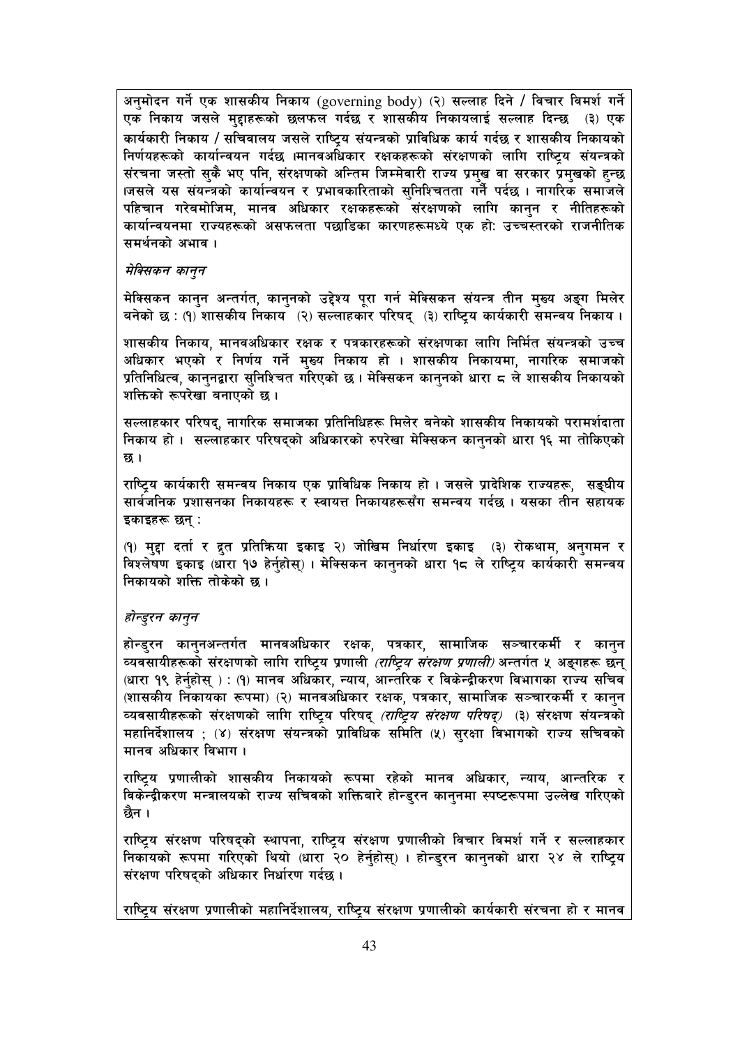अनुमोदन गर्ने एक शासकीय निकाय (governing body) (२) सल्लाह दिने / विचार विमर्श गर्ने एक निकाय जसले मुद्दाहरूको छलफल गर्दछ र शासकीय निकायलाई सल्लाह दिन्छ (३) एक कार्यकारी निकाय / सचिवालय जसले राष्ट्रिय संयन्त्रको प्राविधिक कार्य गर्दछ र शासकीय निकायको निर्णयहरूको कार्यान्वयन गर्दछ ।मानवअधिकार रक्षकहरूको संरक्षणको लागि राष्ट्रिय संयन्त्रको संरचना जस्तो सुकै भए पनि, संरक्षणको अन्तिम जिम्मेवारी राज्य प्रमुख वा सरकार प्रमुखको हुन्छ ।जसले यस संयन्त्रको कार्यान्वयन र प्रभावकारिताको सुनिश्चितता गर्नै पर्दछ । नागरिक समाजले पहिचान गरेबमोजिम, मानव अधिकार रक्षकहरूको संरक्षणको लागि कानुन र नीतिहरूको कार्यान्वयनमा राज्यहरूको असफलता पछाडिका कारणहरूमध्ये एक हो: उच्चस्तरको राजनीतिक समर्थनको अभाव ।

*मेक्सिकन कानुन*

मेक्सिकन कानुन अन्तर्गत, कानुनको उद्देश्य पूरा गर्न मेक्सिकन संयन्त्र तीन मुख्य अङ्ग मिलेर बनेको छ : (१) शासकीय निकाय (२) सल्लाहकार परिषद् (३) राष्ट्रिय कार्यकारी समन्वय निकाय ।

शासकीय निकाय, मानवअधिकार रक्षक र पत्रकारहरूको संरक्षणका लागि निर्मित संयन्त्रको उच्च अधिकार भएको र निर्णय गर्ने मुख्य निकाय हो । शासकीय निकायमा, नागरिक समाजको प्रतिनिधित्व, कानुनद्वारा सुनिश्चित गरिएको छ । मेक्सिकन कानुनको धारा ८ ले शासकीय निकायको शक्तिको रूपरेखा बनाएको छ ।

सल्लाहकार परिषद्, नागरिक समाजका प्रतिनिधिहरू मिलेर बनेको शासकीय निकायको परामर्शदाता निकाय हो । सल्लाहकार परिषद्को अधिकारको रुपरेखा मेक्सिकन कानुनको धारा १६ मा तोकिएको छ ।

राष्ट्रिय कार्यकारी समन्वय निकाय एक प्राविधिक निकाय हो । जसले प्रादेशिक राज्यहरू, सङ्घीय सार्वजनिक प्रशासनका निकायहरू र स्वायत्त निकायहरूसँग समन्वय गर्दछ । यसका तीन सहायक इकाइहरू छन् :

(१) मुद्दा दर्ता र द्रुत प्रतिक्रिया इकाइ २) जोखिम निर्धारण इकाइ (३) रोकथाम, अनुगमन र विश्लेषण इकाइ (धारा १७ हेर्नुहोस्) । मेक्सिकन कानुनको धारा १८ ले राष्ट्रिय कार्यकारी समन्वय निकायको शक्ति तोकेको छ ।

*होन्डुरन कानुन*

होन्डुरन कानुनअन्तर्गत मानवअधिकार रक्षक, पत्रकार, सामाजिक सञ्चारकर्मी र कानुन व्यवसायीहरूको संरक्षणको लागि राष्ट्रिय प्रणाली *(राष्ट्रिय संरक्षण प्रणाली)* अन्तर्गत ५ अङ्गहरू छन् (धारा १९ हेर्नुहोस् ) : (१) मानव अधिकार, न्याय, आन्तरिक र विकेन्द्रीकरण विभागका राज्य सचिव (शासकीय निकायका रूपमा) (२) मानवअधिकार रक्षक, पत्रकार, सामाजिक सञ्चारकर्मी र कानुन व्यवसायीहरूको संरक्षणको लागि राष्ट्रिय परिषद् *(राष्ट्रिय संरक्षण परिषद्)* (३) संरक्षण संयन्त्रको महानिर्देशालय ; (४) संरक्षण संयन्त्रको प्राविधिक समिति (५) सुरक्षा विभागको राज्य सचिवको मानव अधिकार विभाग ।

राष्ट्रिय प्रणालीको शासकीय निकायको रूपमा रहेको मानव अधिकार, न्याय, आन्तरिक र विकेन्द्रीकरण मन्त्रालयको राज्य सचिवको शक्तिबारे होन्डुरन कानुनमा स्पष्टरूपमा उल्लेख गरिएको छैन ।

राष्ट्रिय संरक्षण परिषद्को स्थापना, राष्ट्रिय संरक्षण प्रणालीको विचार विमर्श गर्ने र सल्लाहकार निकायको रूपमा गरिएको थियो (धारा २० हेर्नुहोस्) । होन्डुरन कानुनको धारा २४ ले राष्ट्रिय संरक्षण परिषद्को अधिकार निर्धारण गर्दछ ।

राष्ट्रिय संरक्षण प्रणालीको महानिर्देशालय, राष्ट्रिय संरक्षण प्रणालीको कार्यकारी संरचना हो र मानव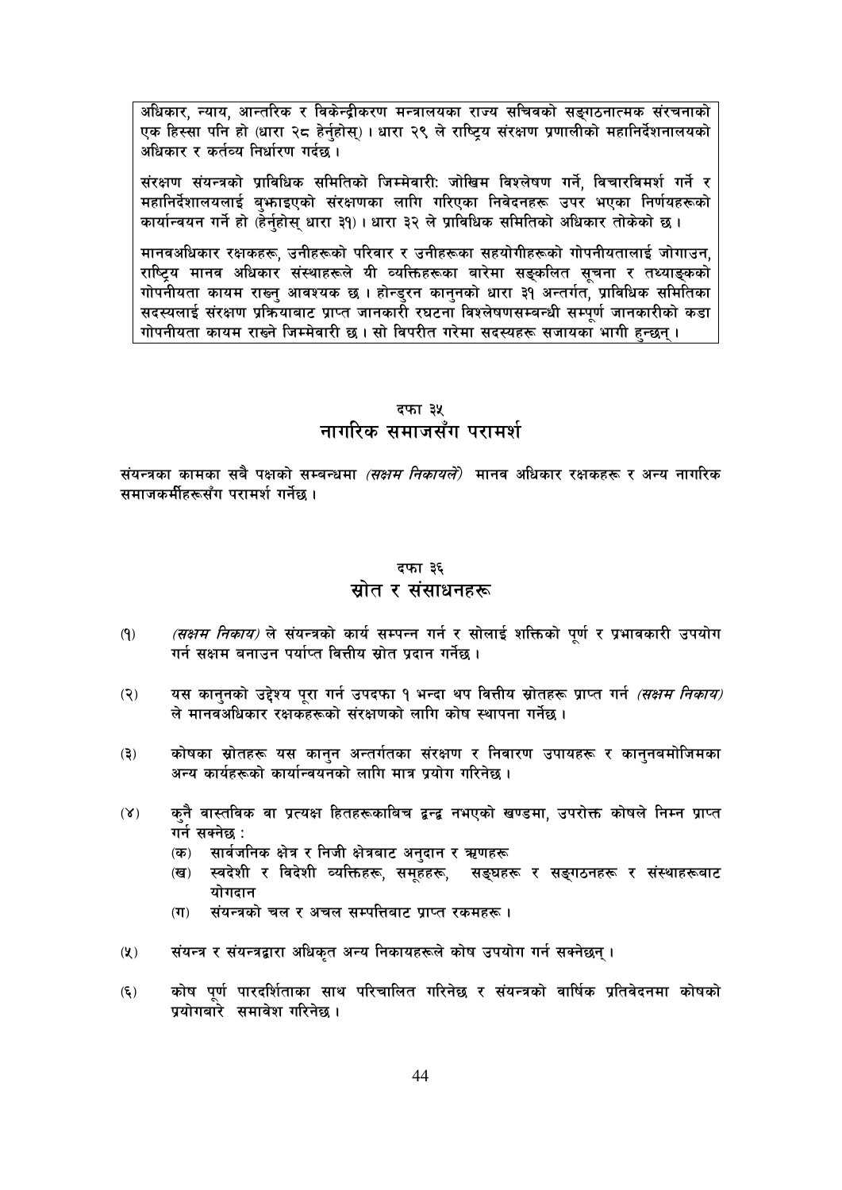अधिकार, न्याय, आन्तरिक र विकेन्द्रीकरण मन्त्रालयका राज्य सचिवको सङ्गठनात्मक संरचनाको एक हिस्सा पनि हो (धारा २८ हेर्नुहोस्) । धारा २९ ले राष्ट्रिय संरक्षण प्रणालीको महानिर्देशनालयको अधिकार र कर्तव्य निर्धारण गर्दछ ।

संरक्षण संयन्त्रको प्राविधिक समितिको जिम्मेवारी: जोखिम विश्लेषण गर्ने, विचारविमर्श गर्ने र महानिर्देशालयलाई बुझाइएको संरक्षणका लागि गरिएका निवेदनहरू उपर भएका निर्णयहरूको कार्यान्वयन गर्ने हो (हेर्नुहोस् धारा ३१) । धारा ३२ ले प्राविधिक समितिको अधिकार तोकेको छ ।

मानवअधिकार रक्षकहरू, उनीहरूको परिवार र उनीहरूका सहयोगीहरूको गोपनीयतालाई जोगाउन, राष्ट्रिय मानव अधिकार संस्थाहरूले यी व्यक्तिहरूका बारेमा सङ्कलित सूचना र तथ्याङ्कको गोपनीयता कायम राख्नु आवश्यक छ । होन्डुरन कानुनको धारा ३१ अन्तर्गत, प्राविधिक समितिका सदस्यलाई संरक्षण प्रक्रियाबाट प्राप्त जानकारी रघटना विश्लेषणसम्बन्धी सम्पूर्ण जानकारीको कडा गोपनीयता कायम राख्ने जिम्मेवारी छ । सो विपरीत गरेमा सदस्यहरू सजायका भागी हुन्छन् ।

## दफा ३५
## नागरिक समाजसँग परामर्श

संयन्त्रका कामका सबै पक्षको सम्बन्धमा *(सक्षम निकायले)* मानव अधिकार रक्षकहरू र अन्य नागरिक समाजकर्मीहरूसँग परामर्श गर्नेछ ।

## दफा ३६
## स्रोत र संसाधनहरू

(१) *(सक्षम निकाय)* ले संयन्त्रको कार्य सम्पन्न गर्न र सोलाई शक्तिको पूर्ण र प्रभावकारी उपयोग गर्न सक्षम बनाउन पर्याप्त वित्तीय स्रोत प्रदान गर्नेछ ।

(२) यस कानुनको उद्देश्य पुरा गर्न उपदफा १ भन्दा थप वित्तीय स्रोतहरू प्राप्त गर्न *(सक्षम निकाय)* ले मानवअधिकार रक्षकहरूको संरक्षणको लागि कोष स्थापना गर्नेछ ।

(३) कोषका स्रोतहरू यस कानुन अन्तर्गतका संरक्षण र निवारण उपायहरू र कानुनबमोजिमका अन्य कार्यहरूको कार्यान्वयनको लागि मात्र प्रयोग गरिनेछ ।

(४) कुनै वास्तविक वा प्रत्यक्ष हितहरूकाबिच द्वन्द्व नभएको खण्डमा, उपरोक्त कोषले निम्न प्राप्त गर्न सक्नेछ :
   (क) सार्वजनिक क्षेत्र र निजी क्षेत्रबाट अनुदान र ऋणहरू
   (ख) स्वदेशी र विदेशी व्यक्तिहरू, समूहहरू, सङ्घहरू र सङ्गठनहरू र संस्थाहरूबाट योगदान
   (ग) संयन्त्रको चल र अचल सम्पत्तिबाट प्राप्त रकमहरू ।

(५) संयन्त्र र संयन्त्रद्वारा अधिकृत अन्य निकायहरूले कोष उपयोग गर्न सक्नेछन् ।

(६) कोष पूर्ण पारदर्शिताका साथ परिचालित गरिनेछ र संयन्त्रको वार्षिक प्रतिवेदनमा कोषको प्रयोगबारे समावेश गरिनेछ ।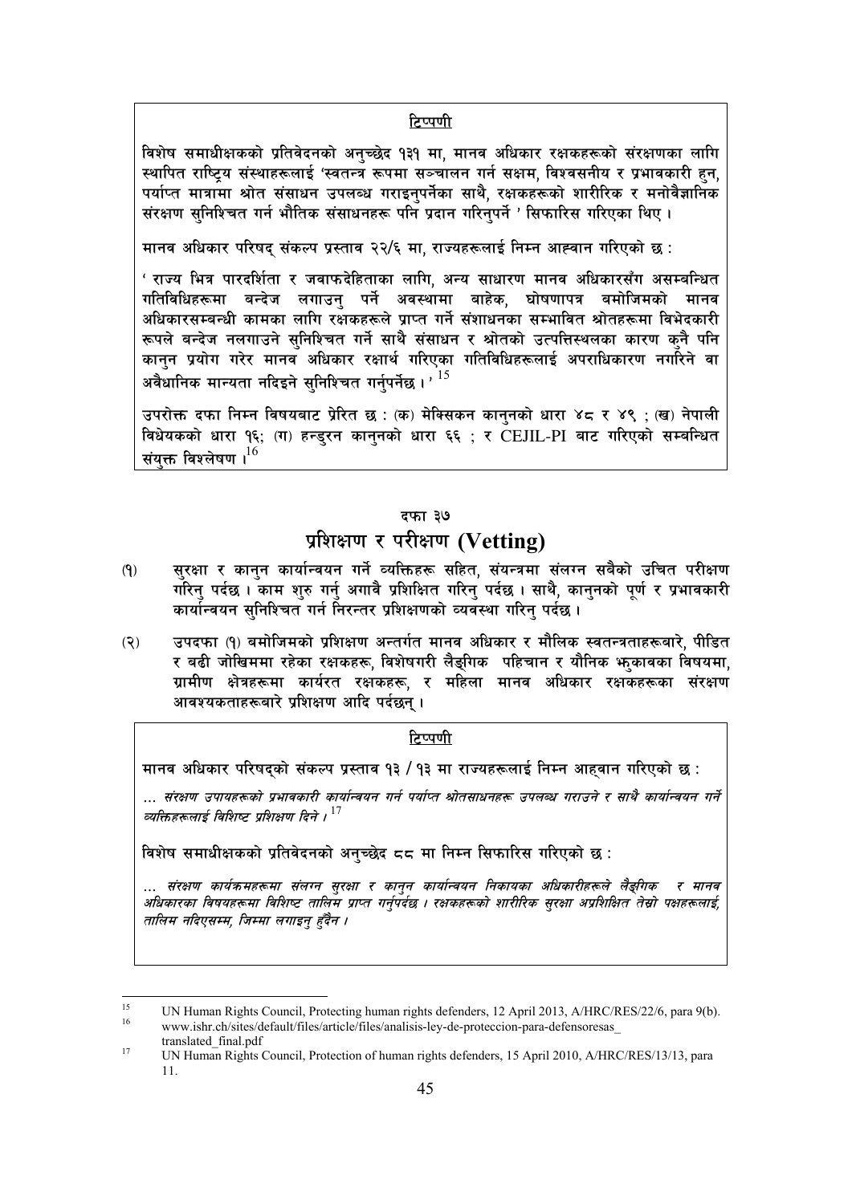**टिप्पणी**

विशेष समाधीक्षकको प्रतिवेदनको अनुच्छेद १३१ मा, मानव अधिकार रक्षकहरूको संरक्षणका लागि स्थापित राष्ट्रिय संस्थाहरूलाई 'स्वतन्त्र रूपमा सञ्चालन गर्न सक्षम, विश्वसनीय र प्रभावकारी हुन, पर्याप्त मात्रामा श्रोत संसाधन उपलब्ध गराइनुपर्नेका साथै, रक्षकहरूको शारीरिक र मनोवैज्ञानिक संरक्षण सुनिश्चित गर्न भौतिक संसाधनहरू पनि प्रदान गरिनुपर्ने ' सिफारिस गरिएका थिए ।

मानव अधिकार परिषद् संकल्प प्रस्ताव २२/६ मा, राज्यहरूलाई निम्न आह्वान गरिएको छ :

' राज्य भित्र पारदर्शिता र जवाफदेहिताका लागि, अन्य साधारण मानव अधिकारसँग असम्बन्धित गतिविधिहरूमा बन्देज लगाउनु पर्ने अवस्थामा बाहेक, घोषणापत्र बमोजिमको मानव अधिकारसम्बन्धी कामका लागि रक्षकहरूले प्राप्त गर्ने संशाधनका सम्भावित श्रोतहरूमा विभेदकारी रूपले बन्देज नलगाउने सुनिश्चित गर्ने साथै संसाधन र श्रोतको उत्पत्तिस्थलका कारण कुनै पनि कानुन प्रयोग गरेर मानव अधिकार रक्षार्थ गरिएका गतिविधिहरूलाई अपराधिकारण नगरिने वा अवैधानिक मान्यता नदिइने सुनिश्चित गर्नुपर्नेछ ।'[15]

उपरोक्त दफा निम्न विषयबाट प्रेरित छ : (क) मेक्सिकन कानुनको धारा ४८ र ४९ ; (ख) नेपाली विधेयकको धारा १६; (ग) हन्डुरन कानुनको धारा ६६ ; र CEJIL-PI बाट गरिएको सम्बन्धित संयुक्त विश्लेषण ।[16]

## दफा ३७

## प्रशिक्षण र परीक्षण (Vetting)

(१) सुरक्षा र कानुन कार्यान्वयन गर्ने व्यक्तिहरू सहित, संयन्त्रमा संलग्न सबैको उचित परीक्षण गरिनु पर्दछ । काम शुरु गर्नु अगावै प्रशिक्षित गरिनु पर्दछ । साथै, कानुनको पूर्ण र प्रभावकारी कार्यान्वयन सुनिश्चित गर्न निरन्तर प्रशिक्षणको व्यवस्था गरिनु पर्दछ ।

(२) उपदफा (१) बमोजिमको प्रशिक्षण अन्तर्गत मानव अधिकार र मौलिक स्वतन्त्रताहरूबारे, पीडित र बढी जोखिममा रहेका रक्षकहरू, विशेषगरी लैङ्गिक पहिचान र यौनिक झुकावका विषयमा, ग्रामीण क्षेत्रहरूमा कार्यरत रक्षकहरू, र महिला मानव अधिकार रक्षकहरूका संरक्षण आवश्यकताहरूबारे प्रशिक्षण आदि पर्दछन् ।

**टिप्पणी**

मानव अधिकार परिषद्को संकल्प प्रस्ताव १३ / १३ मा राज्यहरूलाई निम्न आह्वान गरिएको छ :

*... संरक्षण उपायहरूको प्रभावकारी कार्यान्वयन गर्न पर्याप्त श्रोतसाधनहरू उपलब्ध गराउने र साथै कार्यान्वयन गर्ने व्यक्तिहरूलाई विशिष्ट प्रशिक्षण दिने ।*[17]

विशेष समाधीक्षकको प्रतिवेदनको अनुच्छेद ८८ मा निम्न सिफारिस गरिएको छ :

*... संरक्षण कार्यक्रमहरूमा संलग्न सुरक्षा र कानुन कार्यान्वयन निकायका अधिकारीहरूले लैङ्गिक र मानव अधिकारका विषयहरूमा विशिष्ट तालिम प्राप्त गर्नुपर्दछ । रक्षकहरूको शारीरिक सुरक्षा अप्रशिक्षित तेस्रो पक्षहरूलाई, तालिम नदिएसम्म, जिम्मा लगाइनु हुँदैन ।*

---

[15] UN Human Rights Council, Protecting human rights defenders, 12 April 2013, A/HRC/RES/22/6, para 9(b).

[16] www.ishr.ch/sites/default/files/article/files/analisis-ley-de-proteccion-para-defensoresas_translated_final.pdf

[17] UN Human Rights Council, Protection of human rights defenders, 15 April 2010, A/HRC/RES/13/13, para 11.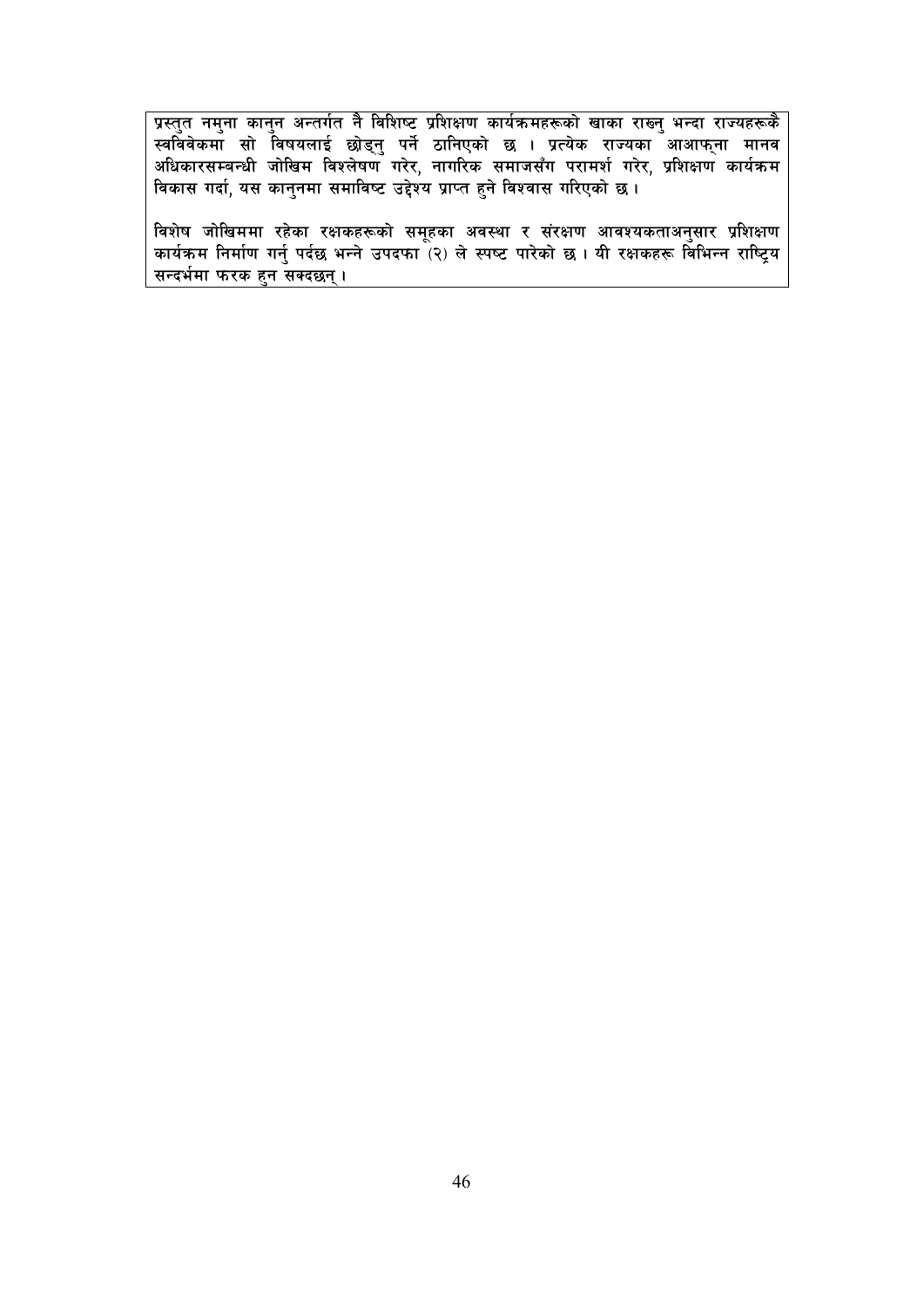प्रस्तुत नमुना कानुन अन्तर्गत नै विशिष्ट प्रशिक्षण कार्यक्रमहरूको खाका राख्नु भन्दा राज्यहरूकै स्वविवेकमा सो विषयलाई छोड्नु पर्ने ठानिएको छ । प्रत्येक राज्यका आआफ्ना मानव अधिकारसम्बन्धी जोखिम विश्लेषण गरेर, नागरिक समाजसँग परामर्श गरेर, प्रशिक्षण कार्यक्रम विकास गर्दा, यस कानुनमा समाविष्ट उद्देश्य प्राप्त हुने विश्वास गरिएको छ ।

विशेष जोखिममा रहेका रक्षकहरूको समूहका अवस्था र संरक्षण आवश्यकताअनुसार प्रशिक्षण कार्यक्रम निर्माण गर्नु पर्दछ भन्ने उपदफा (२) ले स्पष्ट पारेको छ । यी रक्षकहरू विभिन्न राष्ट्रिय सन्दर्भमा फरक हुन सक्दछन् ।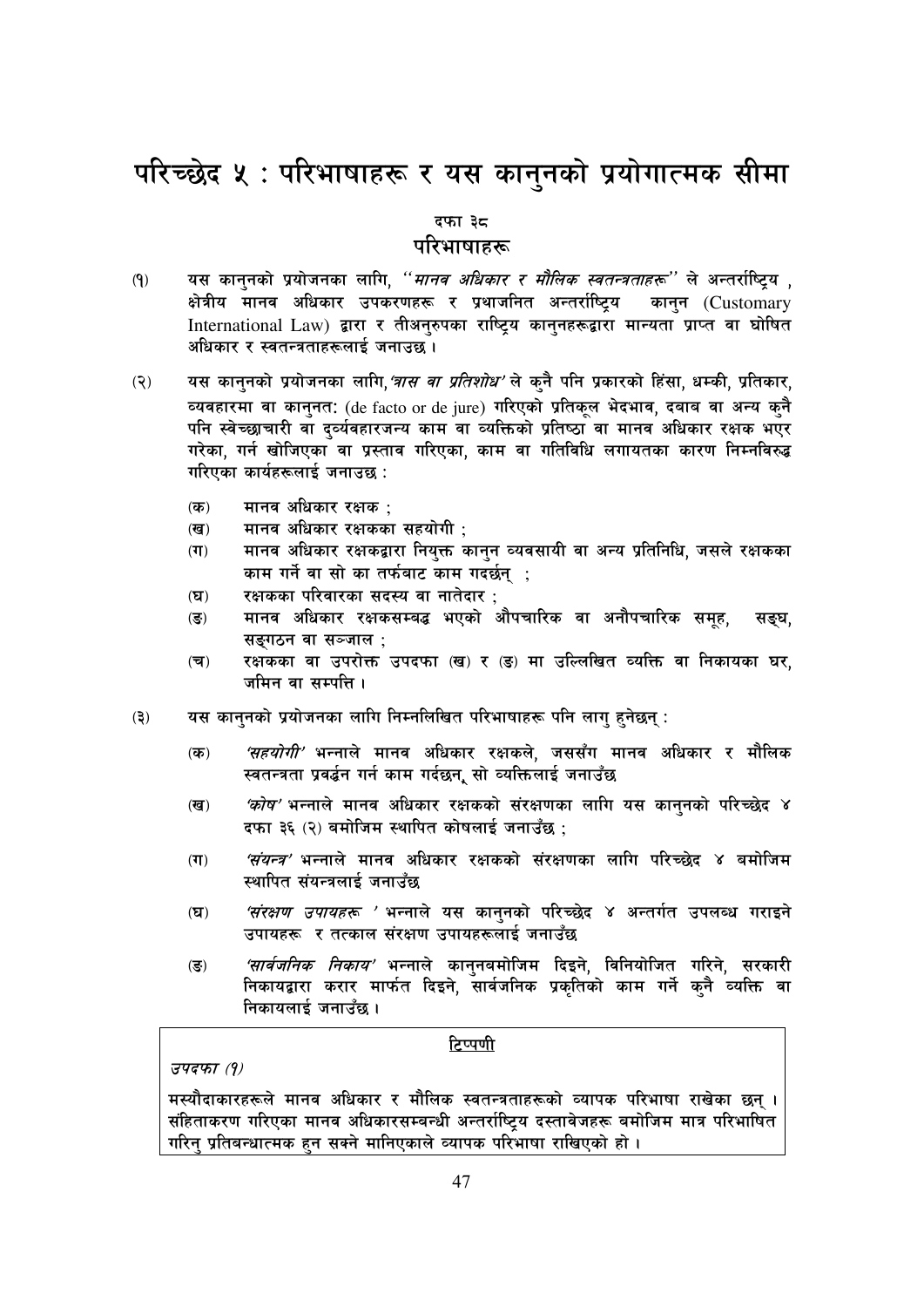// Transcribed Nepali text from this page image, OCR only.
# परिच्छेद ५ : परिभाषाहरू र यस कानुनको प्रयोगात्मक सीमा

### दफा ३८
## परिभाषाहरू

(१) यस कानुनको प्रयोजनका लागि, *''मानव अधिकार र मौलिक स्वतन्त्रताहरू''* ले अन्तर्राष्ट्रिय , क्षेत्रीय मानव अधिकार उपकरणहरू र प्रथाजनित अन्तर्राष्ट्रिय कानुन (Customary International Law) द्वारा र तीअनुरुपका राष्ट्रिय कानुनहरूद्वारा मान्यता प्राप्त वा घोषित अधिकार र स्वतन्त्रताहरूलाई जनाउछ ।

(२) यस कानुनको प्रयोजनका लागि,*'त्रास वा प्रतिशोध'* ले कुनै पनि प्रकारको हिंसा, धम्की, प्रतिकार, व्यवहारमा वा कानुनत: (de facto or de jure) गरिएको प्रतिकूल भेदभाव, दबाव वा अन्य कुनै पनि स्वेच्छाचारी वा दुर्व्यवहारजन्य काम वा व्यक्तिको प्रतिष्ठा वा मानव अधिकार रक्षक भएर गरेका, गर्न खोजिएका वा प्रस्ताव गरिएका, काम वा गतिविधि लगायतका कारण निम्नविरुद्ध गरिएका कार्यहरूलाई जनाउछ :

- (क) मानव अधिकार रक्षक ;
- (ख) मानव अधिकार रक्षकका सहयोगी ;
- (ग) मानव अधिकार रक्षकद्वारा नियुक्त कानुन व्यवसायी वा अन्य प्रतिनिधि, जसले रक्षकका काम गर्ने वा सो का तर्फबाट काम गदर्छन् ;
- (घ) रक्षकका परिवारका सदस्य वा नातेदार ;
- (ङ) मानव अधिकार रक्षकसम्बद्ध भएको औपचारिक वा अनौपचारिक समूह, सङ्घ, सङ्गठन वा सञ्जाल ;
- (च) रक्षकका वा उपरोक्त उपदफा (ख) र (ङ) मा उल्लिखित व्यक्ति वा निकायका घर, जमिन वा सम्पत्ति ।

(३) यस कानुनको प्रयोजनका लागि निम्नलिखित परिभाषाहरू पनि लागु हुनेछन् :

- (क) *'सहयोगी'* भन्नाले मानव अधिकार रक्षकले, जससँग मानव अधिकार र मौलिक स्वतन्त्रता प्रवर्द्धन गर्न काम गर्दछन्, सो व्यक्तिलाई जनाउँछ
- (ख) *'कोष'* भन्नाले मानव अधिकार रक्षकको संरक्षणका लागि यस कानुनको परिच्छेद ४ दफा ३६ (२) बमोजिम स्थापित कोषलाई जनाउँछ ;
- (ग) *'संयन्त्र'* भन्नाले मानव अधिकार रक्षकको संरक्षणका लागि परिच्छेद ४ बमोजिम स्थापित संयन्त्रलाई जनाउँछ
- (घ) *'संरक्षण उपायहरू '* भन्नाले यस कानुनको परिच्छेद ४ अन्तर्गत उपलब्ध गराइने उपायहरू र तत्काल संरक्षण उपायहरूलाई जनाउँछ
- (ङ) *'सार्वजनिक निकाय'* भन्नाले कानुनबमोजिम दिइने, विनियोजित गरिने, सरकारी निकायद्वारा करार मार्फत दिइने, सार्वजनिक प्रकृतिको काम गर्ने कुनै व्यक्ति वा निकायलाई जनाउँछ ।

**टिप्पणी**

*उपदफा (१)*

मस्यौदाकारहरूले मानव अधिकार र मौलिक स्वतन्त्रताहरूको व्यापक परिभाषा राखेका छन् । संहिताकरण गरिएका मानव अधिकारसम्बन्धी अन्तर्राष्ट्रिय दस्तावेजहरू बमोजिम मात्र परिभाषित गरिनु प्रतिबन्धात्मक हुन सक्ने मानिएकाले व्यापक परिभाषा राखिएको हो ।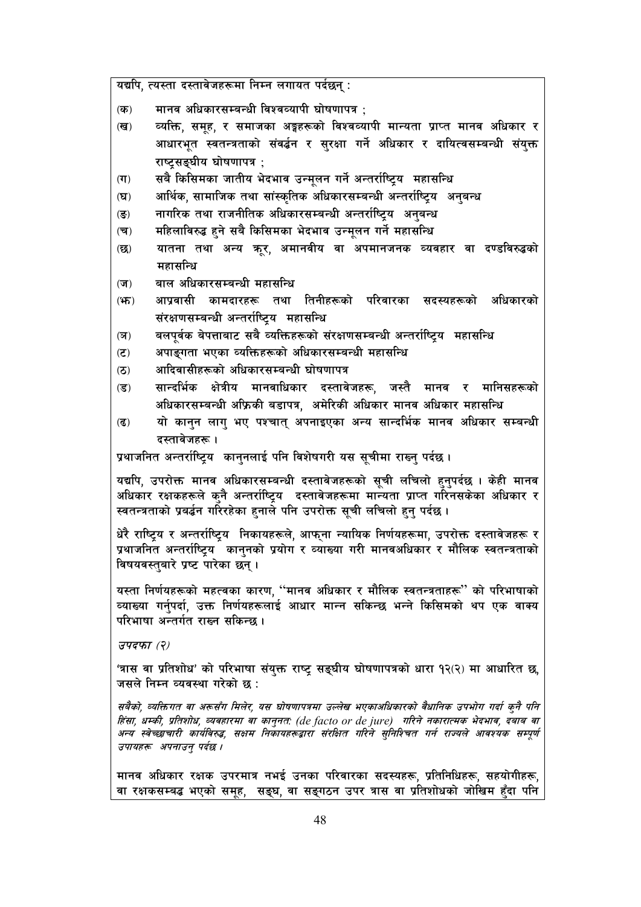यद्यपि, त्यस्ता दस्तावेजहरूमा निम्न लगायत पर्दछन् :

(क) मानव अधिकारसम्बन्धी विश्वव्यापी घोषणापत्र ;

(ख) व्यक्ति, समूह, र समाजका अङ्गहरूको विश्वव्यापी मान्यता प्राप्त मानव अधिकार र आधारभूत स्वतन्त्रताको संवर्द्धन र सुरक्षा गर्ने अधिकार र दायित्वसम्बन्धी संयुक्त राष्ट्रसङ्घीय घोषणापत्र ;

(ग) सबै किसिमका जातीय भेदभाव उन्मूलन गर्ने अन्तर्राष्ट्रिय महासन्धि

(घ) आर्थिक, सामाजिक तथा सांस्कृतिक अधिकारसम्बन्धी अन्तर्राष्ट्रिय अनुबन्ध

(ङ) नागरिक तथा राजनीतिक अधिकारसम्बन्धी अन्तर्राष्ट्रिय अनुबन्ध

(च) महिलाविरुद्ध हुने सबै किसिमका भेदभाव उन्मूलन गर्ने महासन्धि

(छ) यातना तथा अन्य क्रूर, अमानवीय वा अपमानजनक व्यवहार वा दण्डविरुद्धको महासन्धि

(ज) बाल अधिकारसम्बन्धी महासन्धि

(झ) आप्रवासी कामदारहरू तथा तिनीहरूको परिवारका सदस्यहरूको अधिकारको संरक्षणसम्बन्धी अन्तर्राष्ट्रिय महासन्धि

(ञ) बलपूर्वक बेपत्ताबाट सबै व्यक्तिहरूको संरक्षणसम्बन्धी अन्तर्राष्ट्रिय महासन्धि

(ट) अपाङ्गता भएका व्यक्तिहरूको अधिकारसम्बन्धी महासन्धि

(ठ) आदिवासीहरूको अधिकारसम्बन्धी घोषणापत्र

(ड) सान्दर्भिक क्षेत्रीय मानवाधिकार दस्तावेजहरू, जस्तै मानव र मानिसहरूको अधिकारसम्बन्धी अफ्रिकी बडापत्र, अमेरिकी अधिकार मानव अधिकार महासन्धि

(ढ) यो कानुन लागु भए पश्चात् अपनाइएका अन्य सान्दर्भिक मानव अधिकार सम्बन्धी दस्तावेजहरू ।

प्रथाजनित अन्तर्राष्ट्रिय कानुनलाई पनि विशेषगरी यस सूचीमा राख्नु पर्दछ ।

यद्यपि, उपरोक्त मानव अधिकारसम्बन्धी दस्तावेजहरूको सूची लचिलो हुनुपर्दछ । केही मानव अधिकार रक्षकहरूले कुनै अन्तर्राष्ट्रिय दस्तावेजहरूमा मान्यता प्राप्त गरिनसकेका अधिकार र स्वतन्त्रताको प्रवर्द्धन गरिरहेका हुनाले पनि उपरोक्त सूची लचिलो हुनु पर्दछ ।

धेरै राष्ट्रिय र अन्तर्राष्ट्रिय निकायहरूले, आफ्ना न्यायिक निर्णयहरूमा, उपरोक्त दस्तावेजहरू र प्रथाजनित अन्तर्राष्ट्रिय कानुनको प्रयोग र व्याख्या गरी मानवअधिकार र मौलिक स्वतन्त्रताको विषयवस्तुबारे प्रष्ट पारेका छन् ।

यस्ता निर्णयहरूको महत्वका कारण, ''मानव अधिकार र मौलिक स्वतन्त्रताहरू'' को परिभाषाको व्याख्या गर्नुपर्दा, उक्त निर्णयहरूलाई आधार मान्न सकिन्छ भन्ने किसिमको थप एक वाक्य परिभाषा अन्तर्गत राख्न सकिन्छ ।

*उपदफा (२)*

'त्रास वा प्रतिशोध' को परिभाषा संयुक्त राष्ट्र सङ्घीय घोषणापत्रको धारा १२(२) मा आधारित छ, जसले निम्न व्यवस्था गरेको छ :

*सबैको, व्यक्तिगत वा अरूसँग मिलेर, यस घोषणापत्रमा उल्लेख भएकाअधिकारको वैधानिक उपभोग गर्दा कुनै पनि हिंसा, धम्की, प्रतिशोध, व्यवहारमा वा कानुनतः (de facto or de jure) गरिने नकारात्मक भेदभाव, दवाव वा अन्य स्वेच्छाचारी कार्यविरुद्ध, सक्षम निकायहरूद्वारा संरक्षित गरिने सुनिश्चित गर्न राज्यले आवश्यक सम्पूर्ण उपायहरू अपनाउनु पर्दछ ।*

मानव अधिकार रक्षक उपरमात्र नभई उनका परिवारका सदस्यहरू, प्रतिनिधिहरू, सहयोगीहरू, वा रक्षकसम्बद्ध भएको समूह, सङ्घ, वा सङ्गठन उपर त्रास वा प्रतिशोधको जोखिम हुँदा पनि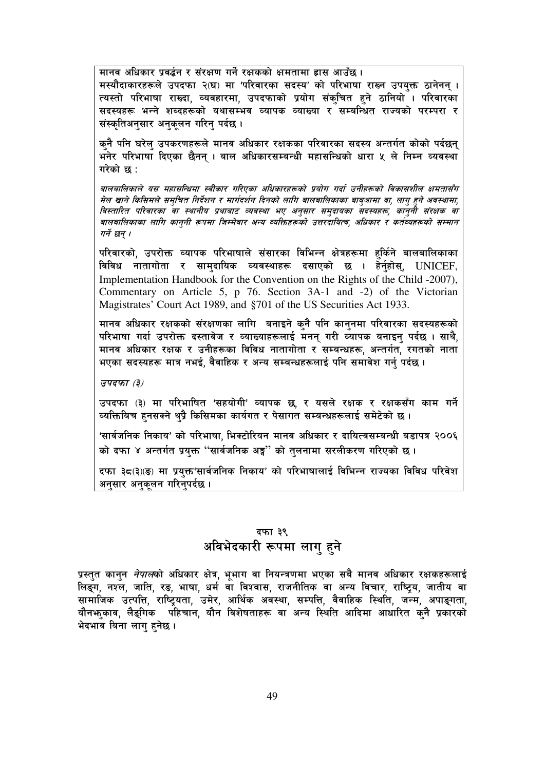मानव अधिकार प्रवर्द्धन र संरक्षण गर्ने रक्षकको क्षमतामा ह्रास आउँछ ।

मस्यौदाकारहरूले उपदफा २(घ) मा 'परिवारका सदस्य' को परिभाषा राख्न उपयुक्त ठानेनन् । त्यस्तो परिभाषा राख्दा, व्यवहारमा, उपदफाको प्रयोग संकुचित हुने ठानियो । परिवारका सदस्यहरू भन्ने शब्दहरूको यथासम्भव व्यापक व्याख्या र सम्बन्धित राज्यको परम्परा र संस्कृतिअनुसार अनुकूलन गरिनु पर्दछ ।

कुनै पनि घरेलु उपकरणहरूले मानव अधिकार रक्षकका परिवारका सदस्य अन्तर्गत कोको पर्दछन् भनेर परिभाषा दिएका छैनन् । बाल अधिकारसम्बन्धी महासन्धिको धारा ५ ले निम्न व्यवस्था गरेको छ :

*बालबालिकाले यस महासन्धिमा स्वीकार गरिएका अधिकारहरूको प्रयोग गर्दा उनीहरूको विकासशील क्षमतासँग मेल खाने किसिमले समुचित निर्देशन र मार्गदर्शन दिनको लागि बालबालिकाका बाबुआमा वा, लागु हुने अवस्थामा, विस्तारित परिवारका वा स्थानीय प्रथाबाट व्यवस्था भए अनुसार समुदायका सदस्यहरू, कानुनी संरक्षक वा बालबालिकाका लागि कानुनी रूपमा जिम्मेवार अन्य व्यक्तिहरूको उत्तरदायित्व, अधिकार र कर्तव्यहरूको सम्मान गर्ने छन् ।*

परिवारको, उपरोक्त व्यापक परिभाषाले संसारका विभिन्न क्षेत्रहरूमा हुर्किने बालबालिकाका विविध नातागोता र सामुदायिक व्यवस्थाहरू दसाएको छ । हेर्नुहोस्, UNICEF, Implementation Handbook for the Convention on the Rights of the Child -2007), Commentary on Article 5, p 76. Section 3A-1 and -2) of the Victorian Magistrates' Court Act 1989, and §701 of the US Securities Act 1933.

मानव अधिकार रक्षकको संरक्षणका लागि बनाइने कुनै पनि कानुनमा परिवारका सदस्यहरूको परिभाषा गर्दा उपरोक्त दस्तावेज र व्याख्याहरूलाई मनन् गरी व्यापक बनाइनु पर्दछ । साथै, मानव अधिकार रक्षक र उनीहरूका विविध नातागोता र सम्बन्धहरू, अन्तर्गत, रगतको नाता भएका सदस्यहरू मात्र नभई, वैवाहिक र अन्य सम्बन्धहरूलाई पनि समावेश गर्नु पर्दछ ।

*उपदफा (३)*

उपदफा (३) मा परिभाषित 'सहयोगी' व्यापक छ, र यसले रक्षक र रक्षकसँग काम गर्ने व्यक्तिबिच हुनसक्ने थुप्रै किसिमका कार्यगत र पेसागत सम्बन्धहरूलाई समेटेको छ ।

'सार्वजनिक निकाय' को परिभाषा, भिक्टोरियन मानव अधिकार र दायित्वसम्बन्धी बडापत्र २००६ को दफा ४ अन्तर्गत प्रयुक्त "सार्वजनिक अङ्ग" को तुलनामा सरलीकरण गरिएको छ ।

दफा ३८(३)(ङ) मा प्रयुक्त'सार्वजनिक निकाय' को परिभाषालाई विभिन्न राज्यका विविध परिवेश अनुसार अनुकूलन गरिनुपर्दछ ।

## दफा ३९
## अविभेदकारी रूपमा लागु हुने

प्रस्तुत कानुन *नेपाल*को अधिकार क्षेत्र, भूभाग वा नियन्त्रणमा भएका सबै मानव अधिकार रक्षकहरूलाई लिङ्ग, नश्ल, जाति, रङ, भाषा, धर्म वा विश्वास, राजनीतिक वा अन्य विचार, राष्ट्रिय, जातीय वा सामाजिक उत्पत्ति, राष्ट्रियता, उमेर, आर्थिक अवस्था, सम्पत्ति, वैवाहिक स्थिति, जन्म, अपाङ्गता, यौनझुकाव, लैङ्गिक पहिचान, यौन विशेषताहरू वा अन्य स्थिति आदिमा आधारित कुनै प्रकारको भेदभाव बिना लागु हुनेछ ।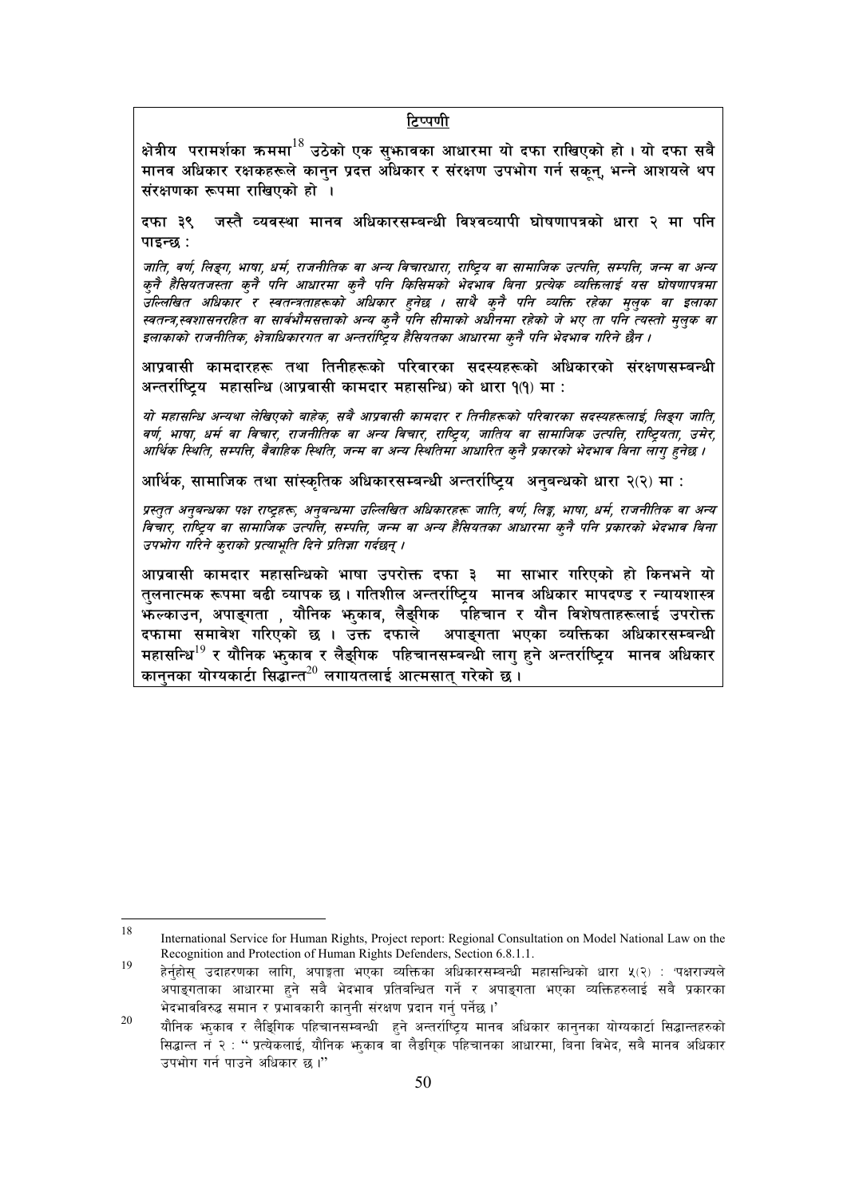## टिप्पणी

**क्षेत्रीय परामर्शका क्रममा[18] उठेको एक सुझावका आधारमा यो दफा राखिएको हो । यो दफा सबै मानव अधिकार रक्षकहरूले कानुन प्रदत्त अधिकार र संरक्षण उपभोग गर्न सकून्, भन्ने आशयले थप संरक्षणका रूपमा राखिएको हो ।**

**दफा ३९ जस्तै व्यवस्था मानव अधिकारसम्बन्धी विश्वव्यापी घोषणापत्रको धारा २ मा पनि पाइन्छ :**

*जाति, वर्ण, लिङ्ग, भाषा, धर्म, राजनीतिक वा अन्य विचारधारा, राष्ट्रिय वा सामाजिक उत्पत्ति, सम्पत्ति, जन्म वा अन्य कुनै हैसियतजस्ता कुनै पनि आधारमा कुनै पनि किसिमको भेदभाव बिना प्रत्येक व्यक्तिलाई यस घोषणापत्रमा उल्लिखित अधिकार र स्वतन्त्रताहरूको अधिकार हुनेछ । साथै कुनै पनि व्यक्ति रहेका मुलुक वा इलाका स्वतन्त्र,स्वशासनरहित वा सार्वभौमसत्ताको अन्य कुनै पनि सीमाको अधीनमा रहेको जे भए ता पनि त्यस्तो मुलुक वा इलाकाको राजनीतिक, क्षेत्राधिकारगत वा अन्तर्राष्ट्रिय हैसियतका आधारमा कुनै पनि भेदभाव गरिने छैन ।*

**आप्रवासी कामदारहरू तथा तिनीहरूको परिवारका सदस्यहरूको अधिकारको संरक्षणसम्बन्धी अन्तर्राष्ट्रिय महासन्धि (आप्रवासी कामदार महासन्धि) को धारा १(१) मा :**

*यो महासन्धि अन्यथा लेखिएको बाहेक, सबै आप्रवासी कामदार र तिनीहरूको परिवारका सदस्यहरूलाई, लिङ्ग जाति, वर्ण, भाषा, धर्म वा विचार, राजनीतिक वा अन्य विचार, राष्ट्रिय, जातिय वा सामाजिक उत्पत्ति, राष्ट्रियता, उमेर, आर्थिक स्थिति, सम्पत्ति, वैवाहिक स्थिति, जन्म वा अन्य स्थितिमा आधारित कुनै प्रकारको भेदभाव बिना लागु हुनेछ ।*

**आर्थिक, सामाजिक तथा सांस्कृतिक अधिकारसम्बन्धी अन्तर्राष्ट्रिय अनुबन्धको धारा २(२) मा :**

*प्रस्तुत अनुबन्धका पक्ष राष्ट्रहरू, अनुबन्धमा उल्लिखित अधिकारहरू जाति, वर्ण, लिङ्ग, भाषा, धर्म, राजनीतिक वा अन्य विचार, राष्ट्रिय वा सामाजिक उत्पत्ति, सम्पत्ति, जन्म वा अन्य हैसियतका आधारमा कुनै पनि प्रकारको भेदभाव बिना उपभोग गरिने कुराको प्रत्याभूति दिने प्रतिज्ञा गर्दछन् ।*

**आप्रवासी कामदार महासन्धिको भाषा उपरोक्त दफा ३ मा साभार गरिएको हो किनभने यो तुलनात्मक रूपमा बढी व्यापक छ । गतिशील अन्तर्राष्ट्रिय मानव अधिकार मापदण्ड र न्यायशास्त्र झल्काउन, अपाङ्गता , यौनिक झुकाव, लैङ्गिक पहिचान र यौन विशेषताहरूलाई उपरोक्त दफामा समावेश गरिएको छ । उक्त दफाले अपाङ्गता भएका व्यक्तिका अधिकारसम्बन्धी महासन्धि[19] र यौनिक झुकाव र लैङ्गिक पहिचानसम्बन्धी लागु हुने अन्तर्राष्ट्रिय मानव अधिकार कानुनका योग्यकार्टा सिद्धान्त[20] लगायतलाई आत्मसात् गरेको छ ।**

---

[18] International Service for Human Rights, Project report: Regional Consultation on Model National Law on the Recognition and Protection of Human Rights Defenders, Section 6.8.1.1.

[19] हेर्नुहोस् उदाहरणका लागि, अपाङ्गता भएका व्यक्तिका अधिकारसम्बन्धी महासन्धिको धारा ५(२) : 'पक्षराज्यले अपाङ्गताका आधारमा हुने सबै भेदभाव प्रतिबन्धित गर्ने र अपाङ्गता भएका व्यक्तिहरुलाई सबै प्रकारका भेदभावविरुद्ध समान र प्रभावकारी कानुनी संरक्षण प्रदान गर्नु पर्नेछ ।'

[20] यौनिक झुकाव र लैङ्गिक पहिचानसम्बन्धी हुने अन्तर्राष्ट्रिय मानव अधिकार कानुनका योग्यकार्टा सिद्धान्तहरुको सिद्धान्त नं २ : " प्रत्येकलाई, यौनिक झुकाव वा लैङगिक पहिचानका आधारमा, बिना विभेद, सबै मानव अधिकार उपभोग गर्न पाउने अधिकार छ ।"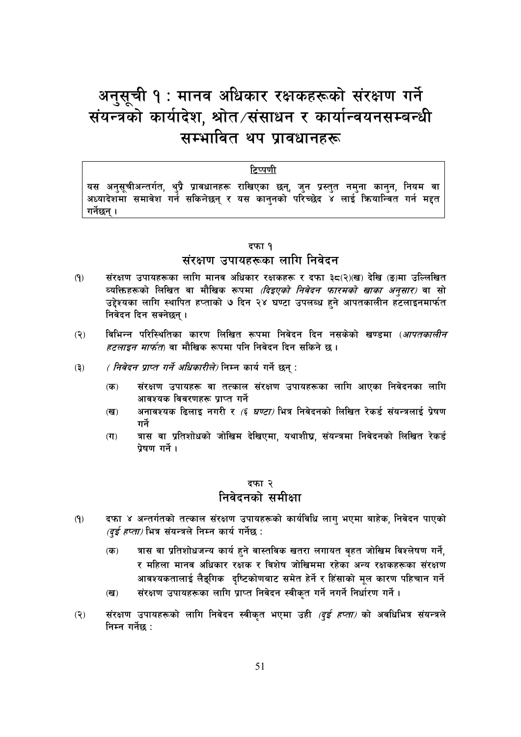# अनुसूची १ : मानव अधिकार रक्षकहरूको संरक्षण गर्ने संयन्त्रको कार्यादेश, श्रोत/संसाधन र कार्यान्वयनसम्बन्धी सम्भावित थप प्रावधानहरू

> **टिप्पणी**
>
> यस अनुसूचीअन्तर्गत, थुप्रै प्रावधानहरू राखिएका छन्, जुन प्रस्तुत नमुना कानुन, नियम वा अध्यादेशमा समावेश गर्न सकिनेछन् र यस कानुनको परिच्छेद ४ लाई क्रियान्वित गर्न मद्दत गर्नेछन् ।

### दफा १
## संरक्षण उपायहरूका लागि निवेदन

(१) संरक्षण उपायहरूका लागि मानव अधिकार रक्षकहरू र दफा ३८(२)(ख) देखि (ङ)मा उल्लिखित व्यक्तिहरूको लिखित वा मौखिक रूपमा *(दिइएको निवेदन फारमको खाका अनुसार)* वा सो उद्देश्यको लागि स्थापित हप्ताको ७ दिन २४ घण्टा उपलब्ध हुने आपतकालीन हटलाइनमार्फत निवेदन दिन सक्नेछन् ।

(२) विभिन्न परिस्थितिका कारण लिखित रूपमा निवेदन दिन नसकेको खण्डमा (*आपतकालीन हटलाइन मार्फत*) वा मौखिक रूपमा पनि निवेदन दिन सकिने छ ।

(३) *( निवेदन प्राप्त गर्ने अधिकारीले)* निम्न कार्य गर्ने छन् :

- (क) संरक्षण उपायहरू वा तत्काल संरक्षण उपायहरूका लागि आएका निवेदनका लागि आवश्यक विवरणहरू प्राप्त गर्ने
- (ख) अनावश्यक ढिलाइ नगरी र *(६ घण्टा)* भित्र निवेदनको लिखित रेकर्ड संयन्त्रलाई प्रेषण गर्ने
- (ग) त्रास वा प्रतिशोधको जोखिम देखिएमा, यथाशीघ्र, संयन्त्रमा निवेदनको लिखित रेकर्ड प्रेषण गर्ने ।

### दफा २
## निवेदनको समीक्षा

(१) दफा ४ अन्तर्गतको तत्काल संरक्षण उपायहरूको कार्यविधि लागु भएमा बाहेक, निवेदन पाएको *(दुई हप्ता)* भित्र संयन्त्रले निम्न कार्य गर्नेछ :

- (क) त्रास वा प्रतिशोधजन्य कार्य हुने वास्तविक खतरा लगायत वृहत जोखिम विश्लेषण गर्ने, र महिला मानव अधिकार रक्षक र विशेष जोखिममा रहेका अन्य रक्षकहरूका संरक्षण आवश्यकतालाई लैङ्गिक दृष्टिकोणबाट समेत हेर्ने र हिंसाको मूल कारण पहिचान गर्ने
- (ख) संरक्षण उपायहरूका लागि प्राप्त निवेदन स्वीकृत गर्ने नगर्ने निर्धारण गर्ने ।

(२) संरक्षण उपायहरूको लागि निवेदन स्वीकृत भएमा उही *(दुई हप्ता)* को अवधिभित्र संयन्त्रले निम्न गर्नेछ :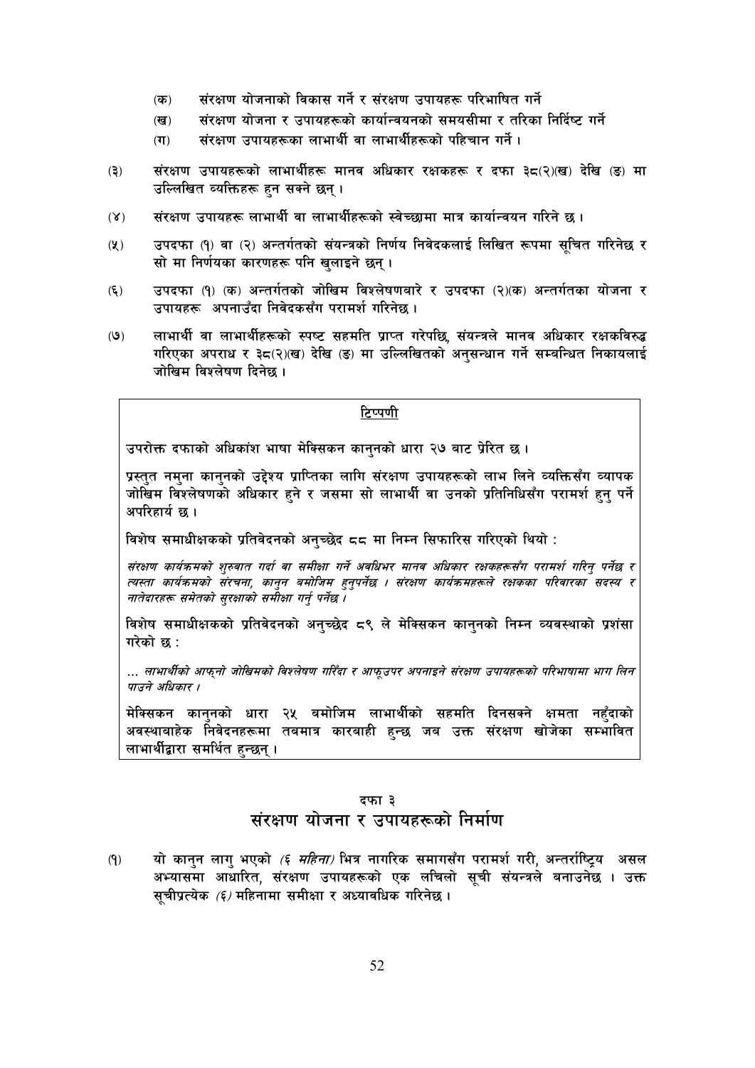(क) संरक्षण योजनाको विकास गर्ने र संरक्षण उपायहरू परिभाषित गर्ने

(ख) संरक्षण योजना र उपायहरूको कार्यान्वयनको समयसीमा र तरिका निर्दिष्ट गर्ने

(ग) संरक्षण उपायहरूका लाभार्थी वा लाभार्थीहरूको पहिचान गर्ने ।

(३) संरक्षण उपायहरूको लाभार्थीहरू मानव अधिकार रक्षकहरू र दफा ३८(२)(ख) देखि (ङ) मा उल्लिखित व्यक्तिहरू हुन सक्ने छन् ।

(४) संरक्षण उपायहरू लाभार्थी वा लाभार्थीहरूको स्वेच्छामा मात्र कार्यान्वयन गरिने छ ।

(५) उपदफा (१) वा (२) अन्तर्गतको संयन्त्रको निर्णय निवेदकलाई लिखित रूपमा सूचित गरिनेछ र सो मा निर्णयका कारणहरू पनि खुलाइने छन् ।

(६) उपदफा (१) (क) अन्तर्गतको जोखिम विश्लेषणबारे र उपदफा (२)(क) अन्तर्गतका योजना र उपायहरू अपनाउँदा निवेदकसँग परामर्श गरिनेछ ।

(७) लाभार्थी वा लाभार्थीहरूको स्पष्ट सहमति प्राप्त गरेपछि, संयन्त्रले मानव अधिकार रक्षकविरुद्ध गरिएका अपराध र ३८(२)(ख) देखि (ङ) मा उल्लिखितको अनुसन्धान गर्ने सम्बन्धित निकायलाई जोखिम विश्लेषण दिनेछ ।

> **टिप्पणी**
>
> उपरोक्त दफाको अधिकांश भाषा मेक्सिकन कानुनको धारा २७ बाट प्रेरित छ ।
>
> प्रस्तुत नमुना कानुनको उद्देश्य प्राप्तिका लागि संरक्षण उपायहरूको लाभ लिने व्यक्तिसँग व्यापक जोखिम विश्लेषणको अधिकार हुने र जसमा सो लाभार्थी वा उनको प्रतिनिधिसँग परामर्श हुनु पर्ने अपरिहार्य छ ।
>
> विशेष समाधीक्षकको प्रतिवेदनको अनुच्छेद ८८ मा निम्न सिफारिस गरिएको थियो :
>
> *संरक्षण कार्यक्रमको शुरुवात गर्दा वा समीक्षा गर्ने अवधिभर मानव अधिकार रक्षकहरूसँग परामर्श गरिनु पर्नेछ र त्यस्ता कार्यक्रमको संरचना, कानुन बमोजिम हुनुपर्नेछ । संरक्षण कार्यक्रमहरूले रक्षकका परिवारका सदस्य र नातेदारहरू समेतको सुरक्षाको समीक्षा गर्नु पर्नेछ ।*
>
> विशेष समाधीक्षकको प्रतिवेदनको अनुच्छेद ८९ ले मेक्सिकन कानुनको निम्न व्यवस्थाको प्रशंसा गरेको छ :
>
> *... लाभार्थीको आफ्नो जोखिमको विश्लेषण गरिँदा र आफूउपर अपनाइने संरक्षण उपायहरूको परिभाषामा भाग लिन पाउने अधिकार ।*
>
> मेक्सिकन कानुनको धारा २५ बमोजिम लाभार्थीको सहमति दिनसक्ने क्षमता नहुँदाको अवस्थाबाहेक निवेदनहरूमा तबमात्र कारबाही हुन्छ जब उक्त संरक्षण खोजेका सम्भावित लाभार्थीद्वारा समर्थित हुन्छन् ।

## दफा ३
## संरक्षण योजना र उपायहरूको निर्माण

(१) यो कानुन लागु भएको *(६ महिना)* भित्र नागरिक समाजसँग परामर्श गरी, अन्तर्राष्ट्रिय असल अभ्यासमा आधारित, संरक्षण उपायहरूको एक लचिलो सूची संयन्त्रले बनाउनेछ । उक्त सूचीप्रत्येक *(६)* महिनामा समीक्षा र अध्यावधिक गरिनेछ ।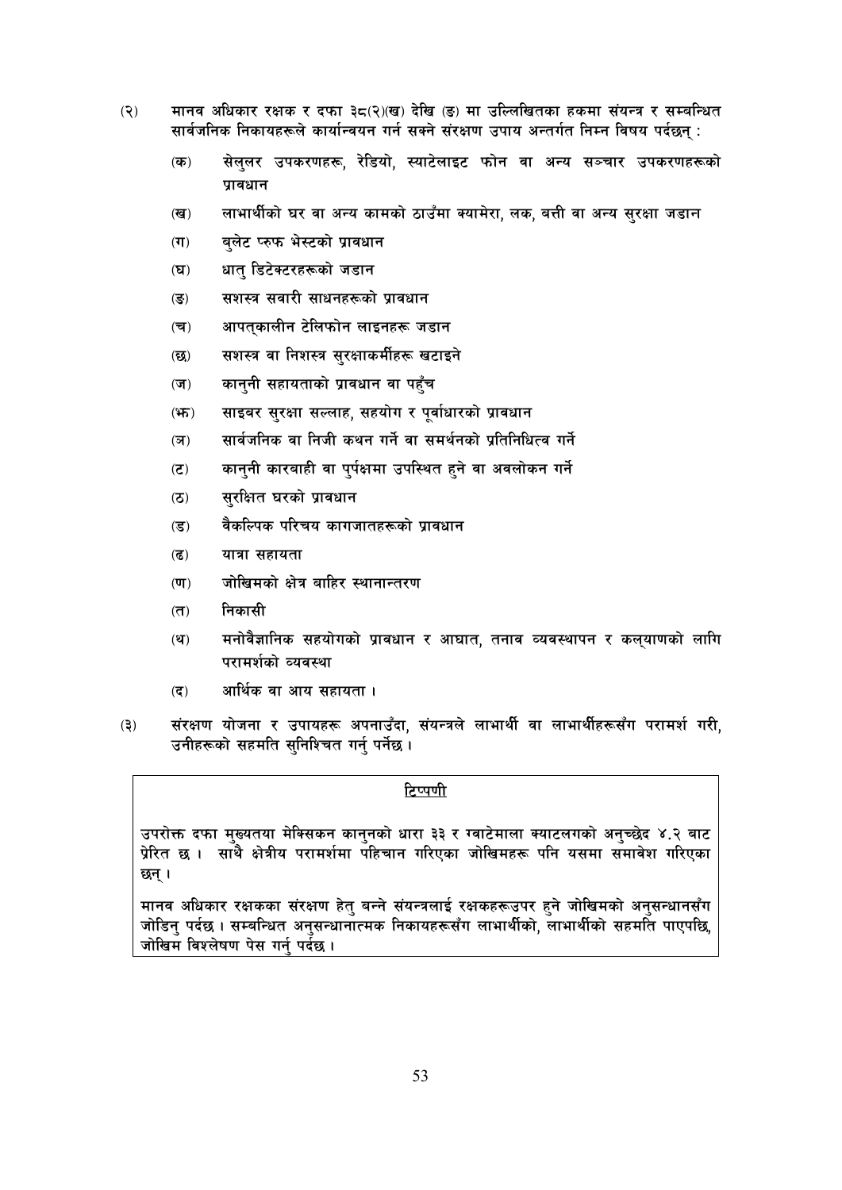(२) मानव अधिकार रक्षक र दफा ३८(२)(ख) देखि (ङ) मा उल्लिखितका हकमा संयन्त्र र सम्बन्धित सार्वजनिक निकायहरूले कार्यान्वयन गर्न सक्ने संरक्षण उपाय अन्तर्गत निम्न विषय पर्दछन् :

- (क) सेलुलर उपकरणहरू, रेडियो, स्याटेलाइट फोन वा अन्य सञ्चार उपकरणहरूको प्रावधान
- (ख) लाभार्थीको घर वा अन्य कामको ठाउँमा क्यामेरा, लक, बत्ती वा अन्य सुरक्षा जडान
- (ग) बुलेट प्रुफ भेस्टको प्रावधान
- (घ) धातु डिटेक्टरहरूको जडान
- (ङ) सशस्त्र सवारी साधनहरूको प्रावधान
- (च) आपत्कालीन टेलिफोन लाइनहरू जडान
- (छ) सशस्त्र वा निशस्त्र सुरक्षाकर्मीहरू खटाइने
- (ज) कानुनी सहायताको प्रावधान वा पहुँच
- (झ) साइबर सुरक्षा सल्लाह, सहयोग र पूर्वाधारको प्रावधान
- (ञ) सार्वजनिक वा निजी कथन गर्ने वा समर्थनको प्रतिनिधित्व गर्ने
- (ट) कानुनी कारबाही वा पुर्पक्षमा उपस्थित हुने वा अवलोकन गर्ने
- (ठ) सुरक्षित घरको प्रावधान
- (ड) वैकल्पिक परिचय कागजातहरूको प्रावधान
- (ढ) यात्रा सहायता
- (ण) जोखिमको क्षेत्र बाहिर स्थानान्तरण
- (त) निकासी
- (थ) मनोवैज्ञानिक सहयोगको प्रावधान र आघात, तनाव व्यवस्थापन र कल्याणको लागि परामर्शको व्यवस्था
- (द) आर्थिक वा आय सहायता ।

(३) संरक्षण योजना र उपायहरू अपनाउँदा, संयन्त्रले लाभार्थी वा लाभार्थीहरूसँग परामर्श गरी, उनीहरूको सहमति सुनिश्चित गर्नु पर्नेछ ।

> **टिप्पणी**
>
> उपरोक्त दफा मुख्यतया मेक्सिकन कानुनको धारा ३३ र ग्वाटेमाला क्याटलगको अनुच्छेद ४.२ बाट प्रेरित छ । साथै क्षेत्रीय परामर्शमा पहिचान गरिएका जोखिमहरू पनि यसमा समावेश गरिएका छन् ।
>
> मानव अधिकार रक्षकका संरक्षण हेतु बन्ने संयन्त्रलाई रक्षकहरूउपर हुने जोखिमको अनुसन्धानसँग जोडिनु पर्दछ । सम्बन्धित अनुसन्धानात्मक निकायहरूसँग लाभार्थीको, लाभार्थीको सहमति पाएपछि, जोखिम विश्लेषण पेस गर्नु पर्दछ ।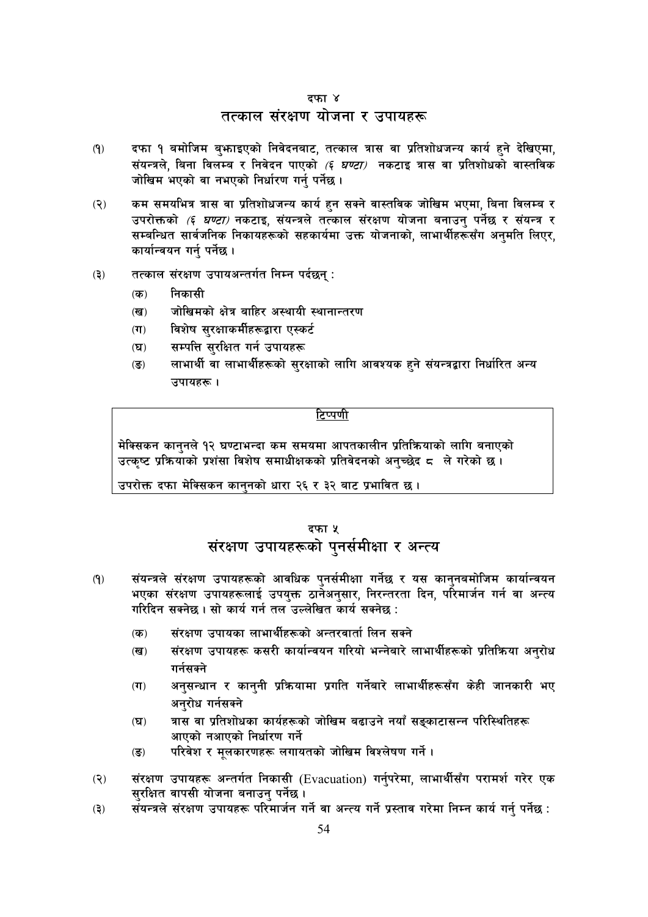दफा ४

## तत्काल संरक्षण योजना र उपायहरू

(१) दफा १ बमोजिम बुझाइएको निवेदनबाट, तत्काल त्रास वा प्रतिशोधजन्य कार्य हुने देखिएमा, संयन्त्रले, बिना विलम्ब र निवेदन पाएको *(६ घण्टा)* नकटाइ त्रास वा प्रतिशोधको वास्तविक जोखिम भएको वा नभएको निर्धारण गर्नु पर्नेछ ।

(२) कम समयभित्र त्रास वा प्रतिशोधजन्य कार्य हुन सक्ने वास्तविक जोखिम भएमा, बिना विलम्ब र उपरोक्तको *(६ घण्टा)* नकटाइ, संयन्त्रले तत्काल संरक्षण योजना बनाउनु पर्नेछ र संयन्त्र र सम्बन्धित सार्वजनिक निकायहरूको सहकार्यमा उक्त योजनाको, लाभार्थीहरूसँग अनुमति लिएर, कार्यान्वयन गर्नु पर्नेछ ।

(३) तत्काल संरक्षण उपायअन्तर्गत निम्न पर्दछन् :

- (क) निकासी
- (ख) जोखिमको क्षेत्र बाहिर अस्थायी स्थानान्तरण
- (ग) विशेष सुरक्षाकर्मीहरूद्वारा एस्कर्ट
- (घ) सम्पत्ति सुरक्षित गर्न उपायहरू
- (ङ) लाभार्थी वा लाभार्थीहरूको सुरक्षाको लागि आवश्यक हुने संयन्त्रद्वारा निर्धारित अन्य उपायहरू ।

> **टिप्पणी**
>
> मेक्सिकन कानुनले १२ घण्टाभन्दा कम समयमा आपतकालीन प्रतिक्रियाको लागि बनाएको उत्कृष्ट प्रक्रियाको प्रशंसा विशेष समाधीक्षकको प्रतिवेदनको अनुच्छेद ८ ले गरेको छ ।
>
> उपरोक्त दफा मेक्सिकन कानुनको धारा २६ र ३२ बाट प्रभावित छ ।

दफा ५

## संरक्षण उपायहरूको पुनर्समीक्षा र अन्त्य

(१) संयन्त्रले संरक्षण उपायहरूको आवधिक पुनर्समीक्षा गर्नेछ र यस कानुनबमोजिम कार्यान्वयन भएका संरक्षण उपायहरूलाई उपयुक्त ठानेअनुसार, निरन्तरता दिन, परिमार्जन गर्न वा अन्त्य गरिदिन सक्नेछ । सो कार्य गर्न तल उल्लेखित कार्य सक्नेछ :

- (क) संरक्षण उपायका लाभार्थीहरूको अन्तरवार्ता लिन सक्ने
- (ख) संरक्षण उपायहरू कसरी कार्यान्वयन गरियो भन्नेबारे लाभार्थीहरूको प्रतिक्रिया अनुरोध गर्नसक्ने
- (ग) अनुसन्धान र कानुनी प्रक्रियामा प्रगति गर्नेबारे लाभार्थीहरूसँग केही जानकारी भए अनुरोध गर्नसक्ने
- (घ) त्रास वा प्रतिशोधका कार्यहरूको जोखिम बढाउने नयाँ सङ्काटासन्न परिस्थितिहरू आएको नआएको निर्धारण गर्ने
- (ङ) परिवेश र मूलकारणहरू लगायतको जोखिम विश्लेषण गर्ने ।

(२) संरक्षण उपायहरू अन्तर्गत निकासी (Evacuation) गर्नुपरेमा, लाभार्थीसँग परामर्श गरेर एक सुरक्षित वापसी योजना बनाउनु पर्नेछ ।

(३) संयन्त्रले संरक्षण उपायहरू परिमार्जन गर्ने वा अन्त्य गर्ने प्रस्ताव गरेमा निम्न कार्य गर्नु पर्नेछ :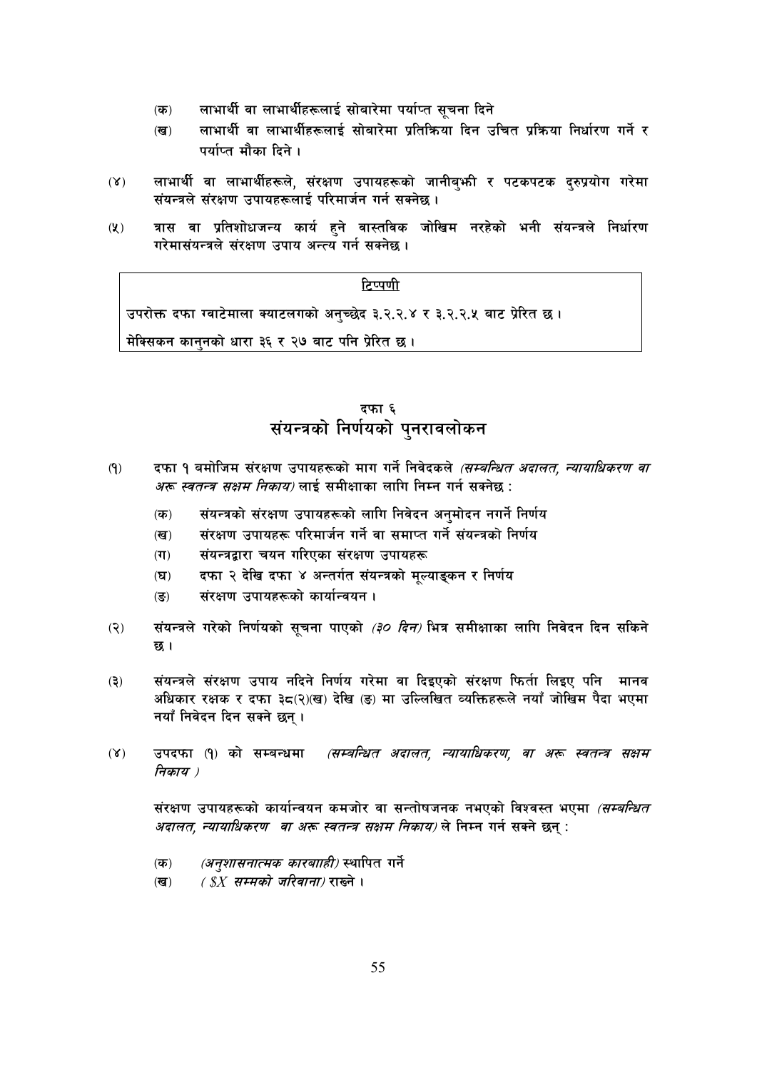(क) लाभार्थी वा लाभार्थीहरूलाई सोबारेमा पर्याप्त सूचना दिने

(ख) लाभार्थी वा लाभार्थीहरूलाई सोबारेमा प्रतिक्रिया दिन उचित प्रक्रिया निर्धारण गर्ने र पर्याप्त मौका दिने ।

(४) लाभार्थी वा लाभार्थीहरूले, संरक्षण उपायहरूको जानीबुझी र पटकपटक दुरुप्रयोग गरेमा संयन्त्रले संरक्षण उपायहरूलाई परिमार्जन गर्न सक्नेछ ।

(५) त्रास वा प्रतिशोधजन्य कार्य हुने वास्तविक जोखिम नरहेको भनी संयन्त्रले निर्धारण गरेमासंयन्त्रले संरक्षण उपाय अन्त्य गर्न सक्नेछ ।

> **टिप्पणी**
>
> उपरोक्त दफा ग्वाटेमाला क्याटलगको अनुच्छेद ३.२.२.४ र ३.२.२.५ बाट प्रेरित छ ।
>
> मेक्सिकन कानुनको धारा ३६ र २७ बाट पनि प्रेरित छ ।

## दफा ६
## संयन्त्रको निर्णयको पुनरावलोकन

(१) दफा १ बमोजिम संरक्षण उपायहरूको माग गर्ने निवेदकले *(सम्बन्धित अदालत, न्यायाधिकरण वा अरू स्वतन्त्र सक्षम निकाय)* लाई समीक्षाका लागि निम्न गर्न सक्नेछ :

(क) संयन्त्रको संरक्षण उपायहरूको लागि निवेदन अनुमोदन नगर्ने निर्णय

(ख) संरक्षण उपायहरू परिमार्जन गर्ने वा समाप्त गर्ने संयन्त्रको निर्णय

(ग) संयन्त्रद्वारा चयन गरिएका संरक्षण उपायहरू

(घ) दफा २ देखि दफा ४ अन्तर्गत संयन्त्रको मूल्याङ्कन र निर्णय

(ङ) संरक्षण उपायहरूको कार्यान्वयन ।

(२) संयन्त्रले गरेको निर्णयको सूचना पाएको *(३० दिन)* भित्र समीक्षाका लागि निवेदन दिन सकिने छ ।

(३) संयन्त्रले संरक्षण उपाय नदिने निर्णय गरेमा वा दिइएको संरक्षण फिर्ता लिइए पनि मानव अधिकार रक्षक र दफा ३८(२)(ख) देखि (ङ) मा उल्लिखित व्यक्तिहरूले नयाँ जोखिम पैदा भएमा नयाँ निवेदन दिन सक्ने छन् ।

(४) उपदफा (१) को सम्बन्धमा *(सम्बन्धित अदालत, न्यायाधिकरण, वा अरू स्वतन्त्र सक्षम निकाय )*

संरक्षण उपायहरूको कार्यान्वयन कमजोर वा सन्तोषजनक नभएको विश्वस्त भएमा *(सम्बन्धित अदालत, न्यायाधिकरण वा अरू स्वतन्त्र सक्षम निकाय)* ले निम्न गर्न सक्ने छन् :

(क) *(अनुशासनात्मक कारबाही)* स्थापित गर्ने

(ख) *( $X सम्मको जरिवाना)* राख्ने ।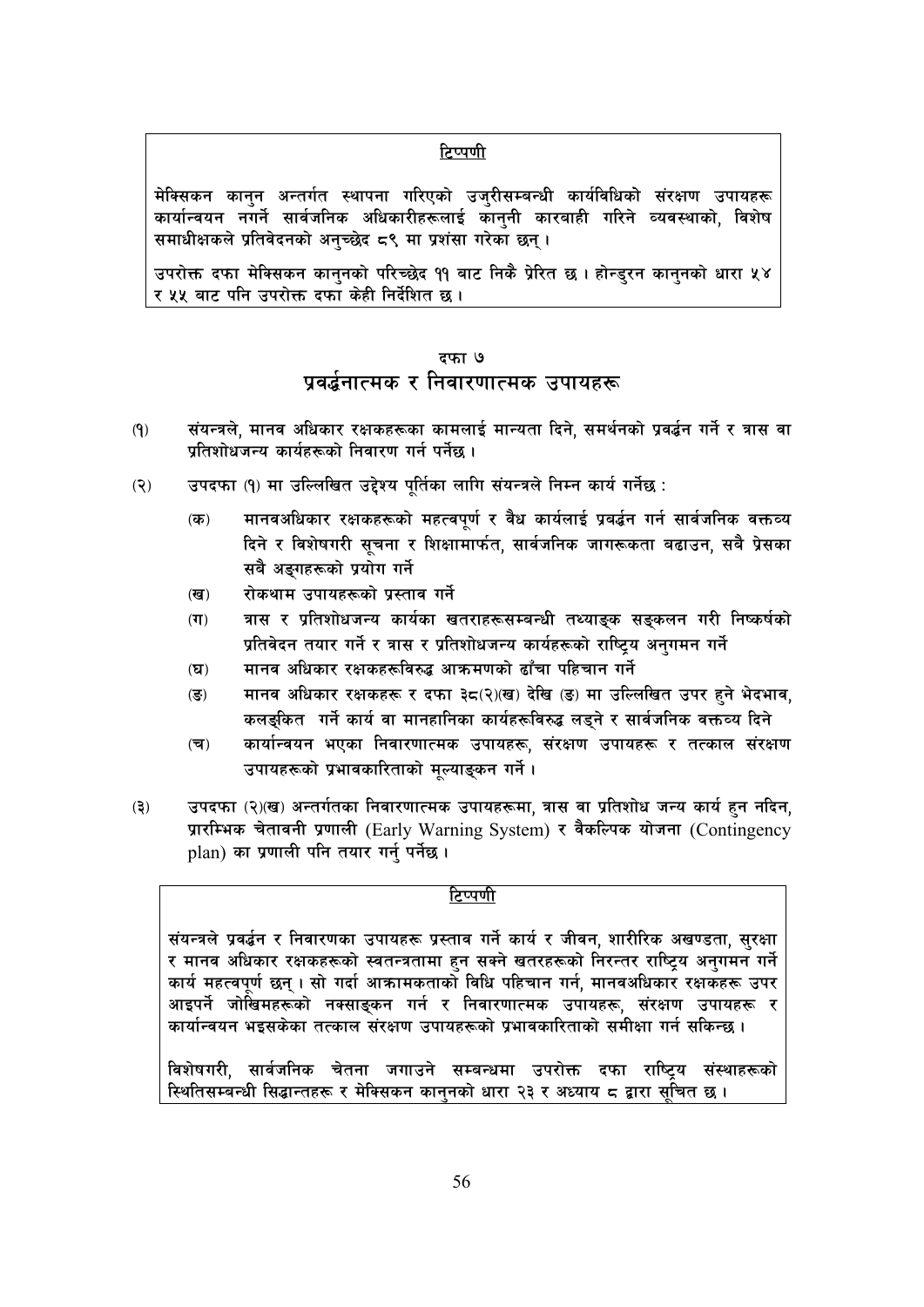**टिप्पणी**

मेक्सिकन कानुन अन्तर्गत स्थापना गरिएको उजुरीसम्बन्धी कार्यविधिको संरक्षण उपायहरू कार्यान्वयन नगर्ने सार्वजनिक अधिकारीहरूलाई कानुनी कारबाही गरिने व्यवस्थाको, विशेष समाधीक्षकले प्रतिवेदनको अनुच्छेद ८९ मा प्रशंसा गरेका छन् ।

उपरोक्त दफा मेक्सिकन कानुनको परिच्छेद ११ बाट निकै प्रेरित छ । होन्डुरन कानुनको धारा ५४ र ५५ बाट पनि उपरोक्त दफा केही निर्देशित छ ।

## दफा ७
## प्रवर्द्धनात्मक र निवारणात्मक उपायहरू

(१) संयन्त्रले, मानव अधिकार रक्षकहरूका कामलाई मान्यता दिने, समर्थनको प्रवर्द्धन गर्ने र त्रास वा प्रतिशोधजन्य कार्यहरूको निवारण गर्न पर्नेछ ।

(२) उपदफा (१) मा उल्लिखित उद्देश्य पूर्तिका लागि संयन्त्रले निम्न कार्य गर्नेछ :

- (क) मानवअधिकार रक्षकहरूको महत्वपूर्ण र वैध कार्यलाई प्रवर्द्धन गर्न सार्वजनिक वक्तव्य दिने र विशेषगरी सूचना र शिक्षामार्फत, सार्वजनिक जागरूकता बढाउन, सबै प्रेसका सबै अङ्गहरूको प्रयोग गर्ने
- (ख) रोकथाम उपायहरूको प्रस्ताव गर्ने
- (ग) त्रास र प्रतिशोधजन्य कार्यका खतराहरूसम्बन्धी तथ्याङ्क सङ्कलन गरी निष्कर्षको प्रतिवेदन तयार गर्ने र त्रास र प्रतिशोधजन्य कार्यहरूको राष्ट्रिय अनुगमन गर्ने
- (घ) मानव अधिकार रक्षकहरूविरुद्ध आक्रमणको ढाँचा पहिचान गर्ने
- (ङ) मानव अधिकार रक्षकहरू र दफा ३८(२)(ख) देखि (ङ) मा उल्लिखित उपर हुने भेदभाव, कलङ्कित गर्ने कार्य वा मानहानिका कार्यहरूविरुद्ध लड्ने र सार्वजनिक वक्तव्य दिने
- (च) कार्यान्वयन भएका निवारणात्मक उपायहरू, संरक्षण उपायहरू र तत्काल संरक्षण उपायहरूको प्रभावकारिताको मूल्याङ्कन गर्ने ।

(३) उपदफा (२)(ख) अन्तर्गतका निवारणात्मक उपायहरूमा, त्रास वा प्रतिशोध जन्य कार्य हुन नदिन, प्रारम्भिक चेतावनी प्रणाली (Early Warning System) र वैकल्पिक योजना (Contingency plan) का प्रणाली पनि तयार गर्नु पर्नेछ ।

**टिप्पणी**

संयन्त्रले प्रवर्द्धन र निवारणका उपायहरू प्रस्ताव गर्ने कार्य र जीवन, शारीरिक अखण्डता, सुरक्षा र मानव अधिकार रक्षकहरूको स्वतन्त्रतामा हुन सक्ने खतरहरूको निरन्तर राष्ट्रिय अनुगमन गर्ने कार्य महत्वपूर्ण छन् । सो गर्दा आक्रामकताको विधि पहिचान गर्न, मानवअधिकार रक्षकहरू उपर आइपर्ने जोखिमहरूको नक्साङ्कन गर्न र निवारणात्मक उपायहरू, संरक्षण उपायहरू र कार्यान्वयन भइसकेका तत्काल संरक्षण उपायहरूको प्रभावकारिताको समीक्षा गर्न सकिन्छ ।

विशेषगरी, सार्वजनिक चेतना जगाउने सम्बन्धमा उपरोक्त दफा राष्ट्रिय संस्थाहरूको स्थितिसम्बन्धी सिद्धान्तहरू र मेक्सिकन कानुनको धारा २३ र अध्याय ८ द्वारा सूचित छ ।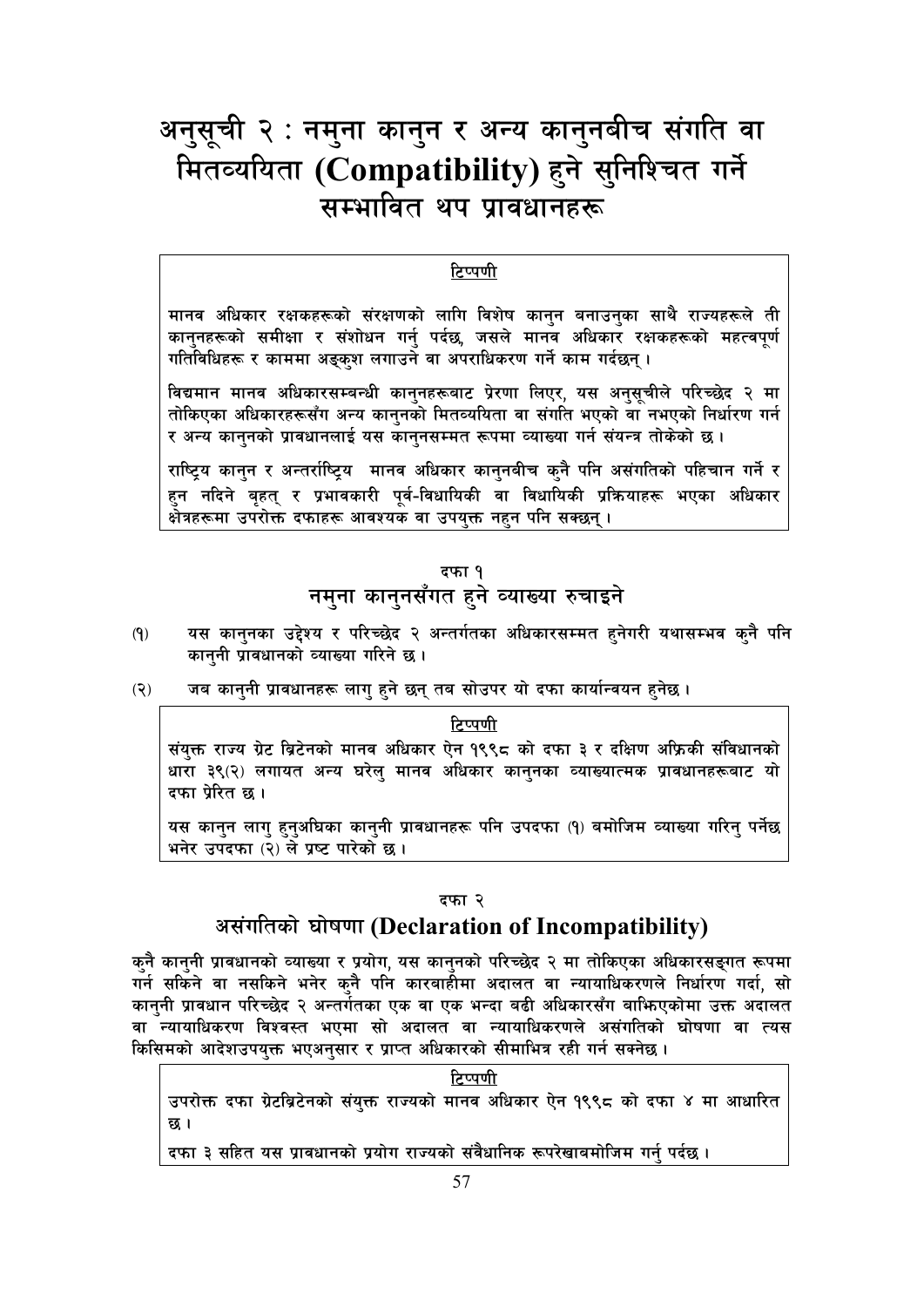# अनुसूची २ : नमुना कानुन र अन्य कानुनबीच संगति वा मितव्ययिता (Compatibility) हुने सुनिश्चित गर्ने सम्भावित थप प्रावधानहरू

> **टिप्पणी**
>
> मानव अधिकार रक्षकहरूको संरक्षणको लागि विशेष कानुन बनाउनुका साथै राज्यहरूले ती कानुनहरूको समीक्षा र संशोधन गर्नु पर्दछ, जसले मानव अधिकार रक्षकहरूको महत्वपूर्ण गतिविधिहरू र काममा अङ्कुश लगाउने वा अपराधिकरण गर्ने काम गर्दछन् ।
>
> विद्यमान मानव अधिकारसम्बन्धी कानुनहरूबाट प्रेरणा लिएर, यस अनुसूचीले परिच्छेद २ मा तोकिएका अधिकारहरूसँग अन्य कानुनको मितव्ययिता वा संगति भएको वा नभएको निर्धारण गर्न र अन्य कानुनको प्रावधानलाई यस कानुनसम्मत रूपमा व्याख्या गर्न संयन्त्र तोकेको छ ।
>
> राष्ट्रिय कानुन र अन्तर्राष्ट्रिय मानव अधिकार कानुनबीच कुनै पनि असंगतिको पहिचान गर्ने र हुन नदिने बृहत् र प्रभावकारी पूर्व-विधायिकी वा विधायिकी प्रक्रियाहरू भएका अधिकार क्षेत्रहरूमा उपरोक्त दफाहरू आवश्यक वा उपयुक्त नहुन पनि सक्छन् ।

## दफा १
## नमुना कानुनसँगत हुने व्याख्या रुचाइने

(१) यस कानुनका उद्देश्य र परिच्छेद २ अन्तर्गतका अधिकारसम्मत हुनेगरी यथासम्भव कुनै पनि कानुनी प्रावधानको व्याख्या गरिने छ ।

(२) जब कानुनी प्रावधानहरू लागु हुने छन् तब सोउपर यो दफा कार्यान्वयन हुनेछ ।

> **टिप्पणी**
>
> संयुक्त राज्य ग्रेट ब्रिटेनको मानव अधिकार ऐन १९९८ को दफा ३ र दक्षिण अफ्रिकी संविधानको धारा ३९(२) लगायत अन्य घरेलु मानव अधिकार कानुनका व्याख्यात्मक प्रावधानहरूबाट यो दफा प्रेरित छ ।
>
> यस कानुन लागु हुनुअघिका कानुनी प्रावधानहरू पनि उपदफा (१) बमोजिम व्याख्या गरिनु पर्नेछ भनेर उपदफा (२) ले प्रष्ट पारेको छ ।

## दफा २
## असंगतिको घोषणा (Declaration of Incompatibility)

कुनै कानुनी प्रावधानको व्याख्या र प्रयोग, यस कानुनको परिच्छेद २ मा तोकिएका अधिकारसङ्गत रूपमा गर्न सकिने वा नसकिने भनेर कुनै पनि कारबाहीमा अदालत वा न्यायाधिकरणले निर्धारण गर्दा, सो कानुनी प्रावधान परिच्छेद २ अन्तर्गतका एक वा एक भन्दा बढी अधिकारसँग बाझिएकोमा उक्त अदालत वा न्यायाधिकरण विश्वस्त भएमा सो अदालत वा न्यायाधिकरणले असंगतिको घोषणा वा त्यस किसिमको आदेशउपयुक्त भएअनुसार र प्राप्त अधिकारको सीमाभित्र रही गर्न सक्नेछ ।

> **टिप्पणी**
>
> उपरोक्त दफा ग्रेटब्रिटेनको संयुक्त राज्यको मानव अधिकार ऐन १९९८ को दफा ४ मा आधारित छ ।
>
> दफा ३ सहित यस प्रावधानको प्रयोग राज्यको संवैधानिक रूपरेखाबमोजिम गर्नु पर्दछ ।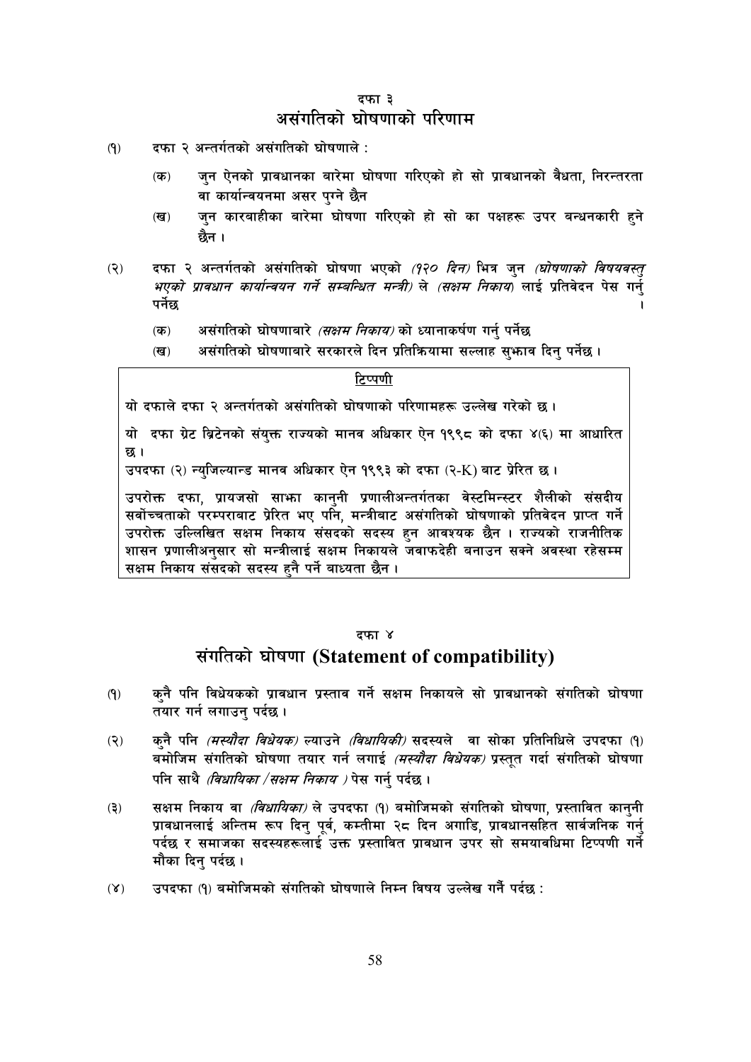दफा ३

## असंगतिको घोषणाको परिणाम

(१) दफा २ अन्तर्गतको असंगतिको घोषणाले :

- (क) जुन ऐनको प्रावधानका बारेमा घोषणा गरिएको हो सो प्रावधानको वैधता, निरन्तरता वा कार्यान्वयनमा असर पुग्ने छैन
- (ख) जुन कारवाहीका बारेमा घोषणा गरिएको हो सो का पक्षहरू उपर बन्धनकारी हुने छैन ।

(२) दफा २ अन्तर्गतको असंगतिको घोषणा भएको *(१२० दिन)* भित्र जुन *(घोषणाको विषयवस्तु भएको प्रावधान कार्यान्वयन गर्ने सम्बन्धित मन्त्री)* ले *(सक्षम निकाय)* लाई प्रतिवेदन पेस गर्नु पर्नेछ ।

- (क) असंगतिको घोषणाबारे *(सक्षम निकाय)* को ध्यानाकर्षण गर्नु पर्नेछ
- (ख) असंगतिको घोषणाबारे सरकारले दिन प्रतिक्रियामा सल्लाह सुझाव दिनु पर्नेछ ।

> **टिप्पणी**
>
> यो दफाले दफा २ अन्तर्गतको असंगतिको घोषणाको परिणामहरू उल्लेख गरेको छ ।
>
> यो दफा ग्रेट ब्रिटेनको संयुक्त राज्यको मानव अधिकार ऐन १९९८ को दफा ४(६) मा आधारित छ ।
>
> उपदफा (२) न्युजिल्यान्ड मानव अधिकार ऐन १९९३ को दफा (२-K) बाट प्रेरित छ ।
>
> उपरोक्त दफा, प्रायजसो साझा कानुनी प्रणालीअन्तर्गतका वेस्टमिन्स्टर शैलीको संसदीय सर्वोच्चताको परम्पराबाट प्रेरित भए पनि, मन्त्रीबाट असंगतिको घोषणाको प्रतिवेदन प्राप्त गर्ने उपरोक्त उल्लिखित सक्षम निकाय संसदको सदस्य हुन आवश्यक छैन । राज्यको राजनीतिक शासन प्रणालीअनुसार सो मन्त्रीलाई सक्षम निकायले जवाफदेही बनाउन सक्ने अवस्था रहेसम्म सक्षम निकाय संसदको सदस्य हुनै पर्ने बाध्यता छैन ।

दफा ४

## संगतिको घोषणा (Statement of compatibility)

(१) कुनै पनि विधेयकको प्रावधान प्रस्ताव गर्ने सक्षम निकायले सो प्रावधानको संगतिको घोषणा तयार गर्न लगाउनु पर्दछ ।

(२) कुनै पनि *(मस्यौदा विधेयक)* ल्याउने *(विधायिकी)* सदस्यले वा सोका प्रतिनिधिले उपदफा (१) बमोजिम संगतिको घोषणा तयार गर्न लगाई *(मस्यौदा विधेयक)* प्रस्तुत गर्दा संगतिको घोषणा पनि साथै *(विधायिका /सक्षम निकाय )* पेस गर्नु पर्दछ ।

(३) सक्षम निकाय वा *(विधायिका)* ले उपदफा (१) बमोजिमको संगतिको घोषणा, प्रस्तावित कानुनी प्रावधानलाई अन्तिम रूप दिनु पूर्व, कम्तीमा २८ दिन अगाडि, प्रावधानसहित सार्वजनिक गर्नु पर्दछ र समाजका सदस्यहरूलाई उक्त प्रस्तावित प्रावधान उपर सो समयावधिमा टिप्पणी गर्ने मौका दिनु पर्दछ ।

(४) उपदफा (१) बमोजिमको संगतिको घोषणाले निम्न विषय उल्लेख गर्नै पर्दछ :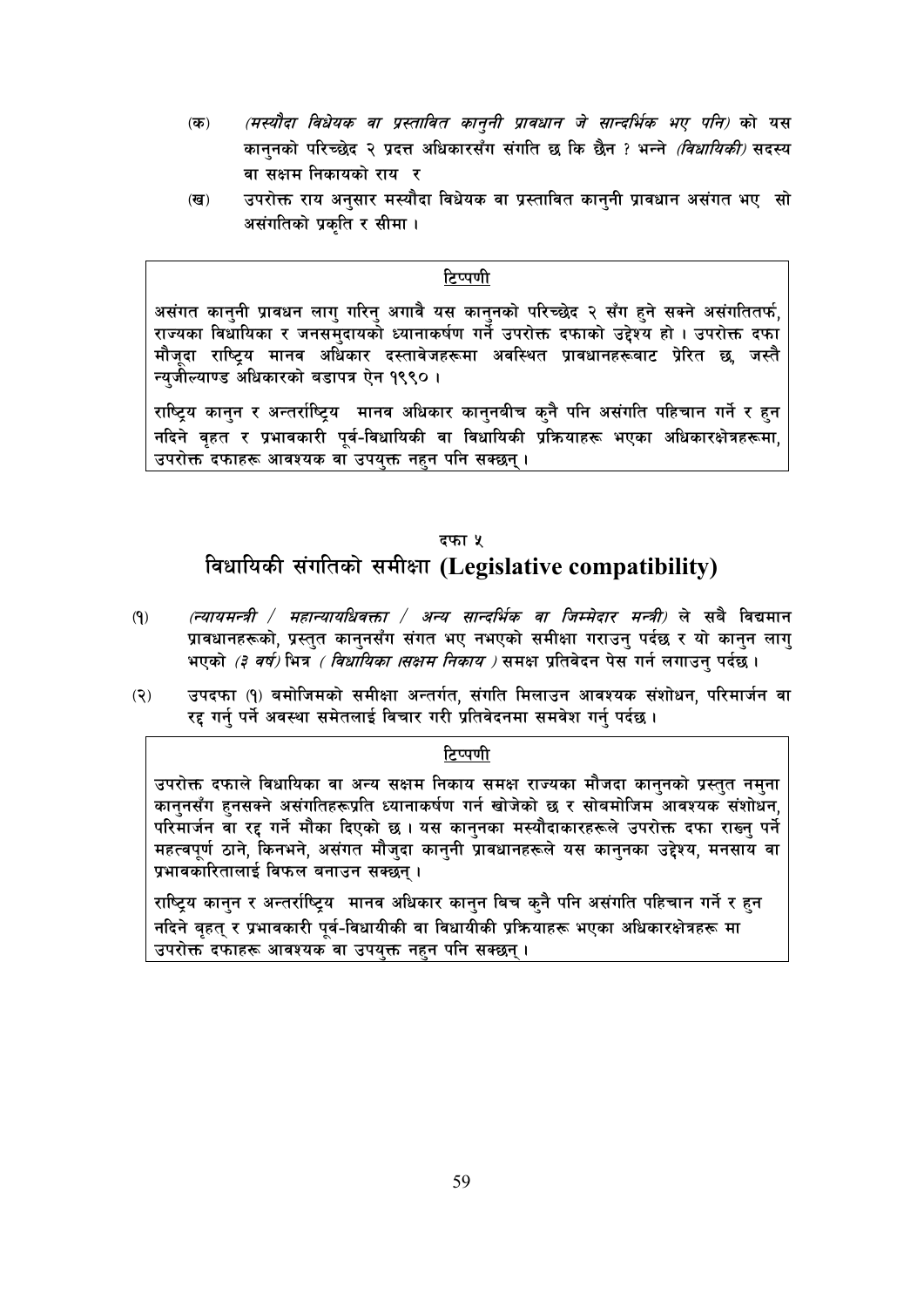(क) *(मस्यौदा विधेयक वा प्रस्तावित कानुनी प्रावधान जे सान्दर्भिक भए पनि)* को यस कानुनको परिच्छेद २ प्रदत्त अधिकारसँग संगति छ कि छैन ? भन्ने *(विधायिकी)* सदस्य वा सक्षम निकायको राय र

(ख) उपरोक्त राय अनुसार मस्यौदा विधेयक वा प्रस्तावित कानुनी प्रावधान असंगत भए सो असंगतिको प्रकृति र सीमा ।

**टिप्पणी**

असंगत कानुनी प्रावधन लागु गरिनु अगावै यस कानुनको परिच्छेद २ सँग हुने सक्ने असंगतितर्फ, राज्यका विधायिका र जनसमुदायको ध्यानाकर्षण गर्ने उपरोक्त दफाको उद्देश्य हो । उपरोक्त दफा मौजूदा राष्ट्रिय मानव अधिकार दस्तावेजहरूमा अवस्थित प्रावधानहरूबाट प्रेरित छ, जस्तै न्युजील्याण्ड अधिकारको बडापत्र ऐन १९९० ।

राष्ट्रिय कानुन र अन्तर्राष्ट्रिय मानव अधिकार कानुनबीच कुनै पनि असंगति पहिचान गर्ने र हुन नदिने वृहत र प्रभावकारी पूर्व-विधायिकी वा विधायिकी प्रक्रियाहरू भएका अधिकारक्षेत्रहरूमा, उपरोक्त दफाहरू आवश्यक वा उपयुक्त नहुन पनि सक्छन् ।

## दफा ५

## विधायिकी संगतिको समीक्षा (Legislative compatibility)

(१) *(न्यायमन्त्री / महान्यायधिवक्ता / अन्य सान्दर्भिक वा जिम्मेदार मन्त्री)* ले सबै विद्यमान प्रावधानहरूको, प्रस्तुत कानुनसँग संगत भए नभएको समीक्षा गराउनु पर्दछ र यो कानुन लागु भएको *(३ वर्ष)* भित्र *( विधायिका /सक्षम निकाय )* समक्ष प्रतिवेदन पेस गर्न लगाउनु पर्दछ ।

(२) उपदफा (१) बमोजिमको समीक्षा अन्तर्गत, संगति मिलाउन आवश्यक संशोधन, परिमार्जन वा रद्द गर्नु पर्ने अवस्था समेतलाई विचार गरी प्रतिवेदनमा समवेश गर्नु पर्दछ ।

**टिप्पणी**

उपरोक्त दफाले विधायिका वा अन्य सक्षम निकाय समक्ष राज्यका मौजदा कानुनको प्रस्तुत नमुना कानुनसँग हुनसक्ने असंगतिहरूप्रति ध्यानाकर्षण गर्न खोजेको छ र सोबमोजिम आवश्यक संशोधन, परिमार्जन वा रद्द गर्ने मौका दिएको छ । यस कानुनका मस्यौदाकारहरूले उपरोक्त दफा राख्नु पर्ने महत्वपूर्ण ठाने, किनभने, असंगत मौजुदा कानुनी प्रावधानहरूले यस कानुनका उद्देश्य, मनसाय वा प्रभावकारितालाई विफल बनाउन सक्छन् ।

राष्ट्रिय कानुन र अन्तर्राष्ट्रिय मानव अधिकार कानुन बिच कुनै पनि असंगति पहिचान गर्ने र हुन नदिने बृहत् र प्रभावकारी पूर्व-विधायीकी वा विधायीकी प्रक्रियाहरू भएका अधिकारक्षेत्रहरू मा उपरोक्त दफाहरू आवश्यक वा उपयुक्त नहुन पनि सक्छन् ।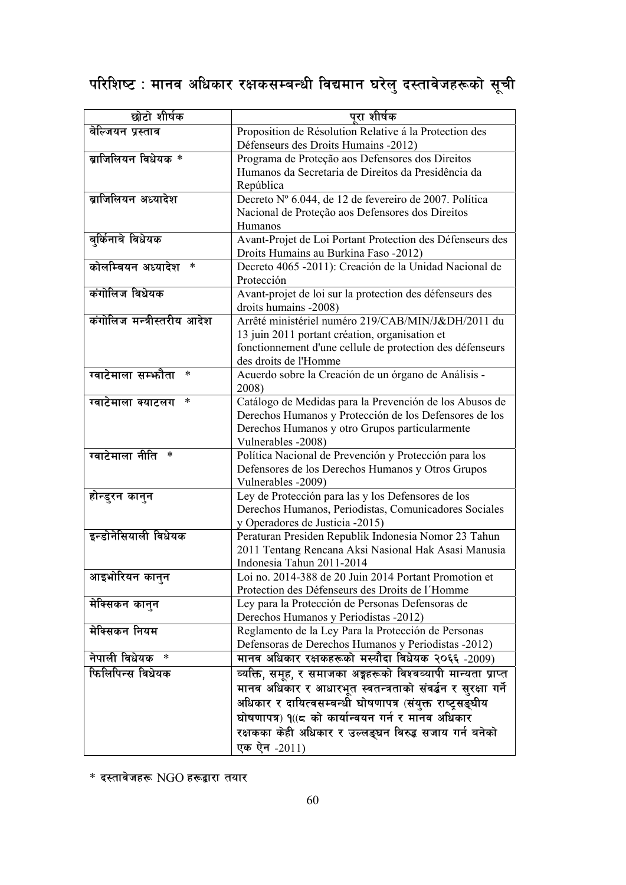# परिशिष्ट : मानव अधिकार रक्षकसम्बन्धी विद्यमान घरेलु दस्तावेजहरूको सूची

| छोटो शीर्षक | पूरा शीर्षक |
|---|---|
| बेल्जियन प्रस्ताव | Proposition de Résolution Relative á la Protection des Défenseurs des Droits Humains -2012) |
| ब्राजिलियन विधेयक * | Programa de Proteção aos Defensores dos Direitos Humanos da Secretaria de Direitos da Presidência da República |
| ब्राजिलियन अध्यादेश | Decreto Nº 6.044, de 12 de fevereiro de 2007. Política Nacional de Proteção aos Defensores dos Direitos Humanos |
| बुर्किनाबे विधेयक | Avant-Projet de Loi Portant Protection des Défenseurs des Droits Humains au Burkina Faso -2012) |
| कोलम्बियन अध्यादेश * | Decreto 4065 -2011): Creación de la Unidad Nacional de Protección |
| कंगोलिज विधेयक | Avant-projet de loi sur la protection des défenseurs des droits humains -2008) |
| कंगोलिज मन्त्रीस्तरीय आदेश | Arrêté ministériel numéro 219/CAB/MIN/J&DH/2011 du 13 juin 2011 portant création, organisation et fonctionnement d'une cellule de protection des défenseurs des droits de l'Homme |
| ग्वाटेमाला सम्झौता * | Acuerdo sobre la Creación de un órgano de Análisis -2008) |
| ग्वाटेमाला क्याटलग * | Catálogo de Medidas para la Prevención de los Abusos de Derechos Humanos y Protección de los Defensores de los Derechos Humanos y otro Grupos particularmente Vulnerables -2008) |
| ग्वाटेमाला नीति * | Política Nacional de Prevención y Protección para los Defensores de los Derechos Humanos y Otros Grupos Vulnerables -2009) |
| होन्डुरन कानुन | Ley de Protección para las y los Defensores de los Derechos Humanos, Periodistas, Comunicadores Sociales y Operadores de Justicia -2015) |
| इन्डोनेसियाली विधेयक | Peraturan Presiden Republik Indonesia Nomor 23 Tahun 2011 Tentang Rencana Aksi Nasional Hak Asasi Manusia Indonesia Tahun 2011-2014 |
| आइभोरियन कानुन | Loi no. 2014-388 de 20 Juin 2014 Portant Promotion et Protection des Défenseurs des Droits de l´Homme |
| मेक्सिकन कानुन | Ley para la Protección de Personas Defensoras de Derechos Humanos y Periodistas -2012) |
| मेक्सिकन नियम | Reglamento de la Ley Para la Protección de Personas Defensoras de Derechos Humanos y Periodistas -2012) |
| नेपाली विधेयक * | मानव अधिकार रक्षकहरूको मस्यौदा विधेयक २०६६ -2009) |
| फिलिपिन्स विधेयक | व्यक्ति, समूह, र समाजका अङ्गहरूको विश्वव्यापी मान्यता प्राप्त मानव अधिकार र आधारभूत स्वतन्त्रताको संवर्द्धन र सुरक्षा गर्ने अधिकार र दायित्वसम्बन्धी घोषणापत्र (संयुक्त राष्ट्रसङ्घीय घोषणापत्र) १((८ को कार्यान्वयन गर्न र मानव अधिकार रक्षकका केही अधिकार र उल्लङ्घन विरुद्ध सजाय गर्न बनेको एक ऐन -2011) |

\* दस्तावेजहरू NGO हरूद्वारा तयार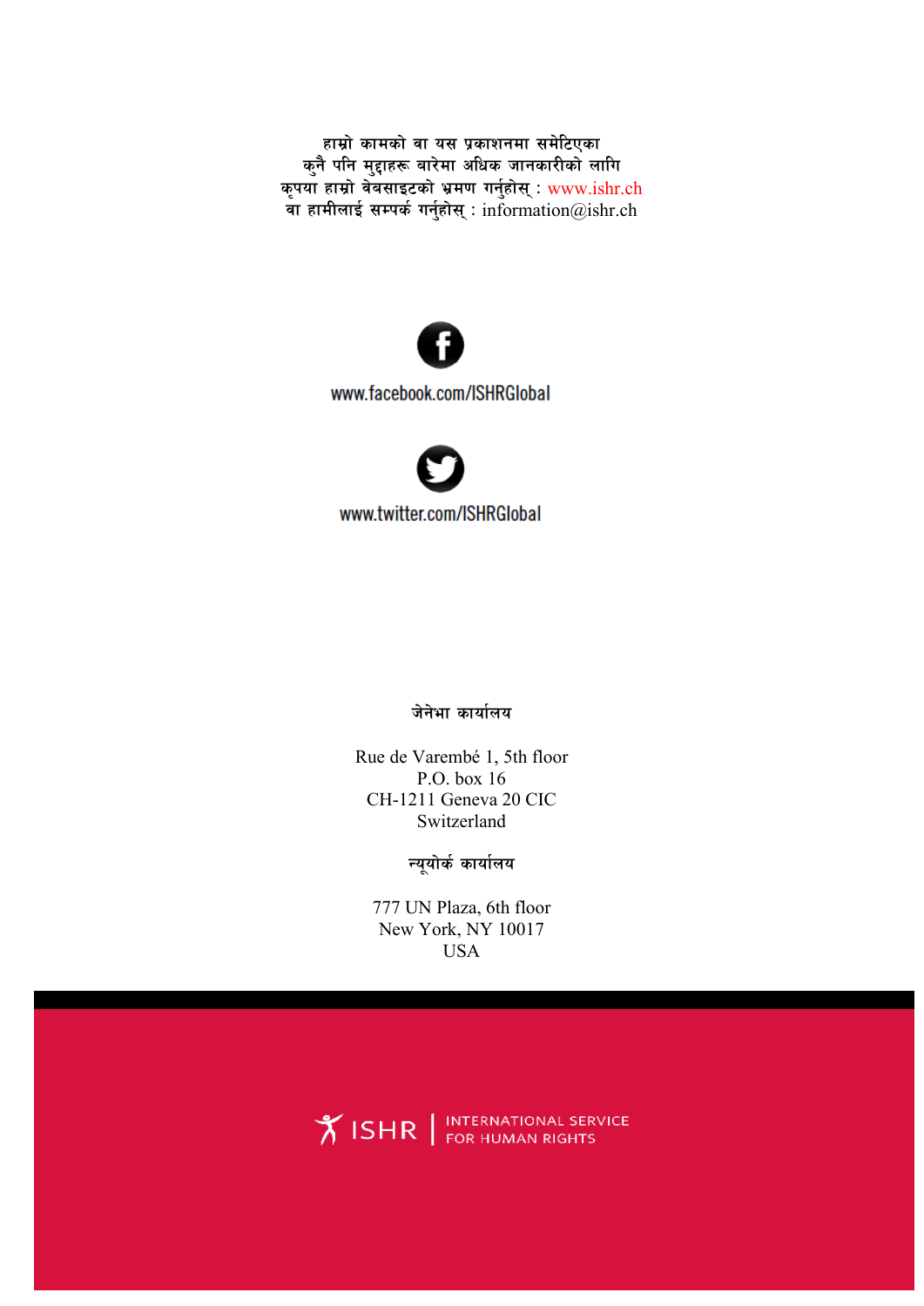हाम्रो कामको वा यस प्रकाशनमा समेटिएका
कुनै पनि मुद्दाहरू बारेमा अधिक जानकारीको लागि
कृपया हाम्रो वेबसाइटको भ्रमण गर्नुहोस् : www.ishr.ch
वा हामीलाई सम्पर्क गर्नुहोस् : information@ishr.ch

www.facebook.com/ISHRGlobal

www.twitter.com/ISHRGlobal

**जेनेभा कार्यालय**

Rue de Varembé 1, 5th floor
P.O. box 16
CH-1211 Geneva 20 CIC
Switzerland

**न्यूयोर्क कार्यालय**

777 UN Plaza, 6th floor
New York, NY 10017
USA

ISHR | INTERNATIONAL SERVICE FOR HUMAN RIGHTS